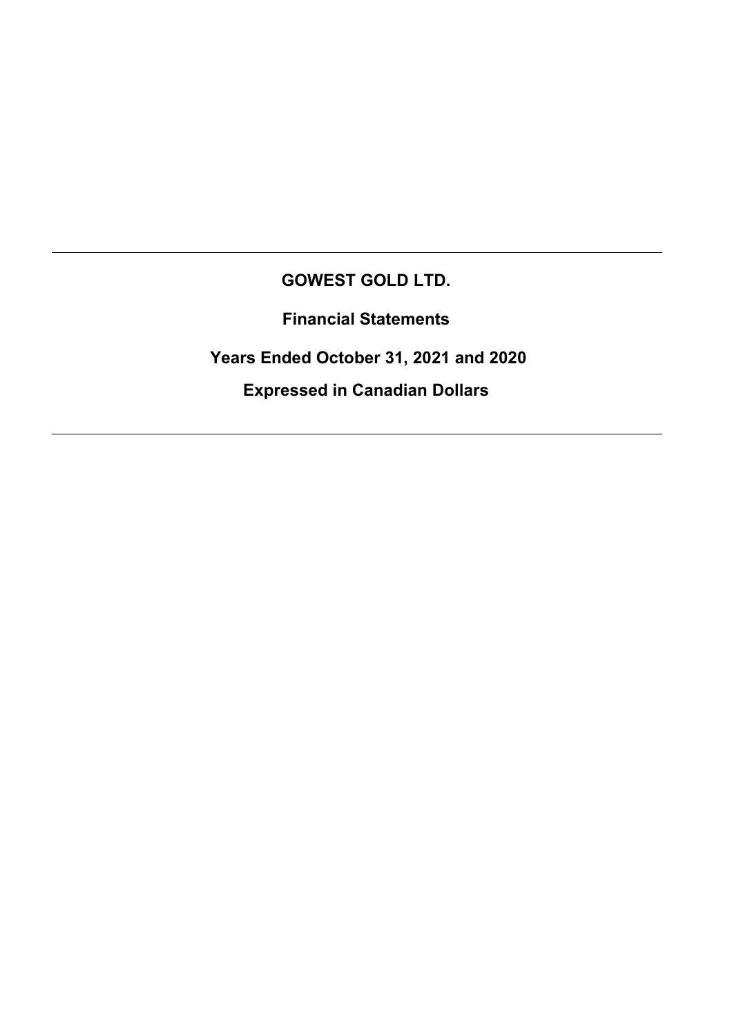---

**GOWEST GOLD LTD.**

**Financial Statements**

**Years Ended October 31, 2021 and 2020**

**Expressed in Canadian Dollars**

---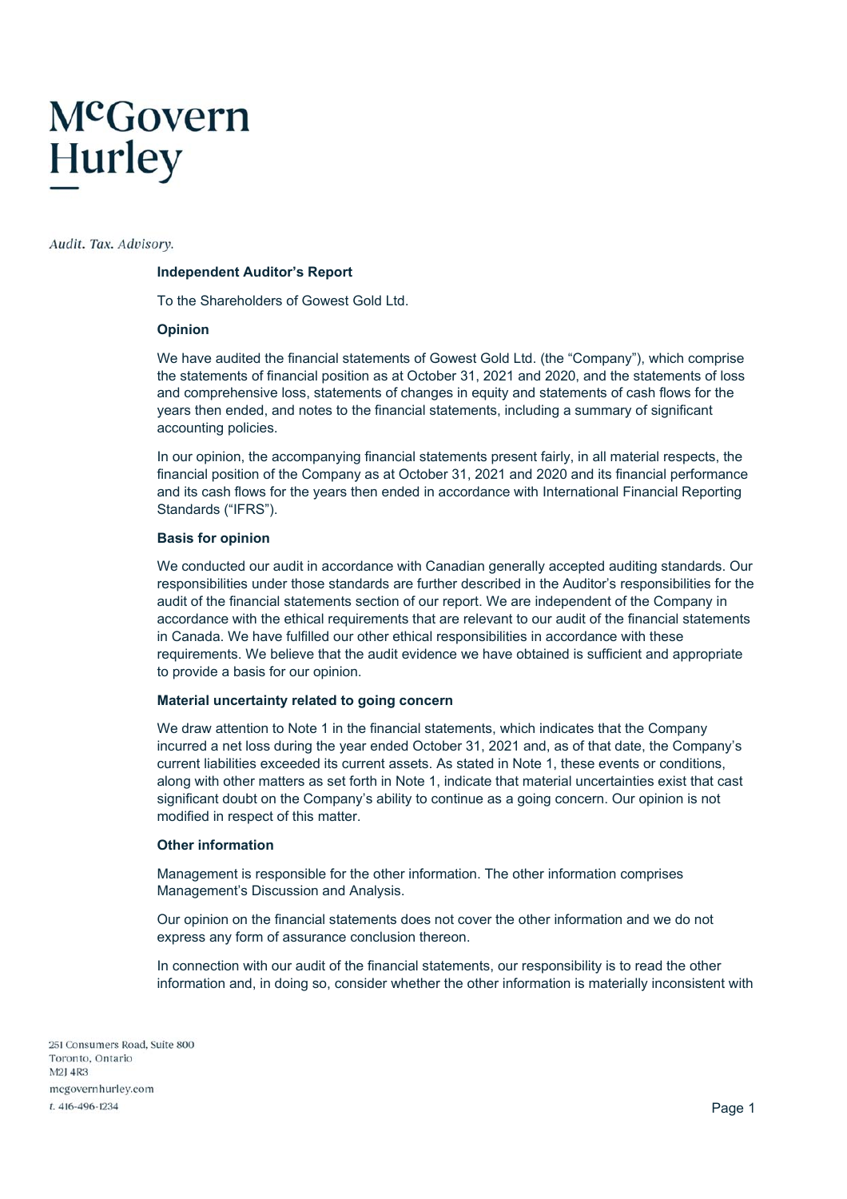McGovern Hurley

*Audit. Tax. Advisory.*

## Independent Auditor's Report

To the Shareholders of Gowest Gold Ltd.

### Opinion

We have audited the financial statements of Gowest Gold Ltd. (the "Company"), which comprise the statements of financial position as at October 31, 2021 and 2020, and the statements of loss and comprehensive loss, statements of changes in equity and statements of cash flows for the years then ended, and notes to the financial statements, including a summary of significant accounting policies.

In our opinion, the accompanying financial statements present fairly, in all material respects, the financial position of the Company as at October 31, 2021 and 2020 and its financial performance and its cash flows for the years then ended in accordance with International Financial Reporting Standards ("IFRS").

### Basis for opinion

We conducted our audit in accordance with Canadian generally accepted auditing standards. Our responsibilities under those standards are further described in the Auditor's responsibilities for the audit of the financial statements section of our report. We are independent of the Company in accordance with the ethical requirements that are relevant to our audit of the financial statements in Canada. We have fulfilled our other ethical responsibilities in accordance with these requirements. We believe that the audit evidence we have obtained is sufficient and appropriate to provide a basis for our opinion.

### Material uncertainty related to going concern

We draw attention to Note 1 in the financial statements, which indicates that the Company incurred a net loss during the year ended October 31, 2021 and, as of that date, the Company's current liabilities exceeded its current assets. As stated in Note 1, these events or conditions, along with other matters as set forth in Note 1, indicate that material uncertainties exist that cast significant doubt on the Company's ability to continue as a going concern. Our opinion is not modified in respect of this matter.

### Other information

Management is responsible for the other information. The other information comprises Management's Discussion and Analysis.

Our opinion on the financial statements does not cover the other information and we do not express any form of assurance conclusion thereon.

In connection with our audit of the financial statements, our responsibility is to read the other information and, in doing so, consider whether the other information is materially inconsistent with

251 Consumers Road, Suite 800
Toronto, Ontario
M2J 4R3
mcgovernhurley.com
t. 416-496-1234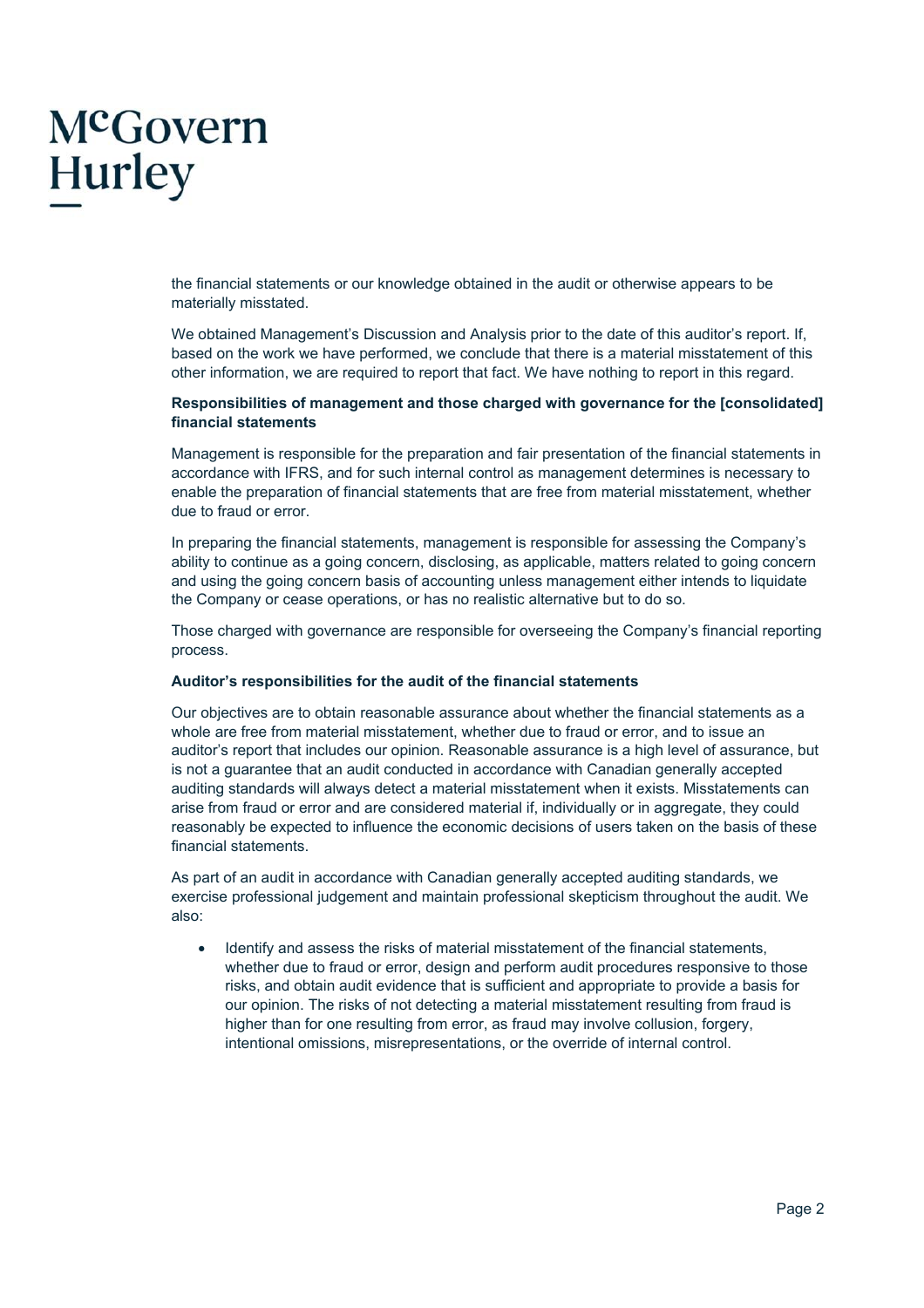the financial statements or our knowledge obtained in the audit or otherwise appears to be materially misstated.

We obtained Management's Discussion and Analysis prior to the date of this auditor's report. If, based on the work we have performed, we conclude that there is a material misstatement of this other information, we are required to report that fact. We have nothing to report in this regard.

**Responsibilities of management and those charged with governance for the [consolidated] financial statements**

Management is responsible for the preparation and fair presentation of the financial statements in accordance with IFRS, and for such internal control as management determines is necessary to enable the preparation of financial statements that are free from material misstatement, whether due to fraud or error.

In preparing the financial statements, management is responsible for assessing the Company's ability to continue as a going concern, disclosing, as applicable, matters related to going concern and using the going concern basis of accounting unless management either intends to liquidate the Company or cease operations, or has no realistic alternative but to do so.

Those charged with governance are responsible for overseeing the Company's financial reporting process.

**Auditor's responsibilities for the audit of the financial statements**

Our objectives are to obtain reasonable assurance about whether the financial statements as a whole are free from material misstatement, whether due to fraud or error, and to issue an auditor's report that includes our opinion. Reasonable assurance is a high level of assurance, but is not a guarantee that an audit conducted in accordance with Canadian generally accepted auditing standards will always detect a material misstatement when it exists. Misstatements can arise from fraud or error and are considered material if, individually or in aggregate, they could reasonably be expected to influence the economic decisions of users taken on the basis of these financial statements.

As part of an audit in accordance with Canadian generally accepted auditing standards, we exercise professional judgement and maintain professional skepticism throughout the audit. We also:

- Identify and assess the risks of material misstatement of the financial statements, whether due to fraud or error, design and perform audit procedures responsive to those risks, and obtain audit evidence that is sufficient and appropriate to provide a basis for our opinion. The risks of not detecting a material misstatement resulting from fraud is higher than for one resulting from error, as fraud may involve collusion, forgery, intentional omissions, misrepresentations, or the override of internal control.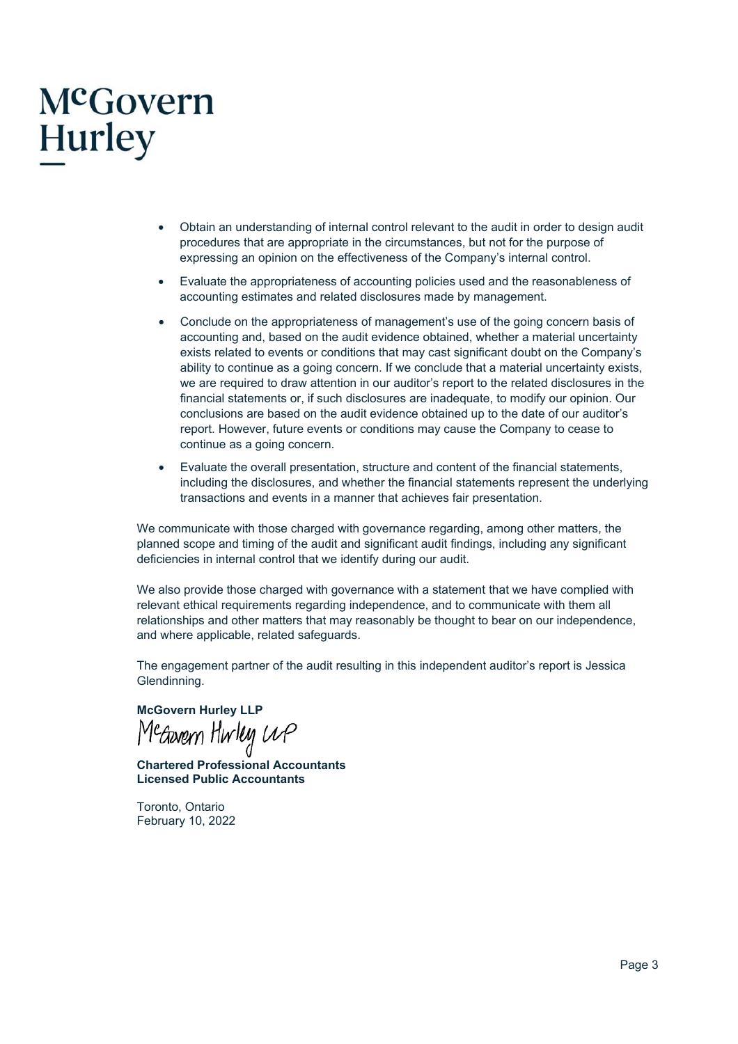- Obtain an understanding of internal control relevant to the audit in order to design audit procedures that are appropriate in the circumstances, but not for the purpose of expressing an opinion on the effectiveness of the Company's internal control.
- Evaluate the appropriateness of accounting policies used and the reasonableness of accounting estimates and related disclosures made by management.
- Conclude on the appropriateness of management's use of the going concern basis of accounting and, based on the audit evidence obtained, whether a material uncertainty exists related to events or conditions that may cast significant doubt on the Company's ability to continue as a going concern. If we conclude that a material uncertainty exists, we are required to draw attention in our auditor's report to the related disclosures in the financial statements or, if such disclosures are inadequate, to modify our opinion. Our conclusions are based on the audit evidence obtained up to the date of our auditor's report. However, future events or conditions may cause the Company to cease to continue as a going concern.
- Evaluate the overall presentation, structure and content of the financial statements, including the disclosures, and whether the financial statements represent the underlying transactions and events in a manner that achieves fair presentation.

We communicate with those charged with governance regarding, among other matters, the planned scope and timing of the audit and significant audit findings, including any significant deficiencies in internal control that we identify during our audit.

We also provide those charged with governance with a statement that we have complied with relevant ethical requirements regarding independence, and to communicate with them all relationships and other matters that may reasonably be thought to bear on our independence, and where applicable, related safeguards.

The engagement partner of the audit resulting in this independent auditor's report is Jessica Glendinning.

**McGovern Hurley LLP**

McGovern Hurley LLP

**Chartered Professional Accountants**
**Licensed Public Accountants**

Toronto, Ontario
February 10, 2022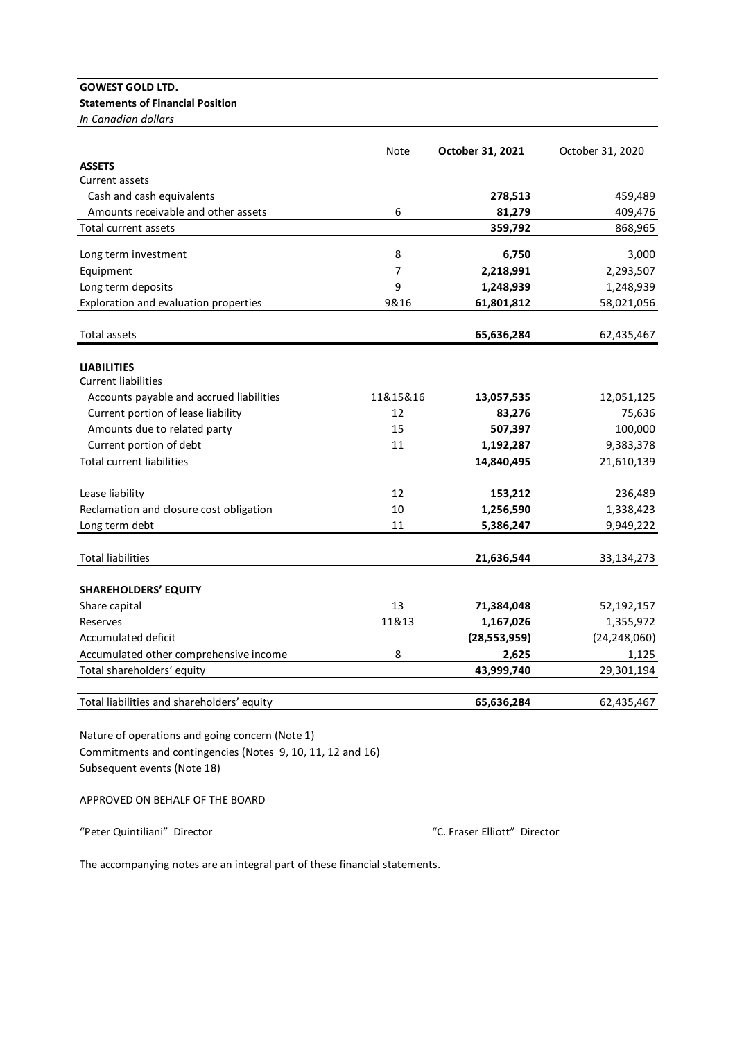**GOWEST GOLD LTD.**
**Statements of Financial Position**
*In Canadian dollars*

| | Note | **October 31, 2021** | October 31, 2020 |
|---|---|---|---|
| **ASSETS** | | | |
| Current assets | | | |
| Cash and cash equivalents | | **278,513** | 459,489 |
| Amounts receivable and other assets | 6 | **81,279** | 409,476 |
| Total current assets | | **359,792** | 868,965 |
| Long term investment | 8 | **6,750** | 3,000 |
| Equipment | 7 | **2,218,991** | 2,293,507 |
| Long term deposits | 9 | **1,248,939** | 1,248,939 |
| Exploration and evaluation properties | 9&16 | **61,801,812** | 58,021,056 |
| Total assets | | **65,636,284** | 62,435,467 |
| **LIABILITIES** | | | |
| Current liabilities | | | |
| Accounts payable and accrued liabilities | 11&15&16 | **13,057,535** | 12,051,125 |
| Current portion of lease liability | 12 | **83,276** | 75,636 |
| Amounts due to related party | 15 | **507,397** | 100,000 |
| Current portion of debt | 11 | **1,192,287** | 9,383,378 |
| Total current liabilities | | **14,840,495** | 21,610,139 |
| Lease liability | 12 | **153,212** | 236,489 |
| Reclamation and closure cost obligation | 10 | **1,256,590** | 1,338,423 |
| Long term debt | 11 | **5,386,247** | 9,949,222 |
| Total liabilities | | **21,636,544** | 33,134,273 |
| **SHAREHOLDERS' EQUITY** | | | |
| Share capital | 13 | **71,384,048** | 52,192,157 |
| Reserves | 11&13 | **1,167,026** | 1,355,972 |
| Accumulated deficit | | **(28,553,959)** | (24,248,060) |
| Accumulated other comprehensive income | 8 | **2,625** | 1,125 |
| Total shareholders' equity | | **43,999,740** | 29,301,194 |
| Total liabilities and shareholders' equity | | **65,636,284** | 62,435,467 |

Nature of operations and going concern (Note 1)
Commitments and contingencies (Notes 9, 10, 11, 12 and 16)
Subsequent events (Note 18)

APPROVED ON BEHALF OF THE BOARD

"Peter Quintiliani" Director

"C. Fraser Elliott" Director

The accompanying notes are an integral part of these financial statements.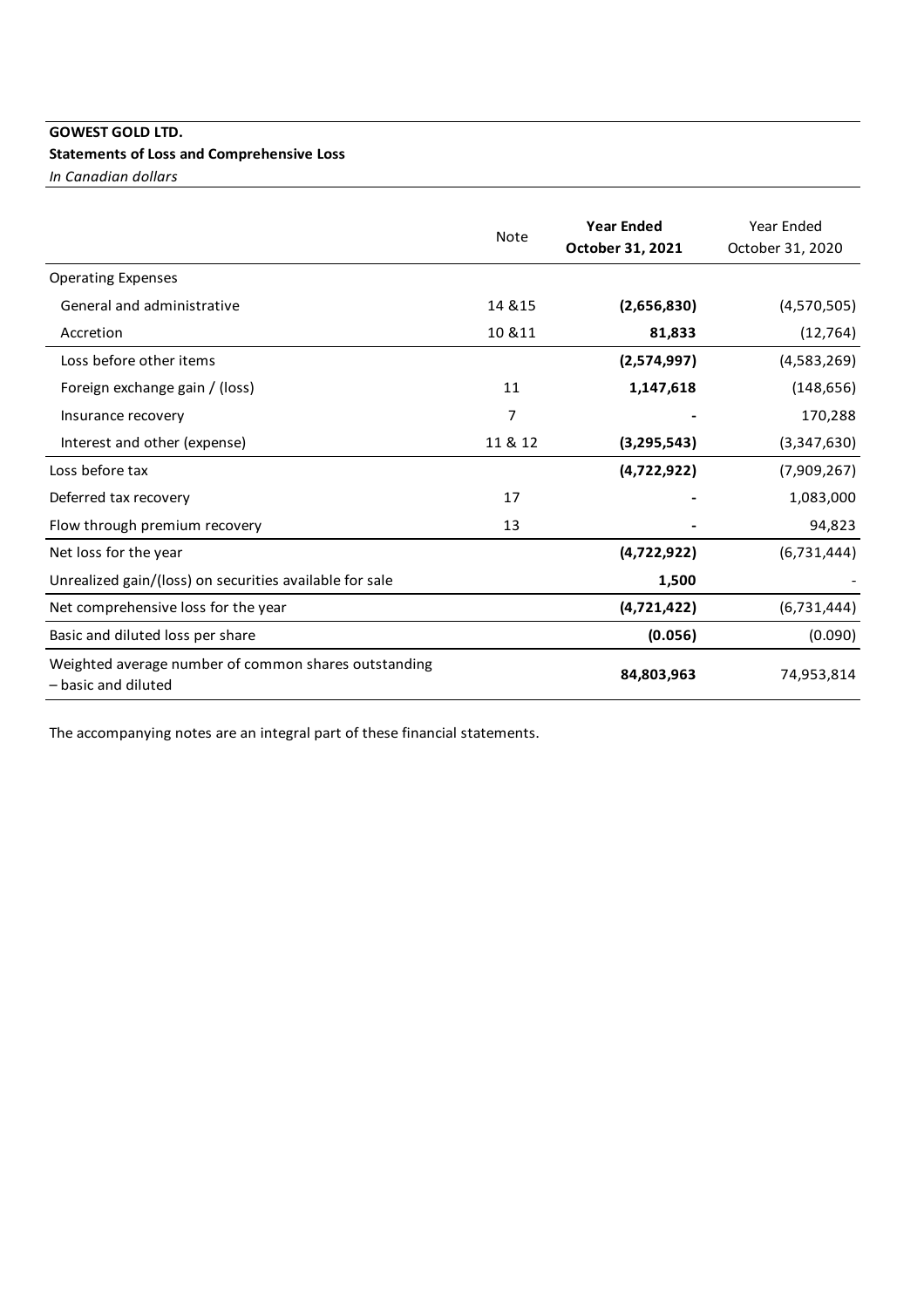**GOWEST GOLD LTD.**

**Statements of Loss and Comprehensive Loss**

*In Canadian dollars*

| | Note | **Year Ended October 31, 2021** | Year Ended October 31, 2020 |
|---|---|---|---|
| Operating Expenses | | | |
| General and administrative | 14 &15 | **(2,656,830)** | (4,570,505) |
| Accretion | 10 &11 | **81,833** | (12,764) |
| Loss before other items | | **(2,574,997)** | (4,583,269) |
| Foreign exchange gain / (loss) | 11 | **1,147,618** | (148,656) |
| Insurance recovery | 7 | **-** | 170,288 |
| Interest and other (expense) | 11 & 12 | **(3,295,543)** | (3,347,630) |
| Loss before tax | | **(4,722,922)** | (7,909,267) |
| Deferred tax recovery | 17 | **-** | 1,083,000 |
| Flow through premium recovery | 13 | **-** | 94,823 |
| Net loss for the year | | **(4,722,922)** | (6,731,444) |
| Unrealized gain/(loss) on securities available for sale | | **1,500** | - |
| Net comprehensive loss for the year | | **(4,721,422)** | (6,731,444) |
| Basic and diluted loss per share | | **(0.056)** | (0.090) |
| Weighted average number of common shares outstanding – basic and diluted | | **84,803,963** | 74,953,814 |

The accompanying notes are an integral part of these financial statements.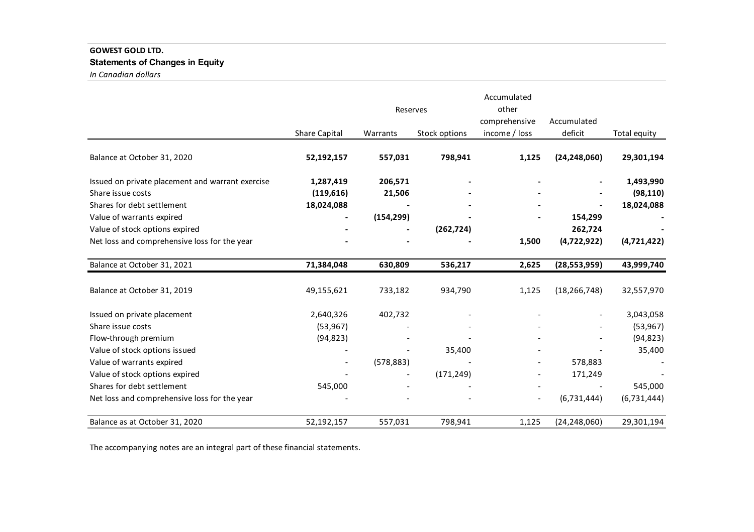**GOWEST GOLD LTD.**
**Statements of Changes in Equity**
*In Canadian dollars*

| | Share Capital | Reserves | | Accumulated other comprehensive income / loss | Accumulated deficit | Total equity |
|---|---|---|---|---|---|---|
| | | Warrants | Stock options | | | |
| **Balance at October 31, 2020** | **52,192,157** | **557,031** | **798,941** | **1,125** | **(24,248,060)** | **29,301,194** |
| Issued on private placement and warrant exercise | **1,287,419** | **206,571** | **-** | **-** | **-** | **1,493,990** |
| Share issue costs | **(119,616)** | **21,506** | **-** | **-** | **-** | **(98,110)** |
| Shares for debt settlement | **18,024,088** | **-** | **-** | **-** | **-** | **18,024,088** |
| Value of warrants expired | **-** | **(154,299)** | **-** | **-** | **154,299** | **-** |
| Value of stock options expired | **-** | **-** | **(262,724)** | | **262,724** | **-** |
| Net loss and comprehensive loss for the year | **-** | **-** | **-** | **1,500** | **(4,722,922)** | **(4,721,422)** |
| **Balance at October 31, 2021** | **71,384,048** | **630,809** | **536,217** | **2,625** | **(28,553,959)** | **43,999,740** |
| Balance at October 31, 2019 | 49,155,621 | 733,182 | 934,790 | 1,125 | (18,266,748) | 32,557,970 |
| Issued on private placement | 2,640,326 | 402,732 | - | - | - | 3,043,058 |
| Share issue costs | (53,967) | - | - | - | - | (53,967) |
| Flow-through premium | (94,823) | - | - | - | - | (94,823) |
| Value of stock options issued | - | - | 35,400 | - | - | 35,400 |
| Value of warrants expired | - | (578,883) | - | - | 578,883 | - |
| Value of stock options expired | - | - | (171,249) | - | 171,249 | - |
| Shares for debt settlement | 545,000 | - | - | - | - | 545,000 |
| Net loss and comprehensive loss for the year | - | - | - | - | (6,731,444) | (6,731,444) |
| Balance as at October 31, 2020 | 52,192,157 | 557,031 | 798,941 | 1,125 | (24,248,060) | 29,301,194 |

The accompanying notes are an integral part of these financial statements.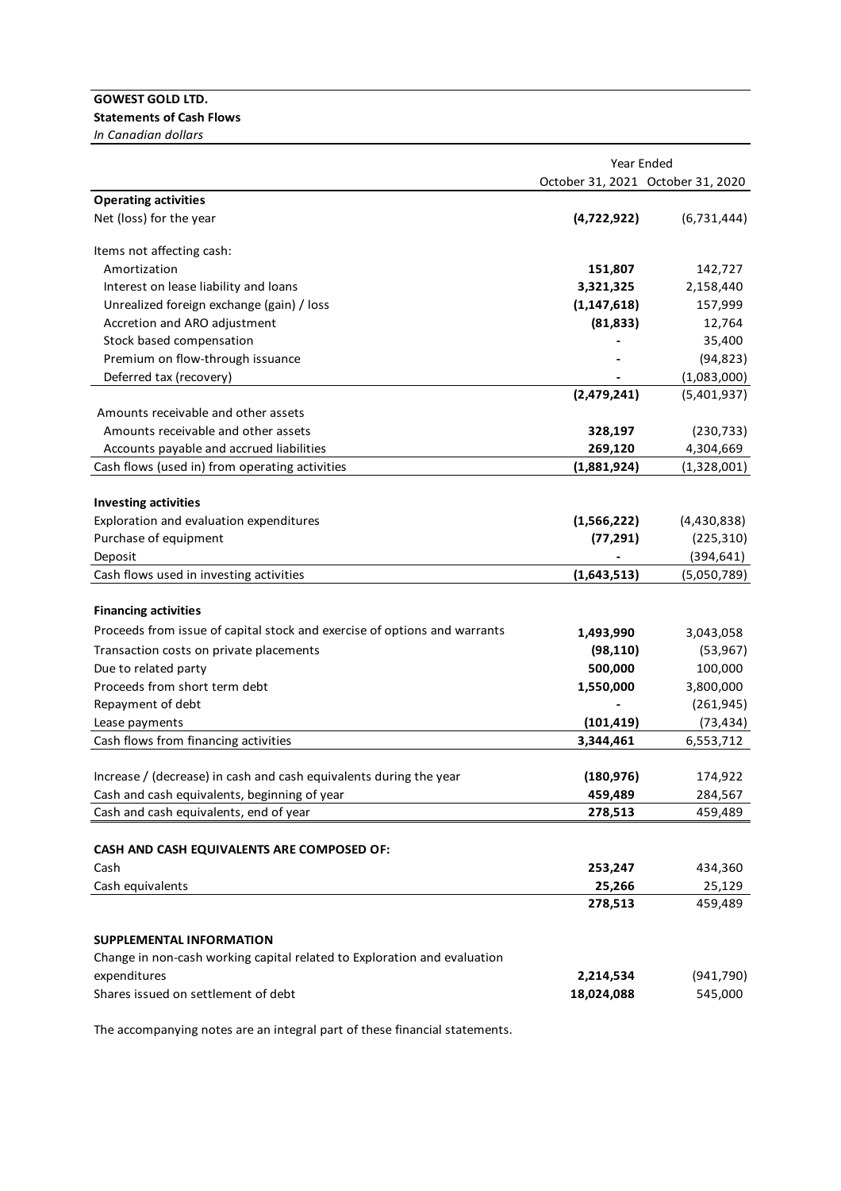**GOWEST GOLD LTD.**
**Statements of Cash Flows**
*In Canadian dollars*

| | Year Ended October 31, 2021 | Year Ended October 31, 2020 |
|---|---|---|
| **Operating activities** | | |
| Net (loss) for the year | **(4,722,922)** | (6,731,444) |
| | | |
| Items not affecting cash: | | |
| Amortization | **151,807** | 142,727 |
| Interest on lease liability and loans | **3,321,325** | 2,158,440 |
| Unrealized foreign exchange (gain) / loss | **(1,147,618)** | 157,999 |
| Accretion and ARO adjustment | **(81,833)** | 12,764 |
| Stock based compensation | **-** | 35,400 |
| Premium on flow-through issuance | **-** | (94,823) |
| Deferred tax (recovery) | **-** | (1,083,000) |
| | **(2,479,241)** | (5,401,937) |
| Amounts receivable and other assets | | |
| Amounts receivable and other assets | **328,197** | (230,733) |
| Accounts payable and accrued liabilities | **269,120** | 4,304,669 |
| Cash flows (used in) from operating activities | **(1,881,924)** | (1,328,001) |
| | | |
| **Investing activities** | | |
| Exploration and evaluation expenditures | **(1,566,222)** | (4,430,838) |
| Purchase of equipment | **(77,291)** | (225,310) |
| Deposit | **-** | (394,641) |
| Cash flows used in investing activities | **(1,643,513)** | (5,050,789) |
| | | |
| **Financing activities** | | |
| Proceeds from issue of capital stock and exercise of options and warrants | **1,493,990** | 3,043,058 |
| Transaction costs on private placements | **(98,110)** | (53,967) |
| Due to related party | **500,000** | 100,000 |
| Proceeds from short term debt | **1,550,000** | 3,800,000 |
| Repayment of debt | **-** | (261,945) |
| Lease payments | **(101,419)** | (73,434) |
| Cash flows from financing activities | **3,344,461** | 6,553,712 |
| | | |
| Increase / (decrease) in cash and cash equivalents during the year | **(180,976)** | 174,922 |
| Cash and cash equivalents, beginning of year | **459,489** | 284,567 |
| Cash and cash equivalents, end of year | **278,513** | 459,489 |
| | | |
| **CASH AND CASH EQUIVALENTS ARE COMPOSED OF:** | | |
| Cash | **253,247** | 434,360 |
| Cash equivalents | **25,266** | 25,129 |
| | **278,513** | 459,489 |
| | | |
| **SUPPLEMENTAL INFORMATION** | | |
| Change in non-cash working capital related to Exploration and evaluation expenditures | **2,214,534** | (941,790) |
| Shares issued on settlement of debt | **18,024,088** | 545,000 |

The accompanying notes are an integral part of these financial statements.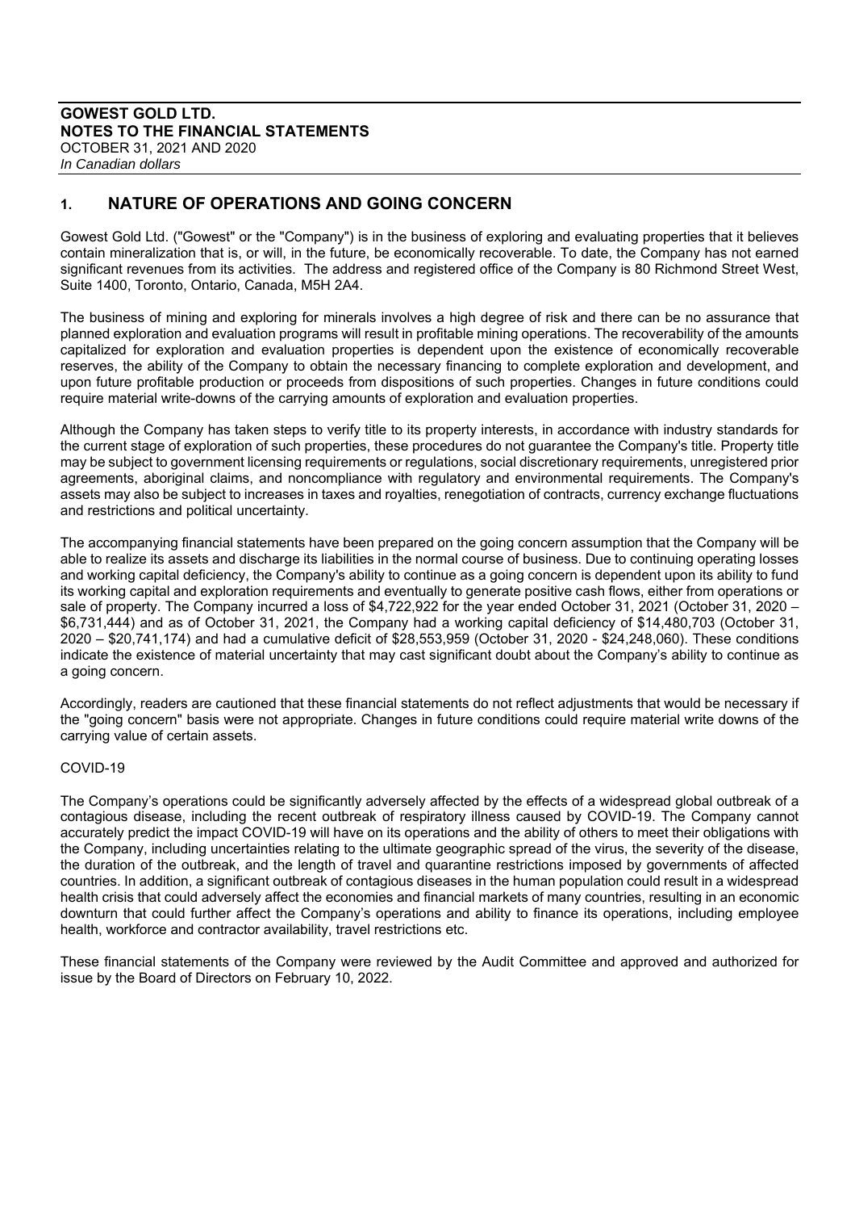**GOWEST GOLD LTD.**
**NOTES TO THE FINANCIAL STATEMENTS**
OCTOBER 31, 2021 AND 2020
*In Canadian dollars*

## 1. NATURE OF OPERATIONS AND GOING CONCERN

Gowest Gold Ltd. ("Gowest" or the "Company") is in the business of exploring and evaluating properties that it believes contain mineralization that is, or will, in the future, be economically recoverable. To date, the Company has not earned significant revenues from its activities. The address and registered office of the Company is 80 Richmond Street West, Suite 1400, Toronto, Ontario, Canada, M5H 2A4.

The business of mining and exploring for minerals involves a high degree of risk and there can be no assurance that planned exploration and evaluation programs will result in profitable mining operations. The recoverability of the amounts capitalized for exploration and evaluation properties is dependent upon the existence of economically recoverable reserves, the ability of the Company to obtain the necessary financing to complete exploration and development, and upon future profitable production or proceeds from dispositions of such properties. Changes in future conditions could require material write-downs of the carrying amounts of exploration and evaluation properties.

Although the Company has taken steps to verify title to its property interests, in accordance with industry standards for the current stage of exploration of such properties, these procedures do not guarantee the Company's title. Property title may be subject to government licensing requirements or regulations, social discretionary requirements, unregistered prior agreements, aboriginal claims, and noncompliance with regulatory and environmental requirements. The Company's assets may also be subject to increases in taxes and royalties, renegotiation of contracts, currency exchange fluctuations and restrictions and political uncertainty.

The accompanying financial statements have been prepared on the going concern assumption that the Company will be able to realize its assets and discharge its liabilities in the normal course of business. Due to continuing operating losses and working capital deficiency, the Company's ability to continue as a going concern is dependent upon its ability to fund its working capital and exploration requirements and eventually to generate positive cash flows, either from operations or sale of property. The Company incurred a loss of $4,722,922 for the year ended October 31, 2021 (October 31, 2020 – $6,731,444) and as of October 31, 2021, the Company had a working capital deficiency of $14,480,703 (October 31, 2020 – $20,741,174) and had a cumulative deficit of $28,553,959 (October 31, 2020 - $24,248,060). These conditions indicate the existence of material uncertainty that may cast significant doubt about the Company's ability to continue as a going concern.

Accordingly, readers are cautioned that these financial statements do not reflect adjustments that would be necessary if the "going concern" basis were not appropriate. Changes in future conditions could require material write downs of the carrying value of certain assets.

COVID-19

The Company's operations could be significantly adversely affected by the effects of a widespread global outbreak of a contagious disease, including the recent outbreak of respiratory illness caused by COVID-19. The Company cannot accurately predict the impact COVID-19 will have on its operations and the ability of others to meet their obligations with the Company, including uncertainties relating to the ultimate geographic spread of the virus, the severity of the disease, the duration of the outbreak, and the length of travel and quarantine restrictions imposed by governments of affected countries. In addition, a significant outbreak of contagious diseases in the human population could result in a widespread health crisis that could adversely affect the economies and financial markets of many countries, resulting in an economic downturn that could further affect the Company's operations and ability to finance its operations, including employee health, workforce and contractor availability, travel restrictions etc.

These financial statements of the Company were reviewed by the Audit Committee and approved and authorized for issue by the Board of Directors on February 10, 2022.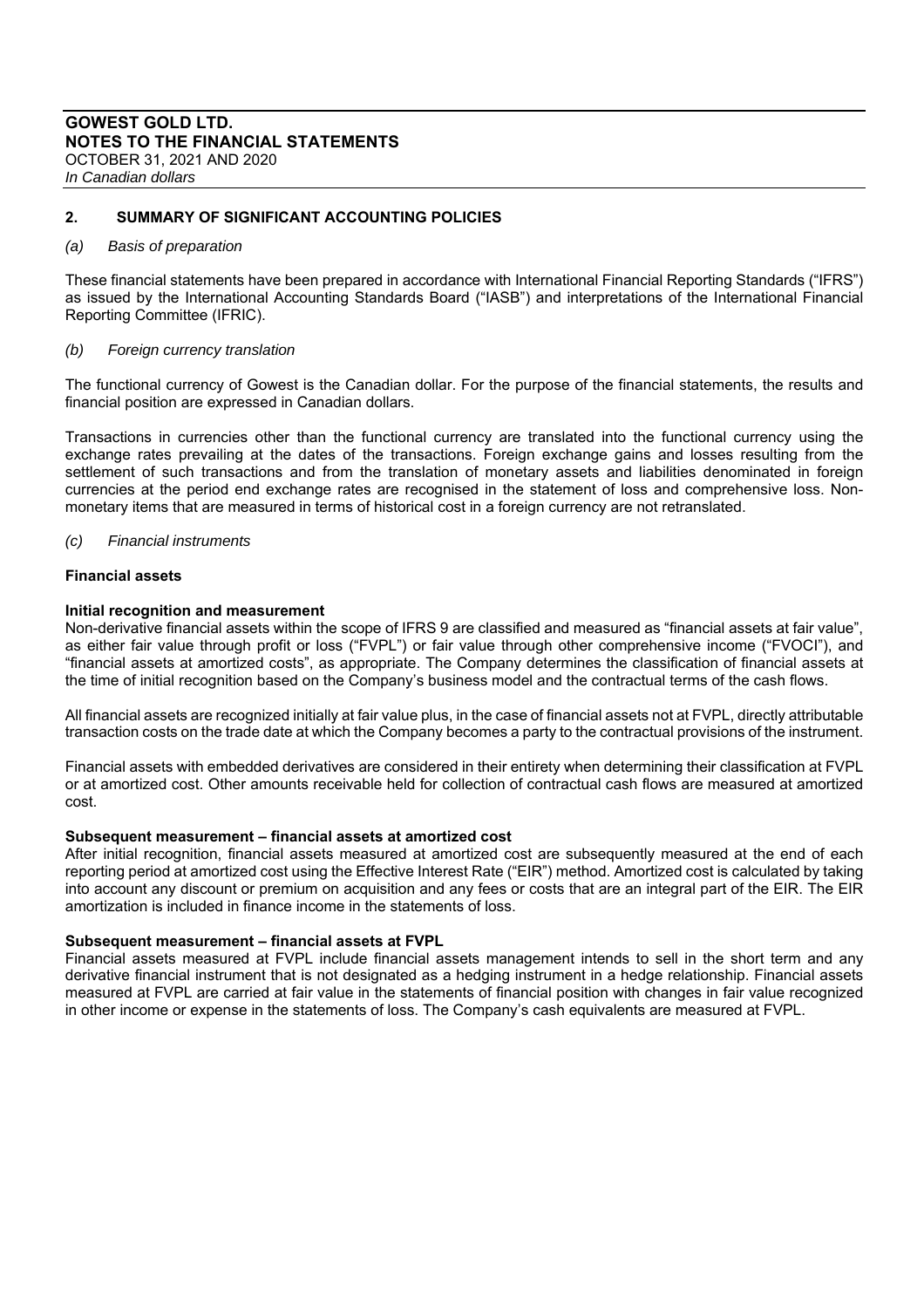## 2. SUMMARY OF SIGNIFICANT ACCOUNTING POLICIES

### *(a) Basis of preparation*

These financial statements have been prepared in accordance with International Financial Reporting Standards ("IFRS") as issued by the International Accounting Standards Board ("IASB") and interpretations of the International Financial Reporting Committee (IFRIC).

### *(b) Foreign currency translation*

The functional currency of Gowest is the Canadian dollar. For the purpose of the financial statements, the results and financial position are expressed in Canadian dollars.

Transactions in currencies other than the functional currency are translated into the functional currency using the exchange rates prevailing at the dates of the transactions. Foreign exchange gains and losses resulting from the settlement of such transactions and from the translation of monetary assets and liabilities denominated in foreign currencies at the period end exchange rates are recognised in the statement of loss and comprehensive loss. Non-monetary items that are measured in terms of historical cost in a foreign currency are not retranslated.

### *(c) Financial instruments*

**Financial assets**

**Initial recognition and measurement**

Non-derivative financial assets within the scope of IFRS 9 are classified and measured as "financial assets at fair value", as either fair value through profit or loss ("FVPL") or fair value through other comprehensive income ("FVOCI"), and "financial assets at amortized costs", as appropriate. The Company determines the classification of financial assets at the time of initial recognition based on the Company's business model and the contractual terms of the cash flows.

All financial assets are recognized initially at fair value plus, in the case of financial assets not at FVPL, directly attributable transaction costs on the trade date at which the Company becomes a party to the contractual provisions of the instrument.

Financial assets with embedded derivatives are considered in their entirety when determining their classification at FVPL or at amortized cost. Other amounts receivable held for collection of contractual cash flows are measured at amortized cost.

**Subsequent measurement – financial assets at amortized cost**

After initial recognition, financial assets measured at amortized cost are subsequently measured at the end of each reporting period at amortized cost using the Effective Interest Rate ("EIR") method. Amortized cost is calculated by taking into account any discount or premium on acquisition and any fees or costs that are an integral part of the EIR. The EIR amortization is included in finance income in the statements of loss.

**Subsequent measurement – financial assets at FVPL**

Financial assets measured at FVPL include financial assets management intends to sell in the short term and any derivative financial instrument that is not designated as a hedging instrument in a hedge relationship. Financial assets measured at FVPL are carried at fair value in the statements of financial position with changes in fair value recognized in other income or expense in the statements of loss. The Company's cash equivalents are measured at FVPL.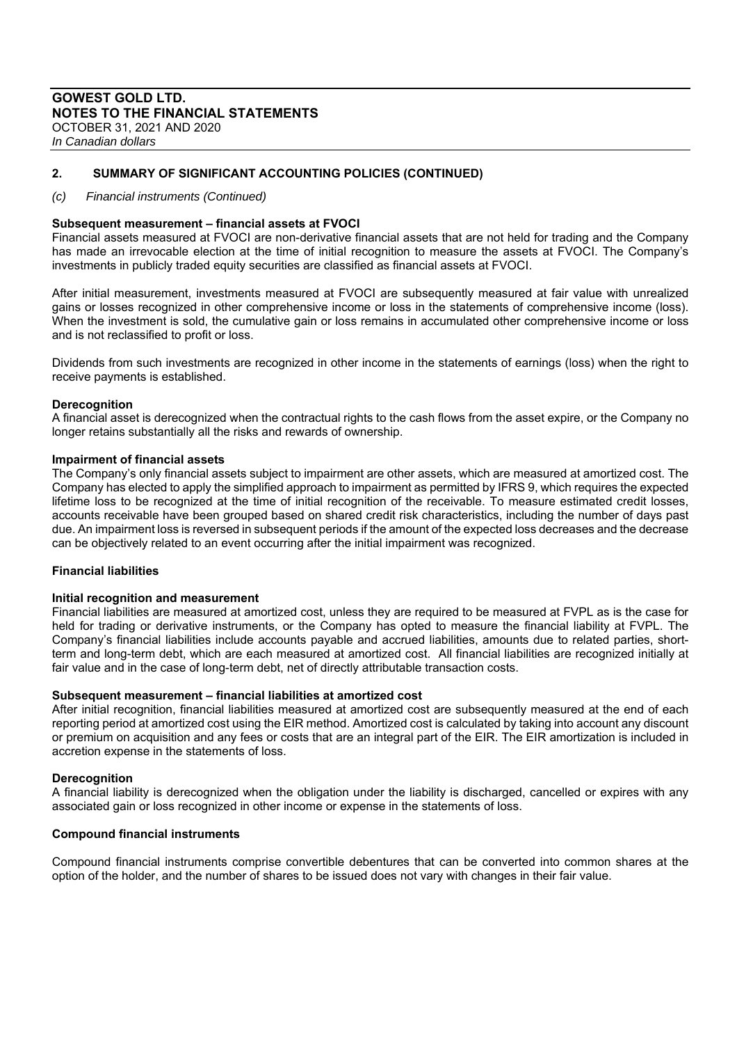## 2. SUMMARY OF SIGNIFICANT ACCOUNTING POLICIES (CONTINUED)

*(c) Financial instruments (Continued)*

**Subsequent measurement – financial assets at FVOCI**

Financial assets measured at FVOCI are non-derivative financial assets that are not held for trading and the Company has made an irrevocable election at the time of initial recognition to measure the assets at FVOCI. The Company's investments in publicly traded equity securities are classified as financial assets at FVOCI.

After initial measurement, investments measured at FVOCI are subsequently measured at fair value with unrealized gains or losses recognized in other comprehensive income or loss in the statements of comprehensive income (loss). When the investment is sold, the cumulative gain or loss remains in accumulated other comprehensive income or loss and is not reclassified to profit or loss.

Dividends from such investments are recognized in other income in the statements of earnings (loss) when the right to receive payments is established.

**Derecognition**

A financial asset is derecognized when the contractual rights to the cash flows from the asset expire, or the Company no longer retains substantially all the risks and rewards of ownership.

**Impairment of financial assets**

The Company's only financial assets subject to impairment are other assets, which are measured at amortized cost. The Company has elected to apply the simplified approach to impairment as permitted by IFRS 9, which requires the expected lifetime loss to be recognized at the time of initial recognition of the receivable. To measure estimated credit losses, accounts receivable have been grouped based on shared credit risk characteristics, including the number of days past due. An impairment loss is reversed in subsequent periods if the amount of the expected loss decreases and the decrease can be objectively related to an event occurring after the initial impairment was recognized.

**Financial liabilities**

**Initial recognition and measurement**

Financial liabilities are measured at amortized cost, unless they are required to be measured at FVPL as is the case for held for trading or derivative instruments, or the Company has opted to measure the financial liability at FVPL. The Company's financial liabilities include accounts payable and accrued liabilities, amounts due to related parties, short-term and long-term debt, which are each measured at amortized cost. All financial liabilities are recognized initially at fair value and in the case of long-term debt, net of directly attributable transaction costs.

**Subsequent measurement – financial liabilities at amortized cost**

After initial recognition, financial liabilities measured at amortized cost are subsequently measured at the end of each reporting period at amortized cost using the EIR method. Amortized cost is calculated by taking into account any discount or premium on acquisition and any fees or costs that are an integral part of the EIR. The EIR amortization is included in accretion expense in the statements of loss.

**Derecognition**

A financial liability is derecognized when the obligation under the liability is discharged, cancelled or expires with any associated gain or loss recognized in other income or expense in the statements of loss.

**Compound financial instruments**

Compound financial instruments comprise convertible debentures that can be converted into common shares at the option of the holder, and the number of shares to be issued does not vary with changes in their fair value.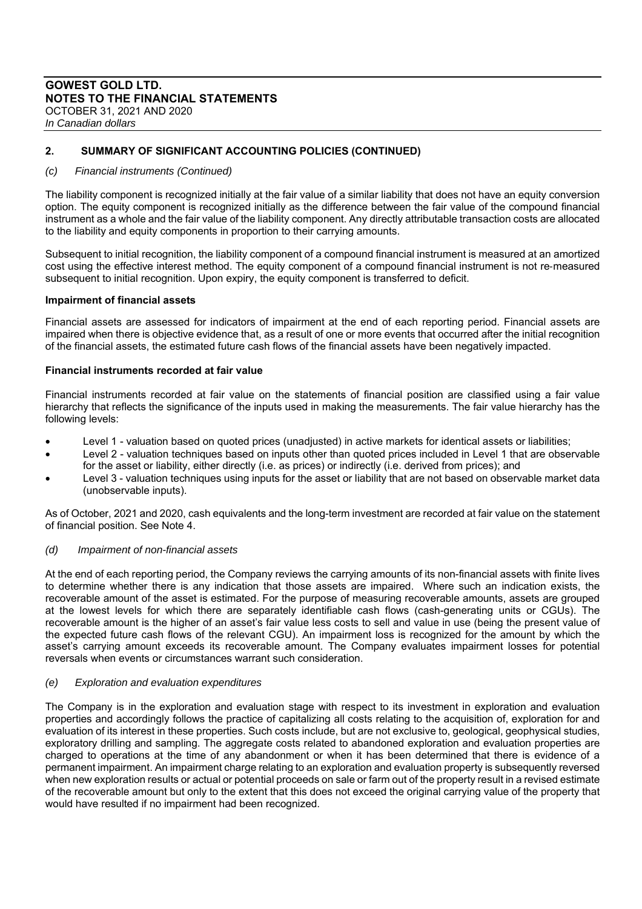## 2. SUMMARY OF SIGNIFICANT ACCOUNTING POLICIES (CONTINUED)

### *(c) Financial instruments (Continued)*

The liability component is recognized initially at the fair value of a similar liability that does not have an equity conversion option. The equity component is recognized initially as the difference between the fair value of the compound financial instrument as a whole and the fair value of the liability component. Any directly attributable transaction costs are allocated to the liability and equity components in proportion to their carrying amounts.

Subsequent to initial recognition, the liability component of a compound financial instrument is measured at an amortized cost using the effective interest method. The equity component of a compound financial instrument is not re-measured subsequent to initial recognition. Upon expiry, the equity component is transferred to deficit.

**Impairment of financial assets**

Financial assets are assessed for indicators of impairment at the end of each reporting period. Financial assets are impaired when there is objective evidence that, as a result of one or more events that occurred after the initial recognition of the financial assets, the estimated future cash flows of the financial assets have been negatively impacted.

**Financial instruments recorded at fair value**

Financial instruments recorded at fair value on the statements of financial position are classified using a fair value hierarchy that reflects the significance of the inputs used in making the measurements. The fair value hierarchy has the following levels:

- Level 1 - valuation based on quoted prices (unadjusted) in active markets for identical assets or liabilities;
- Level 2 - valuation techniques based on inputs other than quoted prices included in Level 1 that are observable for the asset or liability, either directly (i.e. as prices) or indirectly (i.e. derived from prices); and
- Level 3 - valuation techniques using inputs for the asset or liability that are not based on observable market data (unobservable inputs).

As of October, 2021 and 2020, cash equivalents and the long-term investment are recorded at fair value on the statement of financial position. See Note 4.

### *(d) Impairment of non-financial assets*

At the end of each reporting period, the Company reviews the carrying amounts of its non-financial assets with finite lives to determine whether there is any indication that those assets are impaired. Where such an indication exists, the recoverable amount of the asset is estimated. For the purpose of measuring recoverable amounts, assets are grouped at the lowest levels for which there are separately identifiable cash flows (cash-generating units or CGUs). The recoverable amount is the higher of an asset's fair value less costs to sell and value in use (being the present value of the expected future cash flows of the relevant CGU). An impairment loss is recognized for the amount by which the asset's carrying amount exceeds its recoverable amount. The Company evaluates impairment losses for potential reversals when events or circumstances warrant such consideration.

### *(e) Exploration and evaluation expenditures*

The Company is in the exploration and evaluation stage with respect to its investment in exploration and evaluation properties and accordingly follows the practice of capitalizing all costs relating to the acquisition of, exploration for and evaluation of its interest in these properties. Such costs include, but are not exclusive to, geological, geophysical studies, exploratory drilling and sampling. The aggregate costs related to abandoned exploration and evaluation properties are charged to operations at the time of any abandonment or when it has been determined that there is evidence of a permanent impairment. An impairment charge relating to an exploration and evaluation property is subsequently reversed when new exploration results or actual or potential proceeds on sale or farm out of the property result in a revised estimate of the recoverable amount but only to the extent that this does not exceed the original carrying value of the property that would have resulted if no impairment had been recognized.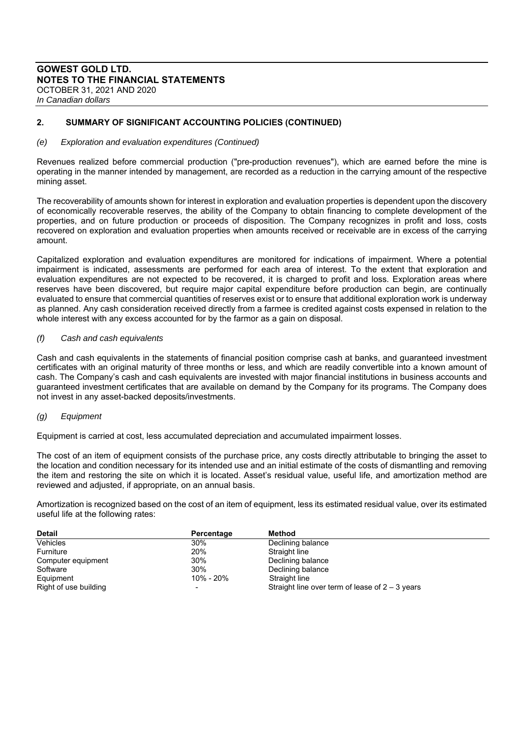## 2. SUMMARY OF SIGNIFICANT ACCOUNTING POLICIES (CONTINUED)

### *(e) Exploration and evaluation expenditures (Continued)*

Revenues realized before commercial production ("pre-production revenues"), which are earned before the mine is operating in the manner intended by management, are recorded as a reduction in the carrying amount of the respective mining asset.

The recoverability of amounts shown for interest in exploration and evaluation properties is dependent upon the discovery of economically recoverable reserves, the ability of the Company to obtain financing to complete development of the properties, and on future production or proceeds of disposition. The Company recognizes in profit and loss, costs recovered on exploration and evaluation properties when amounts received or receivable are in excess of the carrying amount.

Capitalized exploration and evaluation expenditures are monitored for indications of impairment. Where a potential impairment is indicated, assessments are performed for each area of interest. To the extent that exploration and evaluation expenditures are not expected to be recovered, it is charged to profit and loss. Exploration areas where reserves have been discovered, but require major capital expenditure before production can begin, are continually evaluated to ensure that commercial quantities of reserves exist or to ensure that additional exploration work is underway as planned. Any cash consideration received directly from a farmee is credited against costs expensed in relation to the whole interest with any excess accounted for by the farmor as a gain on disposal.

### *(f) Cash and cash equivalents*

Cash and cash equivalents in the statements of financial position comprise cash at banks, and guaranteed investment certificates with an original maturity of three months or less, and which are readily convertible into a known amount of cash. The Company's cash and cash equivalents are invested with major financial institutions in business accounts and guaranteed investment certificates that are available on demand by the Company for its programs. The Company does not invest in any asset-backed deposits/investments.

### *(g) Equipment*

Equipment is carried at cost, less accumulated depreciation and accumulated impairment losses.

The cost of an item of equipment consists of the purchase price, any costs directly attributable to bringing the asset to the location and condition necessary for its intended use and an initial estimate of the costs of dismantling and removing the item and restoring the site on which it is located. Asset's residual value, useful life, and amortization method are reviewed and adjusted, if appropriate, on an annual basis.

Amortization is recognized based on the cost of an item of equipment, less its estimated residual value, over its estimated useful life at the following rates:

| Detail | Percentage | Method |
|---|---|---|
| Vehicles | 30% | Declining balance |
| Furniture | 20% | Straight line |
| Computer equipment | 30% | Declining balance |
| Software | 30% | Declining balance |
| Equipment | 10% - 20% | Straight line |
| Right of use building | - | Straight line over term of lease of 2 – 3 years |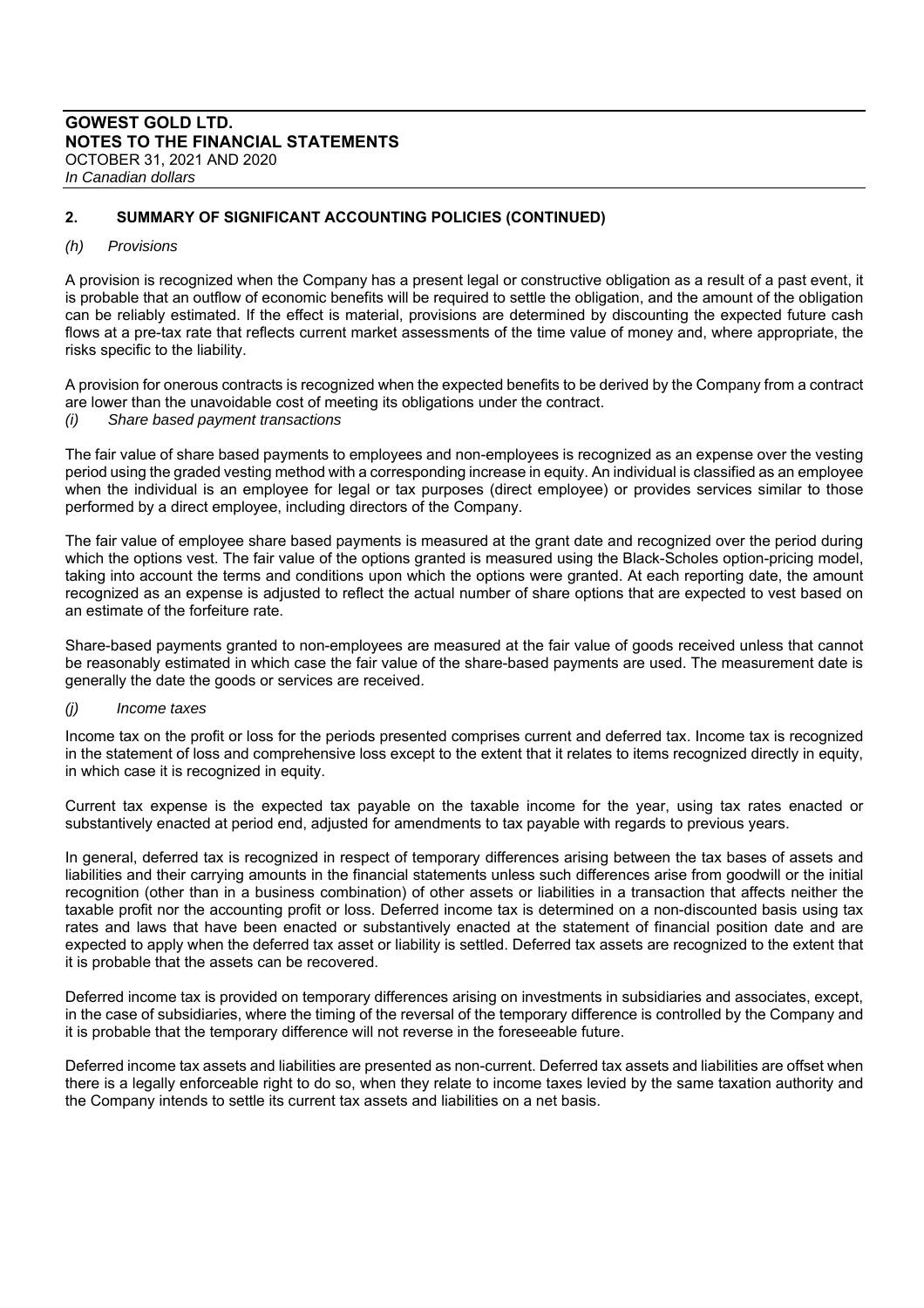## 2. SUMMARY OF SIGNIFICANT ACCOUNTING POLICIES (CONTINUED)

### *(h) Provisions*

A provision is recognized when the Company has a present legal or constructive obligation as a result of a past event, it is probable that an outflow of economic benefits will be required to settle the obligation, and the amount of the obligation can be reliably estimated. If the effect is material, provisions are determined by discounting the expected future cash flows at a pre-tax rate that reflects current market assessments of the time value of money and, where appropriate, the risks specific to the liability.

A provision for onerous contracts is recognized when the expected benefits to be derived by the Company from a contract are lower than the unavoidable cost of meeting its obligations under the contract.

### *(i) Share based payment transactions*

The fair value of share based payments to employees and non-employees is recognized as an expense over the vesting period using the graded vesting method with a corresponding increase in equity. An individual is classified as an employee when the individual is an employee for legal or tax purposes (direct employee) or provides services similar to those performed by a direct employee, including directors of the Company.

The fair value of employee share based payments is measured at the grant date and recognized over the period during which the options vest. The fair value of the options granted is measured using the Black-Scholes option-pricing model, taking into account the terms and conditions upon which the options were granted. At each reporting date, the amount recognized as an expense is adjusted to reflect the actual number of share options that are expected to vest based on an estimate of the forfeiture rate.

Share-based payments granted to non-employees are measured at the fair value of goods received unless that cannot be reasonably estimated in which case the fair value of the share-based payments are used. The measurement date is generally the date the goods or services are received.

### *(j) Income taxes*

Income tax on the profit or loss for the periods presented comprises current and deferred tax. Income tax is recognized in the statement of loss and comprehensive loss except to the extent that it relates to items recognized directly in equity, in which case it is recognized in equity.

Current tax expense is the expected tax payable on the taxable income for the year, using tax rates enacted or substantively enacted at period end, adjusted for amendments to tax payable with regards to previous years.

In general, deferred tax is recognized in respect of temporary differences arising between the tax bases of assets and liabilities and their carrying amounts in the financial statements unless such differences arise from goodwill or the initial recognition (other than in a business combination) of other assets or liabilities in a transaction that affects neither the taxable profit nor the accounting profit or loss. Deferred income tax is determined on a non-discounted basis using tax rates and laws that have been enacted or substantively enacted at the statement of financial position date and are expected to apply when the deferred tax asset or liability is settled. Deferred tax assets are recognized to the extent that it is probable that the assets can be recovered.

Deferred income tax is provided on temporary differences arising on investments in subsidiaries and associates, except, in the case of subsidiaries, where the timing of the reversal of the temporary difference is controlled by the Company and it is probable that the temporary difference will not reverse in the foreseeable future.

Deferred income tax assets and liabilities are presented as non-current. Deferred tax assets and liabilities are offset when there is a legally enforceable right to do so, when they relate to income taxes levied by the same taxation authority and the Company intends to settle its current tax assets and liabilities on a net basis.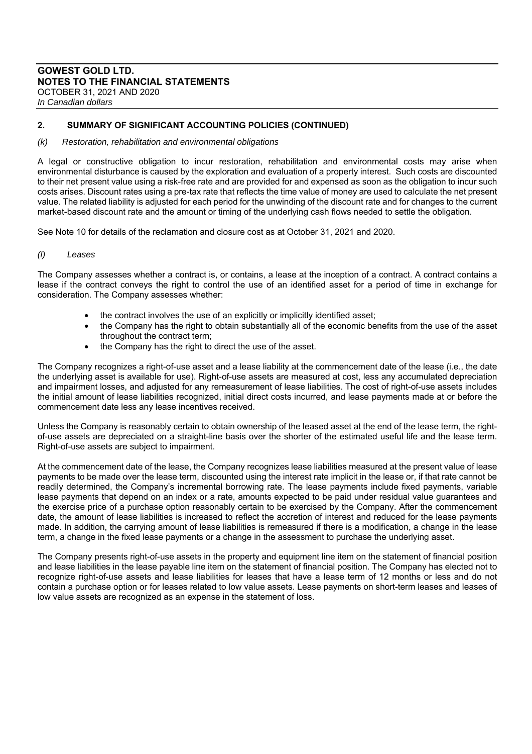## 2. SUMMARY OF SIGNIFICANT ACCOUNTING POLICIES (CONTINUED)

### *(k) Restoration, rehabilitation and environmental obligations*

A legal or constructive obligation to incur restoration, rehabilitation and environmental costs may arise when environmental disturbance is caused by the exploration and evaluation of a property interest. Such costs are discounted to their net present value using a risk-free rate and are provided for and expensed as soon as the obligation to incur such costs arises. Discount rates using a pre-tax rate that reflects the time value of money are used to calculate the net present value. The related liability is adjusted for each period for the unwinding of the discount rate and for changes to the current market-based discount rate and the amount or timing of the underlying cash flows needed to settle the obligation.

See Note 10 for details of the reclamation and closure cost as at October 31, 2021 and 2020.

### *(l) Leases*

The Company assesses whether a contract is, or contains, a lease at the inception of a contract. A contract contains a lease if the contract conveys the right to control the use of an identified asset for a period of time in exchange for consideration. The Company assesses whether:

- the contract involves the use of an explicitly or implicitly identified asset;
- the Company has the right to obtain substantially all of the economic benefits from the use of the asset throughout the contract term;
- the Company has the right to direct the use of the asset.

The Company recognizes a right-of-use asset and a lease liability at the commencement date of the lease (i.e., the date the underlying asset is available for use). Right-of-use assets are measured at cost, less any accumulated depreciation and impairment losses, and adjusted for any remeasurement of lease liabilities. The cost of right-of-use assets includes the initial amount of lease liabilities recognized, initial direct costs incurred, and lease payments made at or before the commencement date less any lease incentives received.

Unless the Company is reasonably certain to obtain ownership of the leased asset at the end of the lease term, the right-of-use assets are depreciated on a straight-line basis over the shorter of the estimated useful life and the lease term. Right-of-use assets are subject to impairment.

At the commencement date of the lease, the Company recognizes lease liabilities measured at the present value of lease payments to be made over the lease term, discounted using the interest rate implicit in the lease or, if that rate cannot be readily determined, the Company's incremental borrowing rate. The lease payments include fixed payments, variable lease payments that depend on an index or a rate, amounts expected to be paid under residual value guarantees and the exercise price of a purchase option reasonably certain to be exercised by the Company. After the commencement date, the amount of lease liabilities is increased to reflect the accretion of interest and reduced for the lease payments made. In addition, the carrying amount of lease liabilities is remeasured if there is a modification, a change in the lease term, a change in the fixed lease payments or a change in the assessment to purchase the underlying asset.

The Company presents right-of-use assets in the property and equipment line item on the statement of financial position and lease liabilities in the lease payable line item on the statement of financial position. The Company has elected not to recognize right-of-use assets and lease liabilities for leases that have a lease term of 12 months or less and do not contain a purchase option or for leases related to low value assets. Lease payments on short-term leases and leases of low value assets are recognized as an expense in the statement of loss.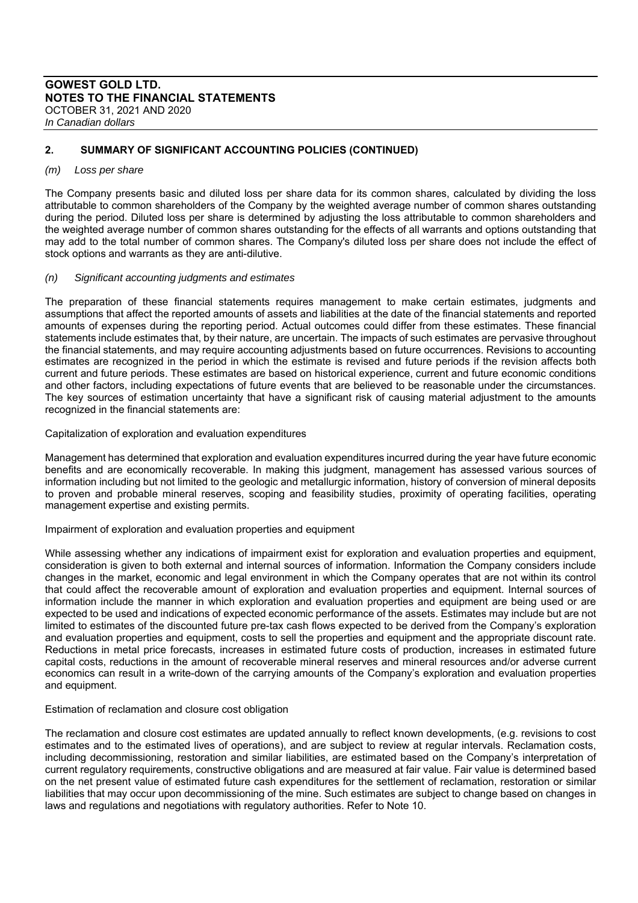## 2. SUMMARY OF SIGNIFICANT ACCOUNTING POLICIES (CONTINUED)

### *(m) Loss per share*

The Company presents basic and diluted loss per share data for its common shares, calculated by dividing the loss attributable to common shareholders of the Company by the weighted average number of common shares outstanding during the period. Diluted loss per share is determined by adjusting the loss attributable to common shareholders and the weighted average number of common shares outstanding for the effects of all warrants and options outstanding that may add to the total number of common shares. The Company's diluted loss per share does not include the effect of stock options and warrants as they are anti-dilutive.

### *(n) Significant accounting judgments and estimates*

The preparation of these financial statements requires management to make certain estimates, judgments and assumptions that affect the reported amounts of assets and liabilities at the date of the financial statements and reported amounts of expenses during the reporting period. Actual outcomes could differ from these estimates. These financial statements include estimates that, by their nature, are uncertain. The impacts of such estimates are pervasive throughout the financial statements, and may require accounting adjustments based on future occurrences. Revisions to accounting estimates are recognized in the period in which the estimate is revised and future periods if the revision affects both current and future periods. These estimates are based on historical experience, current and future economic conditions and other factors, including expectations of future events that are believed to be reasonable under the circumstances. The key sources of estimation uncertainty that have a significant risk of causing material adjustment to the amounts recognized in the financial statements are:

Capitalization of exploration and evaluation expenditures

Management has determined that exploration and evaluation expenditures incurred during the year have future economic benefits and are economically recoverable. In making this judgment, management has assessed various sources of information including but not limited to the geologic and metallurgic information, history of conversion of mineral deposits to proven and probable mineral reserves, scoping and feasibility studies, proximity of operating facilities, operating management expertise and existing permits.

Impairment of exploration and evaluation properties and equipment

While assessing whether any indications of impairment exist for exploration and evaluation properties and equipment, consideration is given to both external and internal sources of information. Information the Company considers include changes in the market, economic and legal environment in which the Company operates that are not within its control that could affect the recoverable amount of exploration and evaluation properties and equipment. Internal sources of information include the manner in which exploration and evaluation properties and equipment are being used or are expected to be used and indications of expected economic performance of the assets. Estimates may include but are not limited to estimates of the discounted future pre-tax cash flows expected to be derived from the Company's exploration and evaluation properties and equipment, costs to sell the properties and equipment and the appropriate discount rate. Reductions in metal price forecasts, increases in estimated future costs of production, increases in estimated future capital costs, reductions in the amount of recoverable mineral reserves and mineral resources and/or adverse current economics can result in a write-down of the carrying amounts of the Company's exploration and evaluation properties and equipment.

Estimation of reclamation and closure cost obligation

The reclamation and closure cost estimates are updated annually to reflect known developments, (e.g. revisions to cost estimates and to the estimated lives of operations), and are subject to review at regular intervals. Reclamation costs, including decommissioning, restoration and similar liabilities, are estimated based on the Company's interpretation of current regulatory requirements, constructive obligations and are measured at fair value. Fair value is determined based on the net present value of estimated future cash expenditures for the settlement of reclamation, restoration or similar liabilities that may occur upon decommissioning of the mine. Such estimates are subject to change based on changes in laws and regulations and negotiations with regulatory authorities. Refer to Note 10.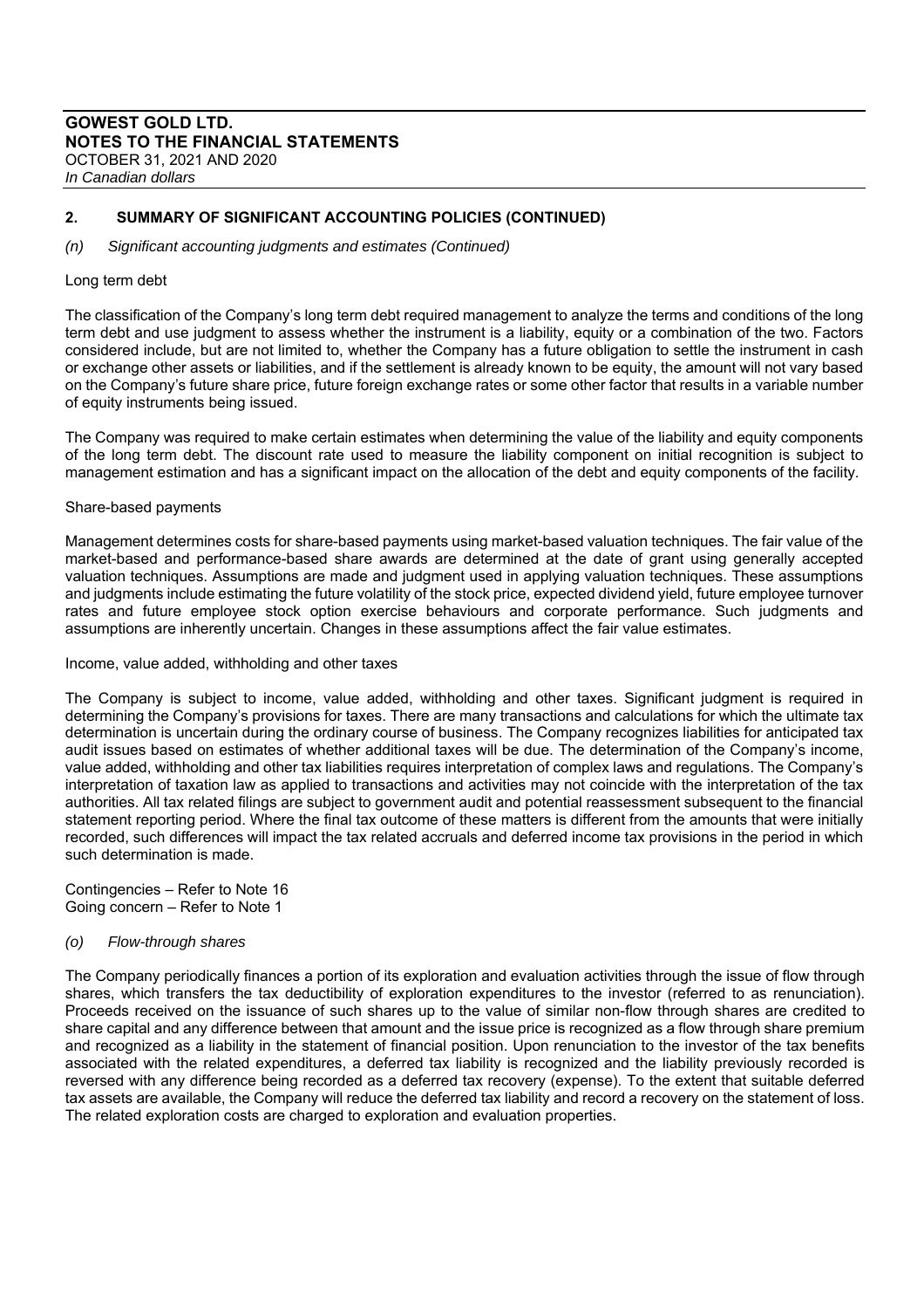## 2. SUMMARY OF SIGNIFICANT ACCOUNTING POLICIES (CONTINUED)

*(n) Significant accounting judgments and estimates (Continued)*

Long term debt

The classification of the Company's long term debt required management to analyze the terms and conditions of the long term debt and use judgment to assess whether the instrument is a liability, equity or a combination of the two. Factors considered include, but are not limited to, whether the Company has a future obligation to settle the instrument in cash or exchange other assets or liabilities, and if the settlement is already known to be equity, the amount will not vary based on the Company's future share price, future foreign exchange rates or some other factor that results in a variable number of equity instruments being issued.

The Company was required to make certain estimates when determining the value of the liability and equity components of the long term debt. The discount rate used to measure the liability component on initial recognition is subject to management estimation and has a significant impact on the allocation of the debt and equity components of the facility.

Share-based payments

Management determines costs for share-based payments using market-based valuation techniques. The fair value of the market-based and performance-based share awards are determined at the date of grant using generally accepted valuation techniques. Assumptions are made and judgment used in applying valuation techniques. These assumptions and judgments include estimating the future volatility of the stock price, expected dividend yield, future employee turnover rates and future employee stock option exercise behaviours and corporate performance. Such judgments and assumptions are inherently uncertain. Changes in these assumptions affect the fair value estimates.

Income, value added, withholding and other taxes

The Company is subject to income, value added, withholding and other taxes. Significant judgment is required in determining the Company's provisions for taxes. There are many transactions and calculations for which the ultimate tax determination is uncertain during the ordinary course of business. The Company recognizes liabilities for anticipated tax audit issues based on estimates of whether additional taxes will be due. The determination of the Company's income, value added, withholding and other tax liabilities requires interpretation of complex laws and regulations. The Company's interpretation of taxation law as applied to transactions and activities may not coincide with the interpretation of the tax authorities. All tax related filings are subject to government audit and potential reassessment subsequent to the financial statement reporting period. Where the final tax outcome of these matters is different from the amounts that were initially recorded, such differences will impact the tax related accruals and deferred income tax provisions in the period in which such determination is made.

Contingencies – Refer to Note 16
Going concern – Refer to Note 1

*(o) Flow-through shares*

The Company periodically finances a portion of its exploration and evaluation activities through the issue of flow through shares, which transfers the tax deductibility of exploration expenditures to the investor (referred to as renunciation). Proceeds received on the issuance of such shares up to the value of similar non-flow through shares are credited to share capital and any difference between that amount and the issue price is recognized as a flow through share premium and recognized as a liability in the statement of financial position. Upon renunciation to the investor of the tax benefits associated with the related expenditures, a deferred tax liability is recognized and the liability previously recorded is reversed with any difference being recorded as a deferred tax recovery (expense). To the extent that suitable deferred tax assets are available, the Company will reduce the deferred tax liability and record a recovery on the statement of loss. The related exploration costs are charged to exploration and evaluation properties.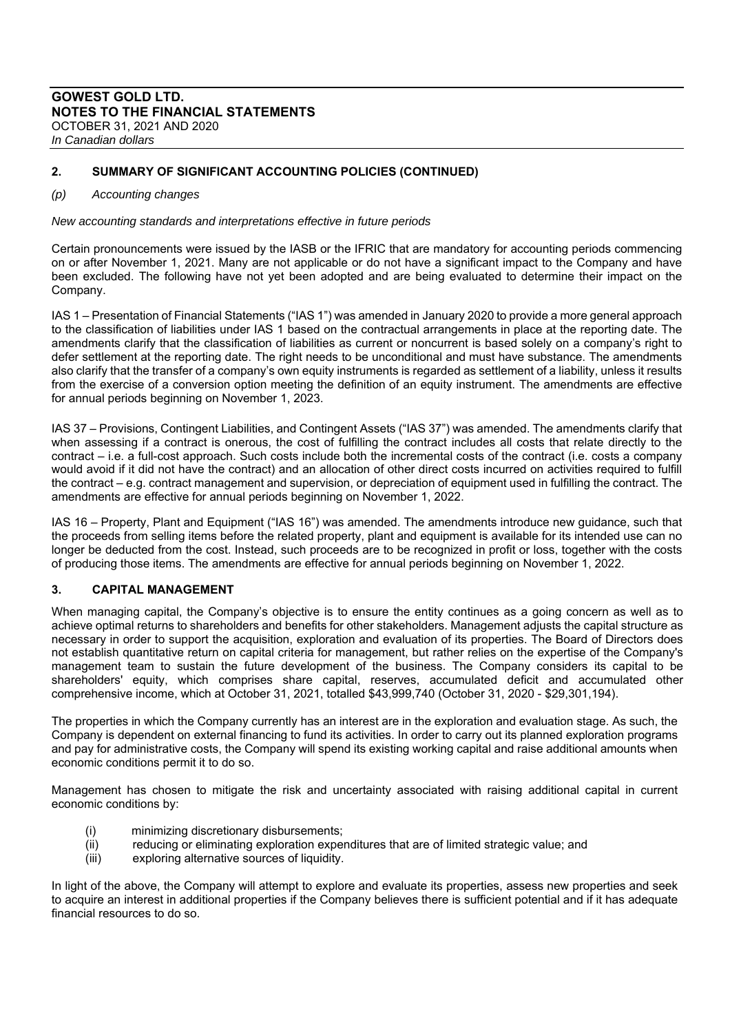## 2. SUMMARY OF SIGNIFICANT ACCOUNTING POLICIES (CONTINUED)

### *(p) Accounting changes*

*New accounting standards and interpretations effective in future periods*

Certain pronouncements were issued by the IASB or the IFRIC that are mandatory for accounting periods commencing on or after November 1, 2021. Many are not applicable or do not have a significant impact to the Company and have been excluded. The following have not yet been adopted and are being evaluated to determine their impact on the Company.

IAS 1 – Presentation of Financial Statements ("IAS 1") was amended in January 2020 to provide a more general approach to the classification of liabilities under IAS 1 based on the contractual arrangements in place at the reporting date. The amendments clarify that the classification of liabilities as current or noncurrent is based solely on a company's right to defer settlement at the reporting date. The right needs to be unconditional and must have substance. The amendments also clarify that the transfer of a company's own equity instruments is regarded as settlement of a liability, unless it results from the exercise of a conversion option meeting the definition of an equity instrument. The amendments are effective for annual periods beginning on November 1, 2023.

IAS 37 – Provisions, Contingent Liabilities, and Contingent Assets ("IAS 37") was amended. The amendments clarify that when assessing if a contract is onerous, the cost of fulfilling the contract includes all costs that relate directly to the contract – i.e. a full-cost approach. Such costs include both the incremental costs of the contract (i.e. costs a company would avoid if it did not have the contract) and an allocation of other direct costs incurred on activities required to fulfill the contract – e.g. contract management and supervision, or depreciation of equipment used in fulfilling the contract. The amendments are effective for annual periods beginning on November 1, 2022.

IAS 16 – Property, Plant and Equipment ("IAS 16") was amended. The amendments introduce new guidance, such that the proceeds from selling items before the related property, plant and equipment is available for its intended use can no longer be deducted from the cost. Instead, such proceeds are to be recognized in profit or loss, together with the costs of producing those items. The amendments are effective for annual periods beginning on November 1, 2022.

## 3. CAPITAL MANAGEMENT

When managing capital, the Company's objective is to ensure the entity continues as a going concern as well as to achieve optimal returns to shareholders and benefits for other stakeholders. Management adjusts the capital structure as necessary in order to support the acquisition, exploration and evaluation of its properties. The Board of Directors does not establish quantitative return on capital criteria for management, but rather relies on the expertise of the Company's management team to sustain the future development of the business. The Company considers its capital to be shareholders' equity, which comprises share capital, reserves, accumulated deficit and accumulated other comprehensive income, which at October 31, 2021, totalled $43,999,740 (October 31, 2020 - $29,301,194).

The properties in which the Company currently has an interest are in the exploration and evaluation stage. As such, the Company is dependent on external financing to fund its activities. In order to carry out its planned exploration programs and pay for administrative costs, the Company will spend its existing working capital and raise additional amounts when economic conditions permit it to do so.

Management has chosen to mitigate the risk and uncertainty associated with raising additional capital in current economic conditions by:

(i) minimizing discretionary disbursements;
(ii) reducing or eliminating exploration expenditures that are of limited strategic value; and
(iii) exploring alternative sources of liquidity.

In light of the above, the Company will attempt to explore and evaluate its properties, assess new properties and seek to acquire an interest in additional properties if the Company believes there is sufficient potential and if it has adequate financial resources to do so.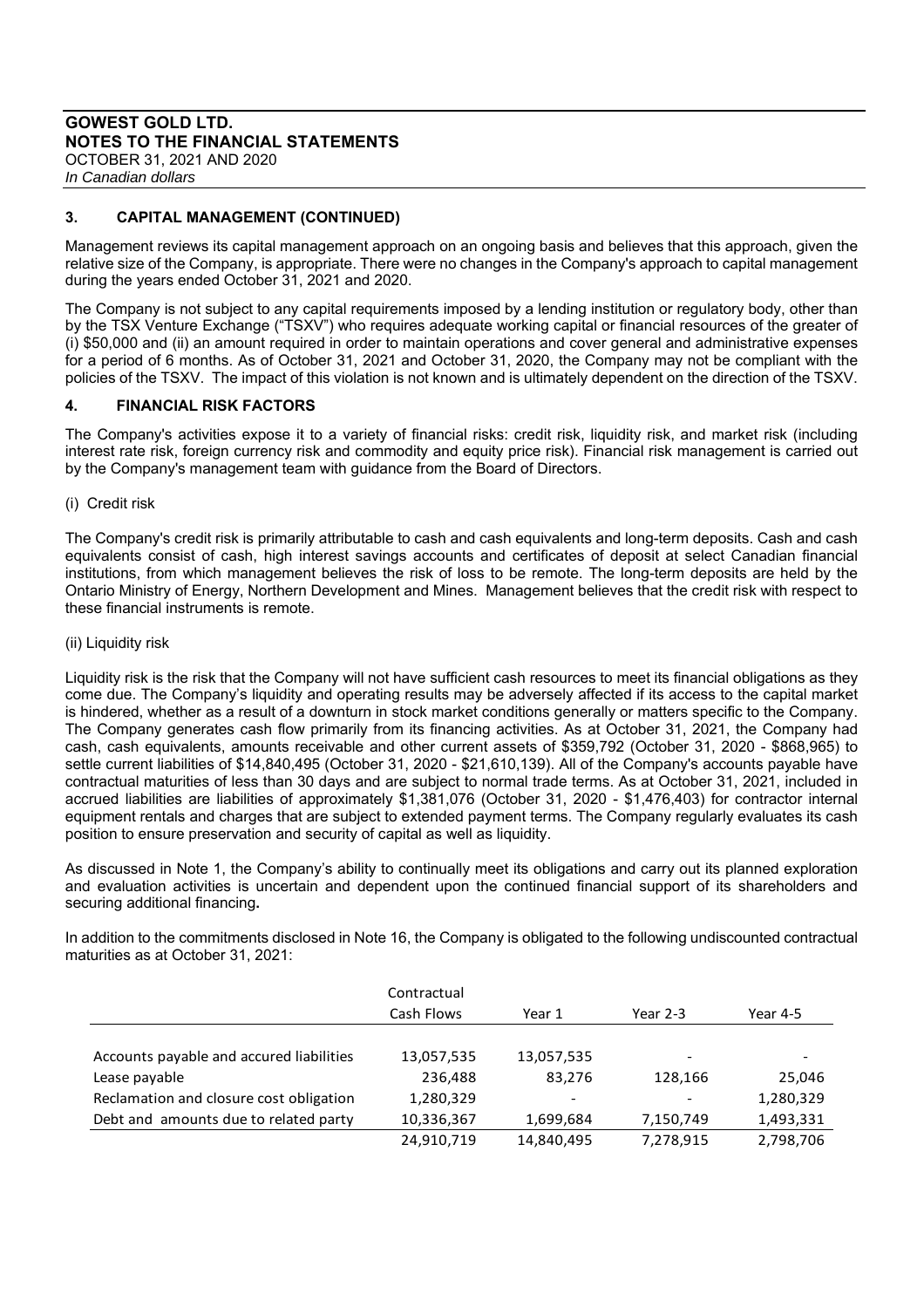## 3. CAPITAL MANAGEMENT (CONTINUED)

Management reviews its capital management approach on an ongoing basis and believes that this approach, given the relative size of the Company, is appropriate. There were no changes in the Company's approach to capital management during the years ended October 31, 2021 and 2020.

The Company is not subject to any capital requirements imposed by a lending institution or regulatory body, other than by the TSX Venture Exchange ("TSXV") who requires adequate working capital or financial resources of the greater of (i) $50,000 and (ii) an amount required in order to maintain operations and cover general and administrative expenses for a period of 6 months. As of October 31, 2021 and October 31, 2020, the Company may not be compliant with the policies of the TSXV. The impact of this violation is not known and is ultimately dependent on the direction of the TSXV.

## 4. FINANCIAL RISK FACTORS

The Company's activities expose it to a variety of financial risks: credit risk, liquidity risk, and market risk (including interest rate risk, foreign currency risk and commodity and equity price risk). Financial risk management is carried out by the Company's management team with guidance from the Board of Directors.

(i) Credit risk

The Company's credit risk is primarily attributable to cash and cash equivalents and long-term deposits. Cash and cash equivalents consist of cash, high interest savings accounts and certificates of deposit at select Canadian financial institutions, from which management believes the risk of loss to be remote. The long-term deposits are held by the Ontario Ministry of Energy, Northern Development and Mines. Management believes that the credit risk with respect to these financial instruments is remote.

(ii) Liquidity risk

Liquidity risk is the risk that the Company will not have sufficient cash resources to meet its financial obligations as they come due. The Company's liquidity and operating results may be adversely affected if its access to the capital market is hindered, whether as a result of a downturn in stock market conditions generally or matters specific to the Company. The Company generates cash flow primarily from its financing activities. As at October 31, 2021, the Company had cash, cash equivalents, amounts receivable and other current assets of $359,792 (October 31, 2020 - $868,965) to settle current liabilities of $14,840,495 (October 31, 2020 - $21,610,139). All of the Company's accounts payable have contractual maturities of less than 30 days and are subject to normal trade terms. As at October 31, 2021, included in accrued liabilities are liabilities of approximately $1,381,076 (October 31, 2020 - $1,476,403) for contractor internal equipment rentals and charges that are subject to extended payment terms. The Company regularly evaluates its cash position to ensure preservation and security of capital as well as liquidity.

As discussed in Note 1, the Company's ability to continually meet its obligations and carry out its planned exploration and evaluation activities is uncertain and dependent upon the continued financial support of its shareholders and securing additional financing**.**

In addition to the commitments disclosed in Note 16, the Company is obligated to the following undiscounted contractual maturities as at October 31, 2021:

| | Contractual Cash Flows | Year 1 | Year 2-3 | Year 4-5 |
|---|---|---|---|---|
| Accounts payable and accured liabilities | 13,057,535 | 13,057,535 | - | - |
| Lease payable | 236,488 | 83,276 | 128,166 | 25,046 |
| Reclamation and closure cost obligation | 1,280,329 | - | - | 1,280,329 |
| Debt and amounts due to related party | 10,336,367 | 1,699,684 | 7,150,749 | 1,493,331 |
| | 24,910,719 | 14,840,495 | 7,278,915 | 2,798,706 |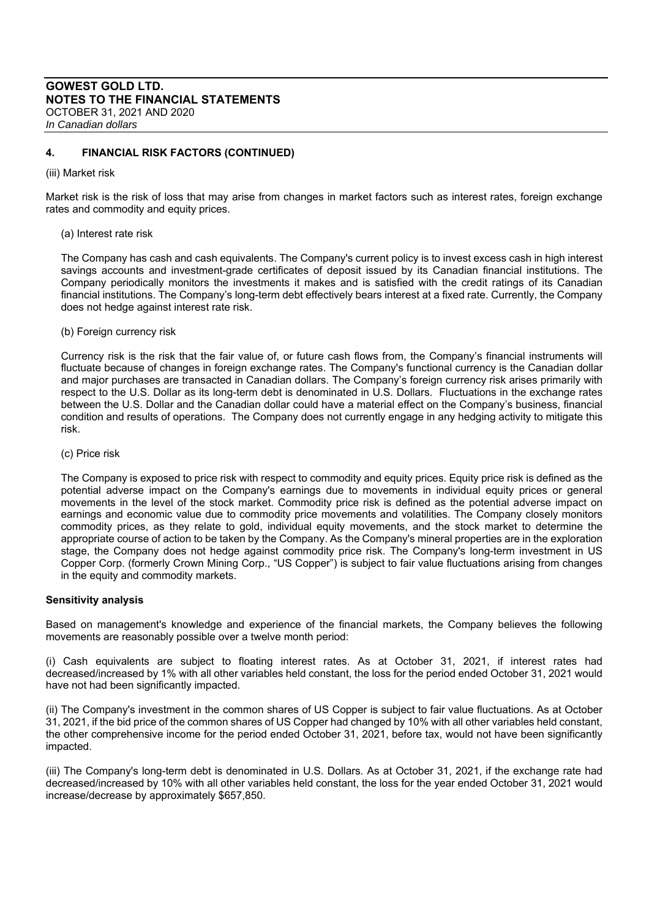## 4. FINANCIAL RISK FACTORS (CONTINUED)

(iii) Market risk

Market risk is the risk of loss that may arise from changes in market factors such as interest rates, foreign exchange rates and commodity and equity prices.

(a) Interest rate risk

The Company has cash and cash equivalents. The Company's current policy is to invest excess cash in high interest savings accounts and investment-grade certificates of deposit issued by its Canadian financial institutions. The Company periodically monitors the investments it makes and is satisfied with the credit ratings of its Canadian financial institutions. The Company's long-term debt effectively bears interest at a fixed rate. Currently, the Company does not hedge against interest rate risk.

(b) Foreign currency risk

Currency risk is the risk that the fair value of, or future cash flows from, the Company's financial instruments will fluctuate because of changes in foreign exchange rates. The Company's functional currency is the Canadian dollar and major purchases are transacted in Canadian dollars. The Company's foreign currency risk arises primarily with respect to the U.S. Dollar as its long-term debt is denominated in U.S. Dollars. Fluctuations in the exchange rates between the U.S. Dollar and the Canadian dollar could have a material effect on the Company's business, financial condition and results of operations. The Company does not currently engage in any hedging activity to mitigate this risk.

(c) Price risk

The Company is exposed to price risk with respect to commodity and equity prices. Equity price risk is defined as the potential adverse impact on the Company's earnings due to movements in individual equity prices or general movements in the level of the stock market. Commodity price risk is defined as the potential adverse impact on earnings and economic value due to commodity price movements and volatilities. The Company closely monitors commodity prices, as they relate to gold, individual equity movements, and the stock market to determine the appropriate course of action to be taken by the Company. As the Company's mineral properties are in the exploration stage, the Company does not hedge against commodity price risk. The Company's long-term investment in US Copper Corp. (formerly Crown Mining Corp., "US Copper") is subject to fair value fluctuations arising from changes in the equity and commodity markets.

**Sensitivity analysis**

Based on management's knowledge and experience of the financial markets, the Company believes the following movements are reasonably possible over a twelve month period:

(i) Cash equivalents are subject to floating interest rates. As at October 31, 2021, if interest rates had decreased/increased by 1% with all other variables held constant, the loss for the period ended October 31, 2021 would have not had been significantly impacted.

(ii) The Company's investment in the common shares of US Copper is subject to fair value fluctuations. As at October 31, 2021, if the bid price of the common shares of US Copper had changed by 10% with all other variables held constant, the other comprehensive income for the period ended October 31, 2021, before tax, would not have been significantly impacted.

(iii) The Company's long-term debt is denominated in U.S. Dollars. As at October 31, 2021, if the exchange rate had decreased/increased by 10% with all other variables held constant, the loss for the year ended October 31, 2021 would increase/decrease by approximately $657,850.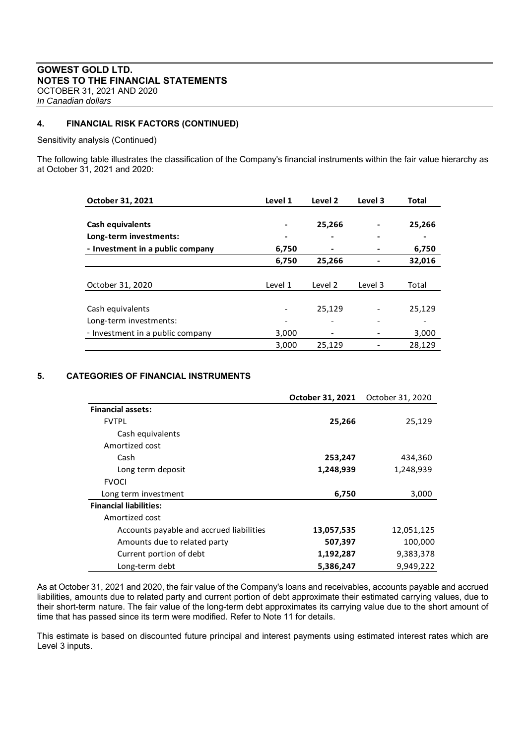## 4. FINANCIAL RISK FACTORS (CONTINUED)

Sensitivity analysis (Continued)

The following table illustrates the classification of the Company's financial instruments within the fair value hierarchy as at October 31, 2021 and 2020:

| **October 31, 2021** | **Level 1** | **Level 2** | **Level 3** | **Total** |
|---|---|---|---|---|
| **Cash equivalents** | **-** | **25,266** | **-** | **25,266** |
| **Long-term investments:** | **-** | **-** | **-** | **-** |
| **- Investment in a public company** | **6,750** | **-** | **-** | **6,750** |
| | **6,750** | **25,266** | **-** | **32,016** |

| October 31, 2020 | Level 1 | Level 2 | Level 3 | Total |
|---|---|---|---|---|
| Cash equivalents | - | 25,129 | - | 25,129 |
| Long-term investments: | - | - | - | - |
| - Investment in a public company | 3,000 | - | - | 3,000 |
| | 3,000 | 25,129 | - | 28,129 |

## 5. CATEGORIES OF FINANCIAL INSTRUMENTS

| | **October 31, 2021** | October 31, 2020 |
|---|---|---|
| **Financial assets:** | | |
| FVTPL | **25,266** | 25,129 |
| Cash equivalents | | |
| Amortized cost | | |
| Cash | **253,247** | 434,360 |
| Long term deposit | **1,248,939** | 1,248,939 |
| FVOCI | | |
| Long term investment | **6,750** | 3,000 |
| **Financial liabilities:** | | |
| Amortized cost | | |
| Accounts payable and accrued liabilities | **13,057,535** | 12,051,125 |
| Amounts due to related party | **507,397** | 100,000 |
| Current portion of debt | **1,192,287** | 9,383,378 |
| Long-term debt | **5,386,247** | 9,949,222 |

As at October 31, 2021 and 2020, the fair value of the Company's loans and receivables, accounts payable and accrued liabilities, amounts due to related party and current portion of debt approximate their estimated carrying values, due to their short-term nature. The fair value of the long-term debt approximates its carrying value due to the short amount of time that has passed since its term were modified. Refer to Note 11 for details.

This estimate is based on discounted future principal and interest payments using estimated interest rates which are Level 3 inputs.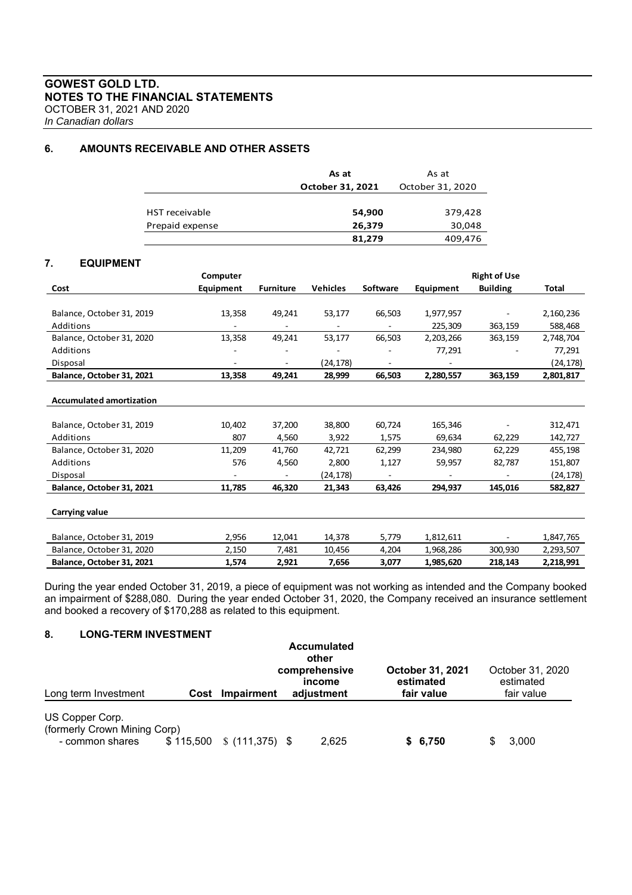## 6. AMOUNTS RECEIVABLE AND OTHER ASSETS

| | As at October 31, 2021 | As at October 31, 2020 |
|---|---|---|
| HST receivable | 54,900 | 379,428 |
| Prepaid expense | 26,379 | 30,048 |
| | **81,279** | 409,476 |

## 7. EQUIPMENT

| Cost | Computer Equipment | Furniture | Vehicles | Software | Equipment | Right of Use Building | Total |
|---|---|---|---|---|---|---|---|
| Balance, October 31, 2019 | 13,358 | 49,241 | 53,177 | 66,503 | 1,977,957 | - | 2,160,236 |
| Additions | - | - | - | - | 225,309 | 363,159 | 588,468 |
| Balance, October 31, 2020 | 13,358 | 49,241 | 53,177 | 66,503 | 2,203,266 | 363,159 | 2,748,704 |
| Additions | - | - | - | - | 77,291 | - | 77,291 |
| Disposal | - | - | (24,178) | - | - | | (24,178) |
| **Balance, October 31, 2021** | **13,358** | **49,241** | **28,999** | **66,503** | **2,280,557** | **363,159** | **2,801,817** |
| **Accumulated amortization** | | | | | | | |
| Balance, October 31, 2019 | 10,402 | 37,200 | 38,800 | 60,724 | 165,346 | - | 312,471 |
| Additions | 807 | 4,560 | 3,922 | 1,575 | 69,634 | 62,229 | 142,727 |
| Balance, October 31, 2020 | 11,209 | 41,760 | 42,721 | 62,299 | 234,980 | 62,229 | 455,198 |
| Additions | 576 | 4,560 | 2,800 | 1,127 | 59,957 | 82,787 | 151,807 |
| Disposal | - | - | (24,178) | - | - | - | (24,178) |
| **Balance, October 31, 2021** | **11,785** | **46,320** | **21,343** | **63,426** | **294,937** | **145,016** | **582,827** |
| **Carrying value** | | | | | | | |
| Balance, October 31, 2019 | 2,956 | 12,041 | 14,378 | 5,779 | 1,812,611 | - | 1,847,765 |
| Balance, October 31, 2020 | 2,150 | 7,481 | 10,456 | 4,204 | 1,968,286 | 300,930 | 2,293,507 |
| **Balance, October 31, 2021** | **1,574** | **2,921** | **7,656** | **3,077** | **1,985,620** | **218,143** | **2,218,991** |

During the year ended October 31, 2019, a piece of equipment was not working as intended and the Company booked an impairment of $288,080. During the year ended October 31, 2020, the Company received an insurance settlement and booked a recovery of $170,288 as related to this equipment.

## 8. LONG-TERM INVESTMENT

| Long term Investment | Cost | Impairment | Accumulated other comprehensive income adjustment | October 31, 2021 estimated fair value | October 31, 2020 estimated fair value |
|---|---|---|---|---|---|
| US Copper Corp. (formerly Crown Mining Corp) - common shares | $ 115,500 | $ (111,375) | $ 2,625 | **$ 6,750** | $ 3,000 |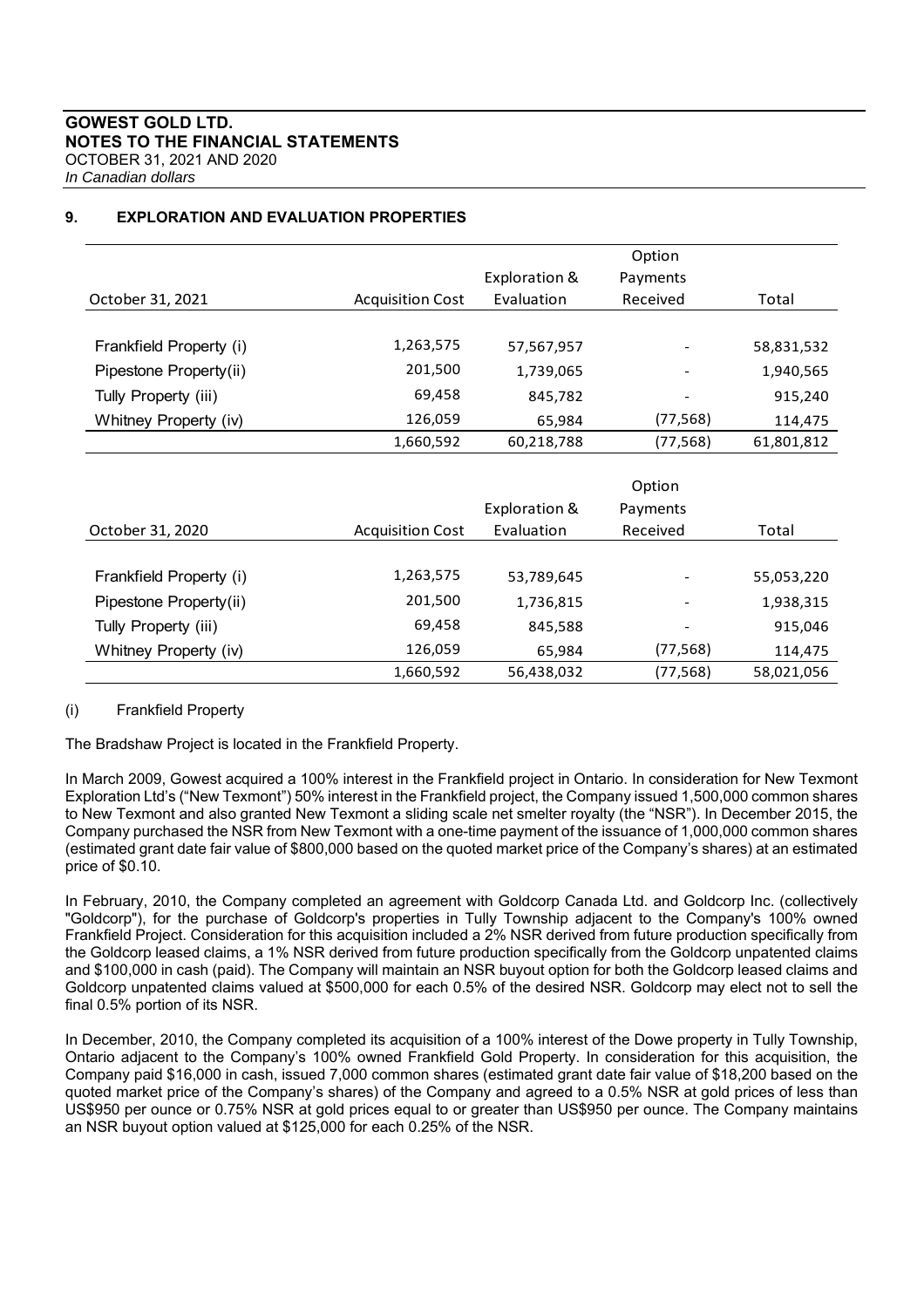## 9. EXPLORATION AND EVALUATION PROPERTIES

| October 31, 2021 | Acquisition Cost | Exploration & Evaluation | Option Payments Received | Total |
|---|---|---|---|---|
| Frankfield Property (i) | 1,263,575 | 57,567,957 | - | 58,831,532 |
| Pipestone Property(ii) | 201,500 | 1,739,065 | - | 1,940,565 |
| Tully Property (iii) | 69,458 | 845,782 | - | 915,240 |
| Whitney Property (iv) | 126,059 | 65,984 | (77,568) | 114,475 |
| | 1,660,592 | 60,218,788 | (77,568) | 61,801,812 |

| October 31, 2020 | Acquisition Cost | Exploration & Evaluation | Option Payments Received | Total |
|---|---|---|---|---|
| Frankfield Property (i) | 1,263,575 | 53,789,645 | - | 55,053,220 |
| Pipestone Property(ii) | 201,500 | 1,736,815 | - | 1,938,315 |
| Tully Property (iii) | 69,458 | 845,588 | - | 915,046 |
| Whitney Property (iv) | 126,059 | 65,984 | (77,568) | 114,475 |
| | 1,660,592 | 56,438,032 | (77,568) | 58,021,056 |

(i) Frankfield Property

The Bradshaw Project is located in the Frankfield Property.

In March 2009, Gowest acquired a 100% interest in the Frankfield project in Ontario. In consideration for New Texmont Exploration Ltd's ("New Texmont") 50% interest in the Frankfield project, the Company issued 1,500,000 common shares to New Texmont and also granted New Texmont a sliding scale net smelter royalty (the "NSR"). In December 2015, the Company purchased the NSR from New Texmont with a one-time payment of the issuance of 1,000,000 common shares (estimated grant date fair value of $800,000 based on the quoted market price of the Company's shares) at an estimated price of $0.10.

In February, 2010, the Company completed an agreement with Goldcorp Canada Ltd. and Goldcorp Inc. (collectively "Goldcorp"), for the purchase of Goldcorp's properties in Tully Township adjacent to the Company's 100% owned Frankfield Project. Consideration for this acquisition included a 2% NSR derived from future production specifically from the Goldcorp leased claims, a 1% NSR derived from future production specifically from the Goldcorp unpatented claims and $100,000 in cash (paid). The Company will maintain an NSR buyout option for both the Goldcorp leased claims and Goldcorp unpatented claims valued at $500,000 for each 0.5% of the desired NSR. Goldcorp may elect not to sell the final 0.5% portion of its NSR.

In December, 2010, the Company completed its acquisition of a 100% interest of the Dowe property in Tully Township, Ontario adjacent to the Company's 100% owned Frankfield Gold Property. In consideration for this acquisition, the Company paid $16,000 in cash, issued 7,000 common shares (estimated grant date fair value of $18,200 based on the quoted market price of the Company's shares) of the Company and agreed to a 0.5% NSR at gold prices of less than US$950 per ounce or 0.75% NSR at gold prices equal to or greater than US$950 per ounce. The Company maintains an NSR buyout option valued at $125,000 for each 0.25% of the NSR.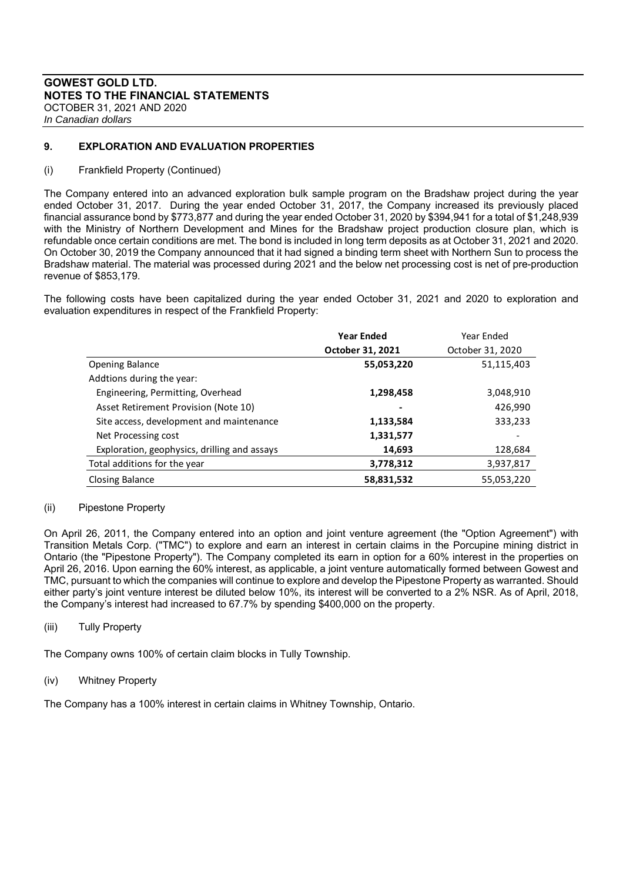## 9. EXPLORATION AND EVALUATION PROPERTIES

### (i) Frankfield Property (Continued)

The Company entered into an advanced exploration bulk sample program on the Bradshaw project during the year ended October 31, 2017. During the year ended October 31, 2017, the Company increased its previously placed financial assurance bond by $773,877 and during the year ended October 31, 2020 by $394,941 for a total of $1,248,939 with the Ministry of Northern Development and Mines for the Bradshaw project production closure plan, which is refundable once certain conditions are met. The bond is included in long term deposits as at October 31, 2021 and 2020. On October 30, 2019 the Company announced that it had signed a binding term sheet with Northern Sun to process the Bradshaw material. The material was processed during 2021 and the below net processing cost is net of pre-production revenue of $853,179.

The following costs have been capitalized during the year ended October 31, 2021 and 2020 to exploration and evaluation expenditures in respect of the Frankfield Property:

| | **Year Ended October 31, 2021** | Year Ended October 31, 2020 |
|---|---|---|
| Opening Balance | **55,053,220** | 51,115,403 |
| Addtions during the year: | | |
| Engineering, Permitting, Overhead | **1,298,458** | 3,048,910 |
| Asset Retirement Provision (Note 10) | **-** | 426,990 |
| Site access, development and maintenance | **1,133,584** | 333,233 |
| Net Processing cost | **1,331,577** | - |
| Exploration, geophysics, drilling and assays | **14,693** | 128,684 |
| Total additions for the year | **3,778,312** | 3,937,817 |
| Closing Balance | **58,831,532** | 55,053,220 |

### (ii) Pipestone Property

On April 26, 2011, the Company entered into an option and joint venture agreement (the "Option Agreement") with Transition Metals Corp. ("TMC") to explore and earn an interest in certain claims in the Porcupine mining district in Ontario (the "Pipestone Property"). The Company completed its earn in option for a 60% interest in the properties on April 26, 2016. Upon earning the 60% interest, as applicable, a joint venture automatically formed between Gowest and TMC, pursuant to which the companies will continue to explore and develop the Pipestone Property as warranted. Should either party's joint venture interest be diluted below 10%, its interest will be converted to a 2% NSR. As of April, 2018, the Company's interest had increased to 67.7% by spending $400,000 on the property.

### (iii) Tully Property

The Company owns 100% of certain claim blocks in Tully Township.

### (iv) Whitney Property

The Company has a 100% interest in certain claims in Whitney Township, Ontario.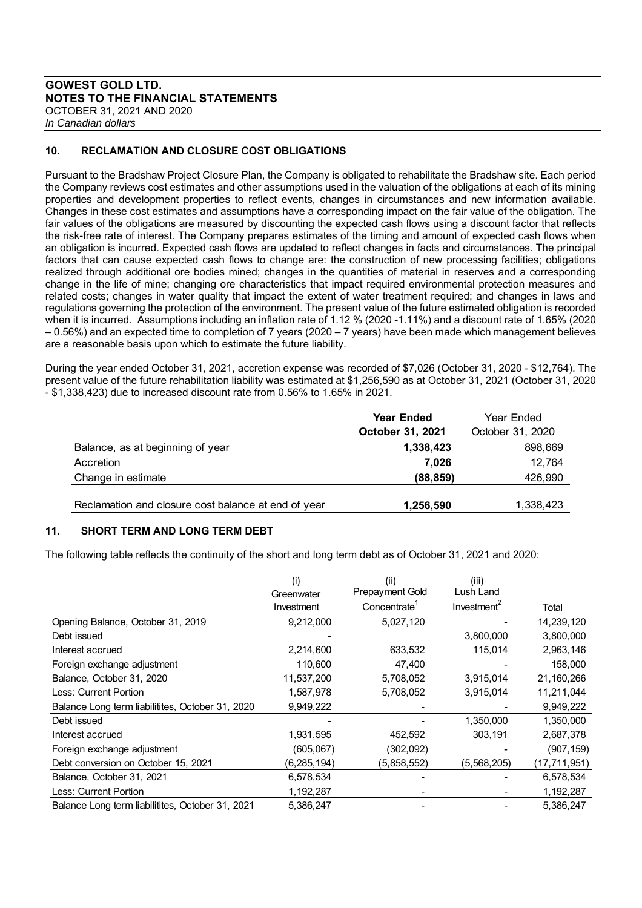## 10. RECLAMATION AND CLOSURE COST OBLIGATIONS

Pursuant to the Bradshaw Project Closure Plan, the Company is obligated to rehabilitate the Bradshaw site. Each period the Company reviews cost estimates and other assumptions used in the valuation of the obligations at each of its mining properties and development properties to reflect events, changes in circumstances and new information available. Changes in these cost estimates and assumptions have a corresponding impact on the fair value of the obligation. The fair values of the obligations are measured by discounting the expected cash flows using a discount factor that reflects the risk-free rate of interest. The Company prepares estimates of the timing and amount of expected cash flows when an obligation is incurred. Expected cash flows are updated to reflect changes in facts and circumstances. The principal factors that can cause expected cash flows to change are: the construction of new processing facilities; obligations realized through additional ore bodies mined; changes in the quantities of material in reserves and a corresponding change in the life of mine; changing ore characteristics that impact required environmental protection measures and related costs; changes in water quality that impact the extent of water treatment required; and changes in laws and regulations governing the protection of the environment. The present value of the future estimated obligation is recorded when it is incurred. Assumptions including an inflation rate of 1.12 % (2020 -1.11%) and a discount rate of 1.65% (2020 – 0.56%) and an expected time to completion of 7 years (2020 – 7 years) have been made which management believes are a reasonable basis upon which to estimate the future liability.

During the year ended October 31, 2021, accretion expense was recorded of $7,026 (October 31, 2020 - $12,764). The present value of the future rehabilitation liability was estimated at $1,256,590 as at October 31, 2021 (October 31, 2020 - $1,338,423) due to increased discount rate from 0.56% to 1.65% in 2021.

| | **Year Ended October 31, 2021** | Year Ended October 31, 2020 |
|---|---|---|
| Balance, as at beginning of year | **1,338,423** | 898,669 |
| Accretion | **7,026** | 12,764 |
| Change in estimate | **(88,859)** | 426,990 |
| Reclamation and closure cost balance at end of year | **1,256,590** | 1,338,423 |

## 11. SHORT TERM AND LONG TERM DEBT

The following table reflects the continuity of the short and long term debt as of October 31, 2021 and 2020:

| | (i) Greenwater Investment | (ii) Prepayment Gold Concentrate[1] | (iii) Lush Land Investment[2] | Total |
|---|---|---|---|---|
| Opening Balance, October 31, 2019 | 9,212,000 | 5,027,120 | - | 14,239,120 |
| Debt issued | - | | 3,800,000 | 3,800,000 |
| Interest accrued | 2,214,600 | 633,532 | 115,014 | 2,963,146 |
| Foreign exchange adjustment | 110,600 | 47,400 | - | 158,000 |
| Balance, October 31, 2020 | 11,537,200 | 5,708,052 | 3,915,014 | 21,160,266 |
| Less: Current Portion | 1,587,978 | 5,708,052 | 3,915,014 | 11,211,044 |
| Balance Long term liabilitites, October 31, 2020 | 9,949,222 | - | - | 9,949,222 |
| Debt issued | - | - | 1,350,000 | 1,350,000 |
| Interest accrued | 1,931,595 | 452,592 | 303,191 | 2,687,378 |
| Foreign exchange adjustment | (605,067) | (302,092) | - | (907,159) |
| Debt conversion on October 15, 2021 | (6,285,194) | (5,858,552) | (5,568,205) | (17,711,951) |
| Balance, October 31, 2021 | 6,578,534 | - | - | 6,578,534 |
| Less: Current Portion | 1,192,287 | - | - | 1,192,287 |
| Balance Long term liabilitites, October 31, 2021 | 5,386,247 | - | - | 5,386,247 |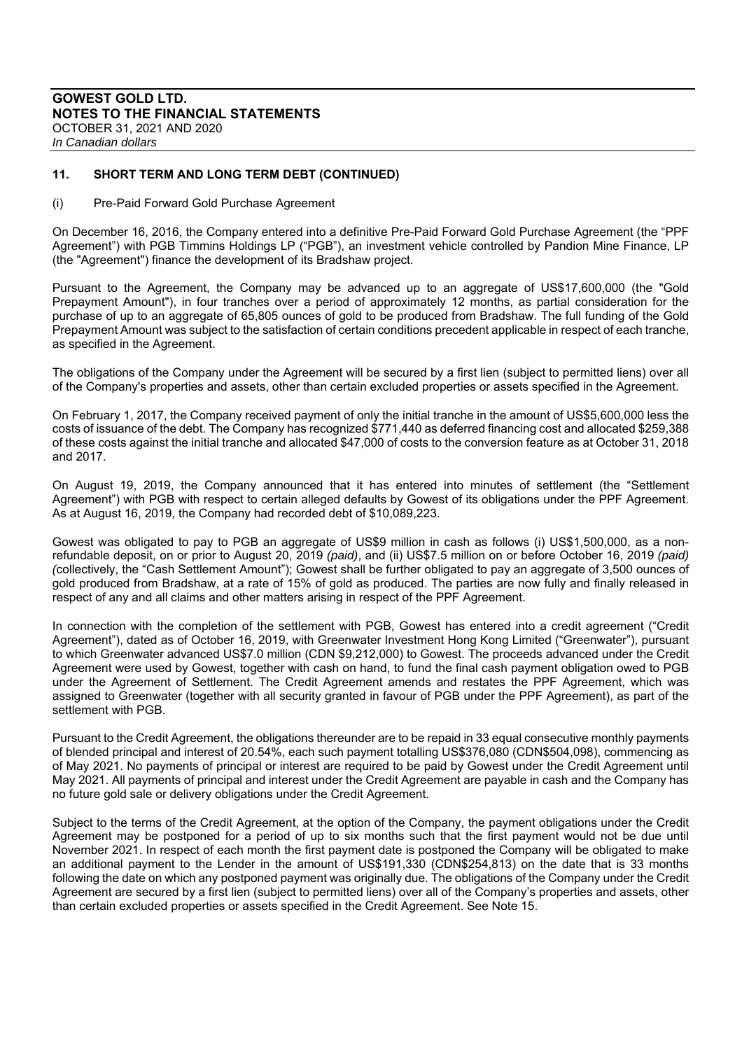## 11. SHORT TERM AND LONG TERM DEBT (CONTINUED)

(i) Pre-Paid Forward Gold Purchase Agreement

On December 16, 2016, the Company entered into a definitive Pre-Paid Forward Gold Purchase Agreement (the "PPF Agreement") with PGB Timmins Holdings LP ("PGB"), an investment vehicle controlled by Pandion Mine Finance, LP (the "Agreement") finance the development of its Bradshaw project.

Pursuant to the Agreement, the Company may be advanced up to an aggregate of US$17,600,000 (the "Gold Prepayment Amount"), in four tranches over a period of approximately 12 months, as partial consideration for the purchase of up to an aggregate of 65,805 ounces of gold to be produced from Bradshaw. The full funding of the Gold Prepayment Amount was subject to the satisfaction of certain conditions precedent applicable in respect of each tranche, as specified in the Agreement.

The obligations of the Company under the Agreement will be secured by a first lien (subject to permitted liens) over all of the Company's properties and assets, other than certain excluded properties or assets specified in the Agreement.

On February 1, 2017, the Company received payment of only the initial tranche in the amount of US$5,600,000 less the costs of issuance of the debt. The Company has recognized $771,440 as deferred financing cost and allocated $259,388 of these costs against the initial tranche and allocated $47,000 of costs to the conversion feature as at October 31, 2018 and 2017.

On August 19, 2019, the Company announced that it has entered into minutes of settlement (the "Settlement Agreement") with PGB with respect to certain alleged defaults by Gowest of its obligations under the PPF Agreement. As at August 16, 2019, the Company had recorded debt of $10,089,223.

Gowest was obligated to pay to PGB an aggregate of US$9 million in cash as follows (i) US$1,500,000, as a non-refundable deposit, on or prior to August 20, 2019 *(paid)*, and (ii) US$7.5 million on or before October 16, 2019 *(paid)* (collectively, the "Cash Settlement Amount"); Gowest shall be further obligated to pay an aggregate of 3,500 ounces of gold produced from Bradshaw, at a rate of 15% of gold as produced. The parties are now fully and finally released in respect of any and all claims and other matters arising in respect of the PPF Agreement.

In connection with the completion of the settlement with PGB, Gowest has entered into a credit agreement ("Credit Agreement"), dated as of October 16, 2019, with Greenwater Investment Hong Kong Limited ("Greenwater"), pursuant to which Greenwater advanced US$7.0 million (CDN $9,212,000) to Gowest. The proceeds advanced under the Credit Agreement were used by Gowest, together with cash on hand, to fund the final cash payment obligation owed to PGB under the Agreement of Settlement. The Credit Agreement amends and restates the PPF Agreement, which was assigned to Greenwater (together with all security granted in favour of PGB under the PPF Agreement), as part of the settlement with PGB.

Pursuant to the Credit Agreement, the obligations thereunder are to be repaid in 33 equal consecutive monthly payments of blended principal and interest of 20.54%, each such payment totalling US$376,080 (CDN$504,098), commencing as of May 2021. No payments of principal or interest are required to be paid by Gowest under the Credit Agreement until May 2021. All payments of principal and interest under the Credit Agreement are payable in cash and the Company has no future gold sale or delivery obligations under the Credit Agreement.

Subject to the terms of the Credit Agreement, at the option of the Company, the payment obligations under the Credit Agreement may be postponed for a period of up to six months such that the first payment would not be due until November 2021. In respect of each month the first payment date is postponed the Company will be obligated to make an additional payment to the Lender in the amount of US$191,330 (CDN$254,813) on the date that is 33 months following the date on which any postponed payment was originally due. The obligations of the Company under the Credit Agreement are secured by a first lien (subject to permitted liens) over all of the Company's properties and assets, other than certain excluded properties or assets specified in the Credit Agreement. See Note 15.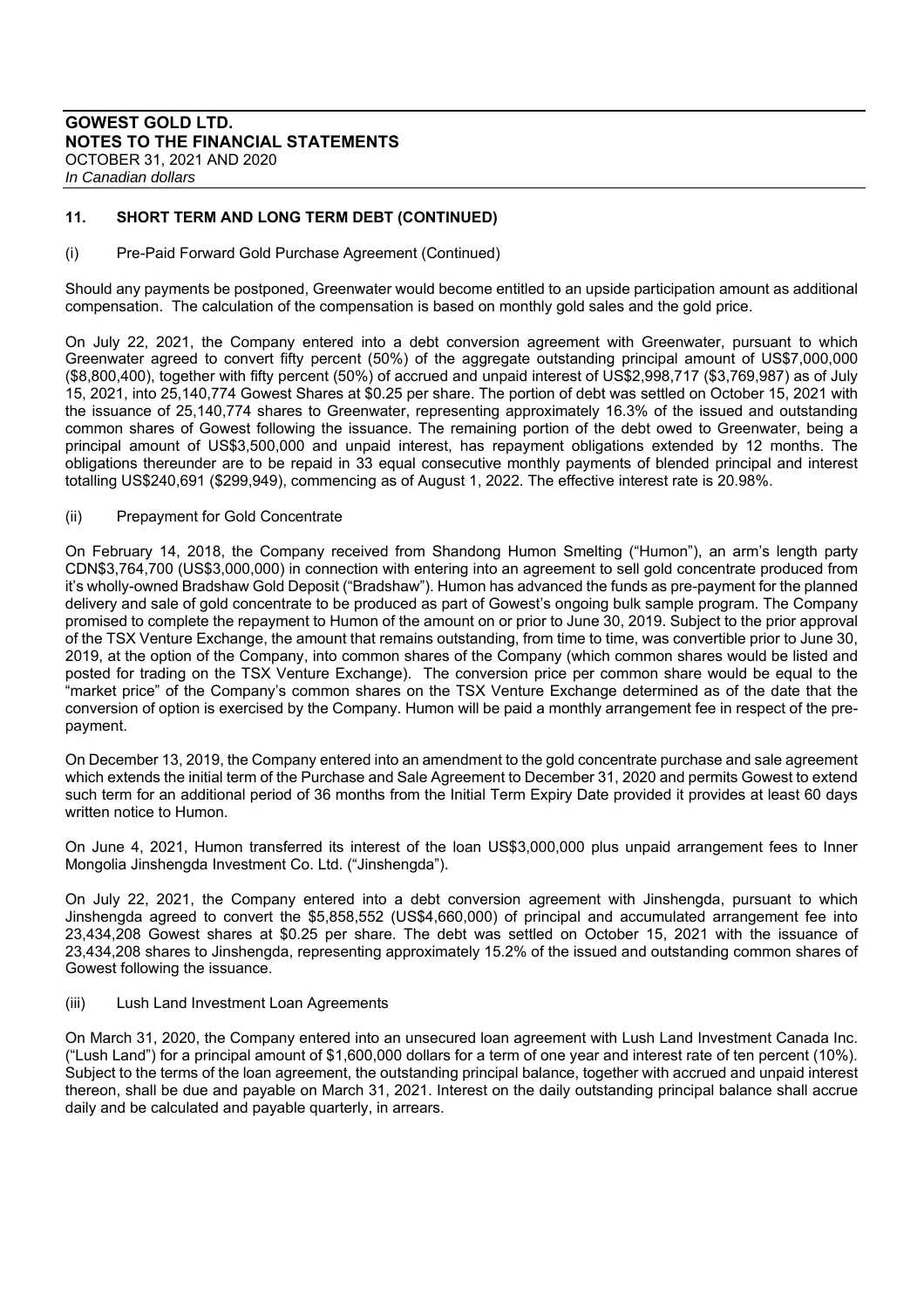## 11. SHORT TERM AND LONG TERM DEBT (CONTINUED)

(i) Pre-Paid Forward Gold Purchase Agreement (Continued)

Should any payments be postponed, Greenwater would become entitled to an upside participation amount as additional compensation. The calculation of the compensation is based on monthly gold sales and the gold price.

On July 22, 2021, the Company entered into a debt conversion agreement with Greenwater, pursuant to which Greenwater agreed to convert fifty percent (50%) of the aggregate outstanding principal amount of US$7,000,000 ($8,800,400), together with fifty percent (50%) of accrued and unpaid interest of US$2,998,717 ($3,769,987) as of July 15, 2021, into 25,140,774 Gowest Shares at $0.25 per share. The portion of debt was settled on October 15, 2021 with the issuance of 25,140,774 shares to Greenwater, representing approximately 16.3% of the issued and outstanding common shares of Gowest following the issuance. The remaining portion of the debt owed to Greenwater, being a principal amount of US$3,500,000 and unpaid interest, has repayment obligations extended by 12 months. The obligations thereunder are to be repaid in 33 equal consecutive monthly payments of blended principal and interest totalling US$240,691 ($299,949), commencing as of August 1, 2022. The effective interest rate is 20.98%.

(ii) Prepayment for Gold Concentrate

On February 14, 2018, the Company received from Shandong Humon Smelting ("Humon"), an arm's length party CDN$3,764,700 (US$3,000,000) in connection with entering into an agreement to sell gold concentrate produced from it's wholly-owned Bradshaw Gold Deposit ("Bradshaw"). Humon has advanced the funds as pre-payment for the planned delivery and sale of gold concentrate to be produced as part of Gowest's ongoing bulk sample program. The Company promised to complete the repayment to Humon of the amount on or prior to June 30, 2019. Subject to the prior approval of the TSX Venture Exchange, the amount that remains outstanding, from time to time, was convertible prior to June 30, 2019, at the option of the Company, into common shares of the Company (which common shares would be listed and posted for trading on the TSX Venture Exchange). The conversion price per common share would be equal to the "market price" of the Company's common shares on the TSX Venture Exchange determined as of the date that the conversion of option is exercised by the Company. Humon will be paid a monthly arrangement fee in respect of the pre-payment.

On December 13, 2019, the Company entered into an amendment to the gold concentrate purchase and sale agreement which extends the initial term of the Purchase and Sale Agreement to December 31, 2020 and permits Gowest to extend such term for an additional period of 36 months from the Initial Term Expiry Date provided it provides at least 60 days written notice to Humon.

On June 4, 2021, Humon transferred its interest of the loan US$3,000,000 plus unpaid arrangement fees to Inner Mongolia Jinshengda Investment Co. Ltd. ("Jinshengda").

On July 22, 2021, the Company entered into a debt conversion agreement with Jinshengda, pursuant to which Jinshengda agreed to convert the $5,858,552 (US$4,660,000) of principal and accumulated arrangement fee into 23,434,208 Gowest shares at $0.25 per share. The debt was settled on October 15, 2021 with the issuance of 23,434,208 shares to Jinshengda, representing approximately 15.2% of the issued and outstanding common shares of Gowest following the issuance.

(iii) Lush Land Investment Loan Agreements

On March 31, 2020, the Company entered into an unsecured loan agreement with Lush Land Investment Canada Inc. ("Lush Land") for a principal amount of $1,600,000 dollars for a term of one year and interest rate of ten percent (10%). Subject to the terms of the loan agreement, the outstanding principal balance, together with accrued and unpaid interest thereon, shall be due and payable on March 31, 2021. Interest on the daily outstanding principal balance shall accrue daily and be calculated and payable quarterly, in arrears.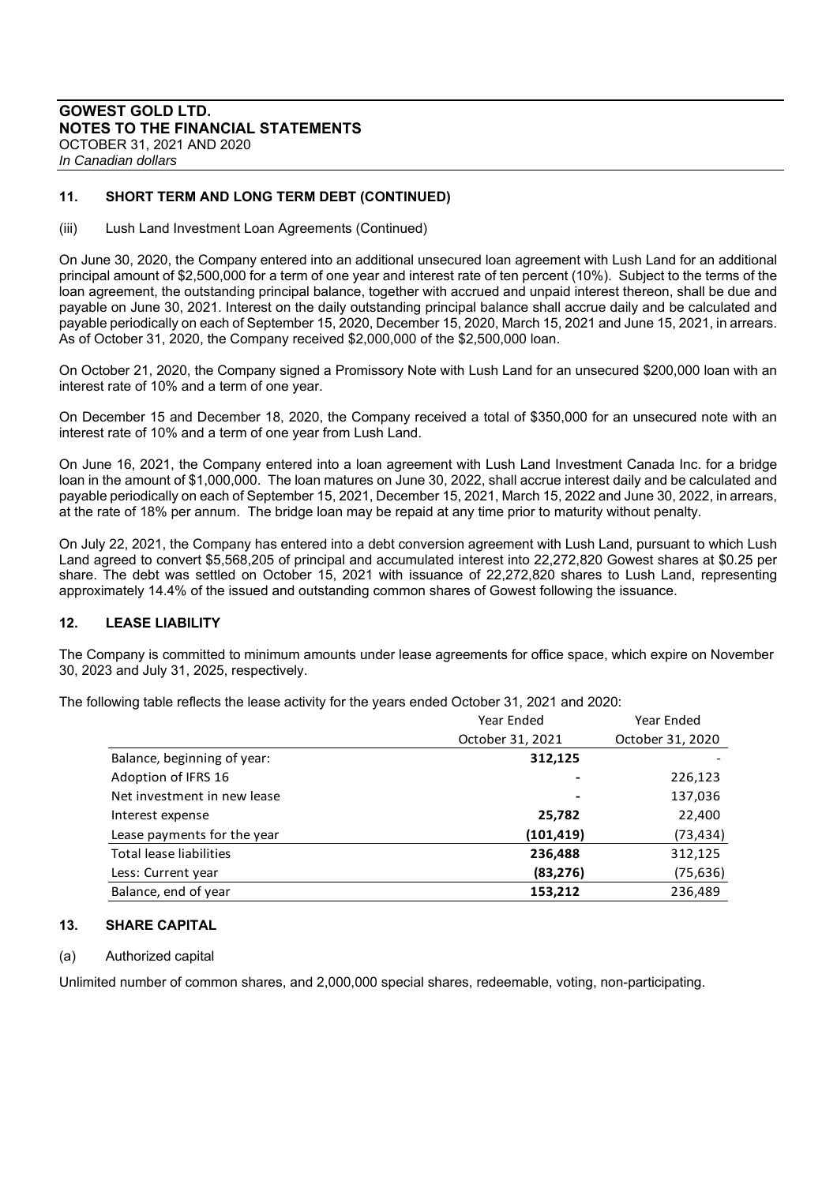## 11. SHORT TERM AND LONG TERM DEBT (CONTINUED)

(iii) Lush Land Investment Loan Agreements (Continued)

On June 30, 2020, the Company entered into an additional unsecured loan agreement with Lush Land for an additional principal amount of $2,500,000 for a term of one year and interest rate of ten percent (10%). Subject to the terms of the loan agreement, the outstanding principal balance, together with accrued and unpaid interest thereon, shall be due and payable on June 30, 2021. Interest on the daily outstanding principal balance shall accrue daily and be calculated and payable periodically on each of September 15, 2020, December 15, 2020, March 15, 2021 and June 15, 2021, in arrears. As of October 31, 2020, the Company received $2,000,000 of the $2,500,000 loan.

On October 21, 2020, the Company signed a Promissory Note with Lush Land for an unsecured $200,000 loan with an interest rate of 10% and a term of one year.

On December 15 and December 18, 2020, the Company received a total of $350,000 for an unsecured note with an interest rate of 10% and a term of one year from Lush Land.

On June 16, 2021, the Company entered into a loan agreement with Lush Land Investment Canada Inc. for a bridge loan in the amount of $1,000,000. The loan matures on June 30, 2022, shall accrue interest daily and be calculated and payable periodically on each of September 15, 2021, December 15, 2021, March 15, 2022 and June 30, 2022, in arrears, at the rate of 18% per annum. The bridge loan may be repaid at any time prior to maturity without penalty.

On July 22, 2021, the Company has entered into a debt conversion agreement with Lush Land, pursuant to which Lush Land agreed to convert $5,568,205 of principal and accumulated interest into 22,272,820 Gowest shares at $0.25 per share. The debt was settled on October 15, 2021 with issuance of 22,272,820 shares to Lush Land, representing approximately 14.4% of the issued and outstanding common shares of Gowest following the issuance.

## 12. LEASE LIABILITY

The Company is committed to minimum amounts under lease agreements for office space, which expire on November 30, 2023 and July 31, 2025, respectively.

The following table reflects the lease activity for the years ended October 31, 2021 and 2020:

| | Year Ended October 31, 2021 | Year Ended October 31, 2020 |
|---|---|---|
| Balance, beginning of year: | **312,125** | - |
| Adoption of IFRS 16 | **-** | 226,123 |
| Net investment in new lease | **-** | 137,036 |
| Interest expense | **25,782** | 22,400 |
| Lease payments for the year | **(101,419)** | (73,434) |
| Total lease liabilities | **236,488** | 312,125 |
| Less: Current year | **(83,276)** | (75,636) |
| Balance, end of year | **153,212** | 236,489 |

## 13. SHARE CAPITAL

(a) Authorized capital

Unlimited number of common shares, and 2,000,000 special shares, redeemable, voting, non-participating.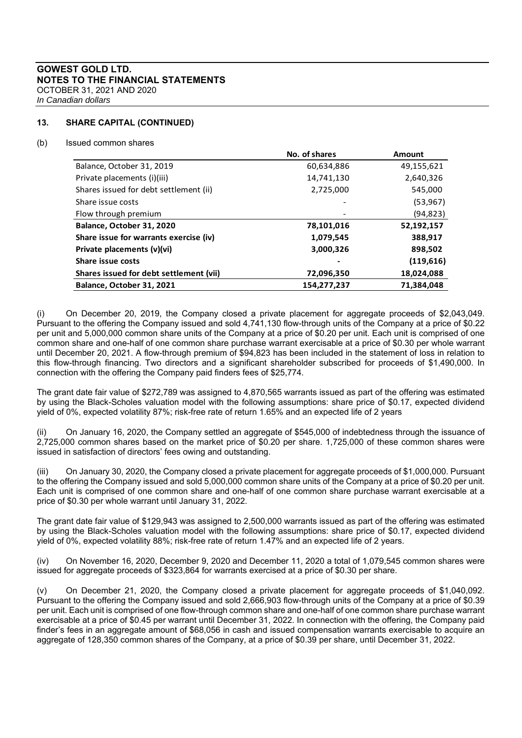**GOWEST GOLD LTD.**
**NOTES TO THE FINANCIAL STATEMENTS**
OCTOBER 31, 2021 AND 2020
*In Canadian dollars*

## 13. SHARE CAPITAL (CONTINUED)

(b) Issued common shares

| | No. of shares | Amount |
|---|---|---|
| Balance, October 31, 2019 | 60,634,886 | 49,155,621 |
| Private placements (i)(iii) | 14,741,130 | 2,640,326 |
| Shares issued for debt settlement (ii) | 2,725,000 | 545,000 |
| Share issue costs | - | (53,967) |
| Flow through premium | - | (94,823) |
| **Balance, October 31, 2020** | **78,101,016** | **52,192,157** |
| **Share issue for warrants exercise (iv)** | **1,079,545** | **388,917** |
| **Private placements (v)(vi)** | **3,000,326** | **898,502** |
| **Share issue costs** | **-** | **(119,616)** |
| **Shares issued for debt settlement (vii)** | **72,096,350** | **18,024,088** |
| **Balance, October 31, 2021** | **154,277,237** | **71,384,048** |

(i) On December 20, 2019, the Company closed a private placement for aggregate proceeds of $2,043,049. Pursuant to the offering the Company issued and sold 4,741,130 flow-through units of the Company at a price of $0.22 per unit and 5,000,000 common share units of the Company at a price of $0.20 per unit. Each unit is comprised of one common share and one-half of one common share purchase warrant exercisable at a price of $0.30 per whole warrant until December 20, 2021. A flow-through premium of $94,823 has been included in the statement of loss in relation to this flow-through financing. Two directors and a significant shareholder subscribed for proceeds of $1,490,000. In connection with the offering the Company paid finders fees of $25,774.

The grant date fair value of $272,789 was assigned to 4,870,565 warrants issued as part of the offering was estimated by using the Black-Scholes valuation model with the following assumptions: share price of $0.17, expected dividend yield of 0%, expected volatility 87%; risk-free rate of return 1.65% and an expected life of 2 years

(ii) On January 16, 2020, the Company settled an aggregate of $545,000 of indebtedness through the issuance of 2,725,000 common shares based on the market price of $0.20 per share. 1,725,000 of these common shares were issued in satisfaction of directors' fees owing and outstanding.

(iii) On January 30, 2020, the Company closed a private placement for aggregate proceeds of $1,000,000. Pursuant to the offering the Company issued and sold 5,000,000 common share units of the Company at a price of $0.20 per unit. Each unit is comprised of one common share and one-half of one common share purchase warrant exercisable at a price of $0.30 per whole warrant until January 31, 2022.

The grant date fair value of $129,943 was assigned to 2,500,000 warrants issued as part of the offering was estimated by using the Black-Scholes valuation model with the following assumptions: share price of $0.17, expected dividend yield of 0%, expected volatility 88%; risk-free rate of return 1.47% and an expected life of 2 years.

(iv) On November 16, 2020, December 9, 2020 and December 11, 2020 a total of 1,079,545 common shares were issued for aggregate proceeds of $323,864 for warrants exercised at a price of $0.30 per share.

(v) On December 21, 2020, the Company closed a private placement for aggregate proceeds of $1,040,092. Pursuant to the offering the Company issued and sold 2,666,903 flow-through units of the Company at a price of $0.39 per unit. Each unit is comprised of one flow-through common share and one-half of one common share purchase warrant exercisable at a price of $0.45 per warrant until December 31, 2022. In connection with the offering, the Company paid finder's fees in an aggregate amount of $68,056 in cash and issued compensation warrants exercisable to acquire an aggregate of 128,350 common shares of the Company, at a price of $0.39 per share, until December 31, 2022.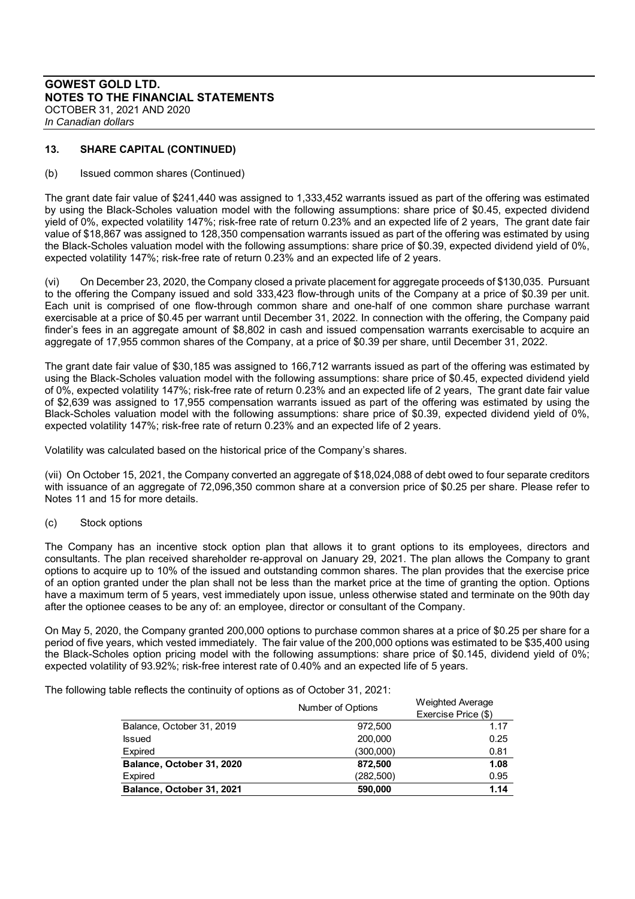## 13. SHARE CAPITAL (CONTINUED)

(b) Issued common shares (Continued)

The grant date fair value of $241,440 was assigned to 1,333,452 warrants issued as part of the offering was estimated by using the Black-Scholes valuation model with the following assumptions: share price of $0.45, expected dividend yield of 0%, expected volatility 147%; risk-free rate of return 0.23% and an expected life of 2 years, The grant date fair value of $18,867 was assigned to 128,350 compensation warrants issued as part of the offering was estimated by using the Black-Scholes valuation model with the following assumptions: share price of $0.39, expected dividend yield of 0%, expected volatility 147%; risk-free rate of return 0.23% and an expected life of 2 years.

(vi) On December 23, 2020, the Company closed a private placement for aggregate proceeds of $130,035. Pursuant to the offering the Company issued and sold 333,423 flow-through units of the Company at a price of $0.39 per unit. Each unit is comprised of one flow-through common share and one-half of one common share purchase warrant exercisable at a price of $0.45 per warrant until December 31, 2022. In connection with the offering, the Company paid finder's fees in an aggregate amount of $8,802 in cash and issued compensation warrants exercisable to acquire an aggregate of 17,955 common shares of the Company, at a price of $0.39 per share, until December 31, 2022.

The grant date fair value of $30,185 was assigned to 166,712 warrants issued as part of the offering was estimated by using the Black-Scholes valuation model with the following assumptions: share price of $0.45, expected dividend yield of 0%, expected volatility 147%; risk-free rate of return 0.23% and an expected life of 2 years, The grant date fair value of $2,639 was assigned to 17,955 compensation warrants issued as part of the offering was estimated by using the Black-Scholes valuation model with the following assumptions: share price of $0.39, expected dividend yield of 0%, expected volatility 147%; risk-free rate of return 0.23% and an expected life of 2 years.

Volatility was calculated based on the historical price of the Company's shares.

(vii) On October 15, 2021, the Company converted an aggregate of $18,024,088 of debt owed to four separate creditors with issuance of an aggregate of 72,096,350 common share at a conversion price of $0.25 per share. Please refer to Notes 11 and 15 for more details.

(c) Stock options

The Company has an incentive stock option plan that allows it to grant options to its employees, directors and consultants. The plan received shareholder re-approval on January 29, 2021. The plan allows the Company to grant options to acquire up to 10% of the issued and outstanding common shares. The plan provides that the exercise price of an option granted under the plan shall not be less than the market price at the time of granting the option. Options have a maximum term of 5 years, vest immediately upon issue, unless otherwise stated and terminate on the 90th day after the optionee ceases to be any of: an employee, director or consultant of the Company.

On May 5, 2020, the Company granted 200,000 options to purchase common shares at a price of $0.25 per share for a period of five years, which vested immediately. The fair value of the 200,000 options was estimated to be $35,400 using the Black-Scholes option pricing model with the following assumptions: share price of $0.145, dividend yield of 0%; expected volatility of 93.92%; risk-free interest rate of 0.40% and an expected life of 5 years.

The following table reflects the continuity of options as of October 31, 2021:

| | Number of Options | Weighted Average Exercise Price ($) |
|---|---|---|
| Balance, October 31, 2019 | 972,500 | 1.17 |
| Issued | 200,000 | 0.25 |
| Expired | (300,000) | 0.81 |
| **Balance, October 31, 2020** | **872,500** | **1.08** |
| Expired | (282,500) | 0.95 |
| **Balance, October 31, 2021** | **590,000** | **1.14** |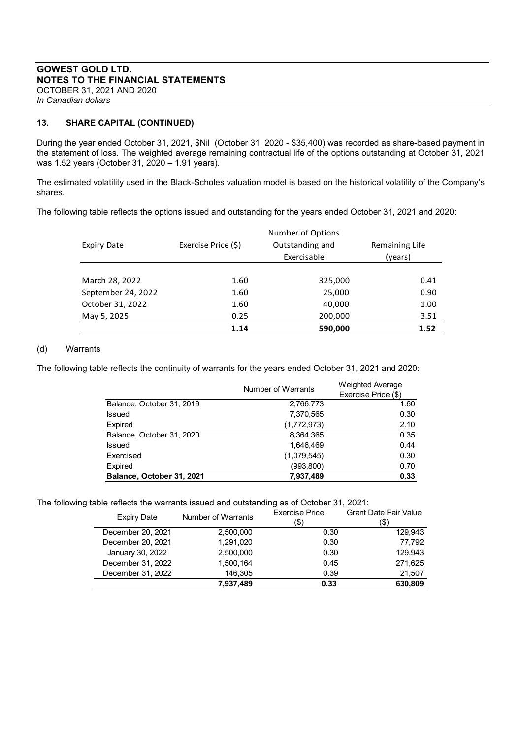## 13. SHARE CAPITAL (CONTINUED)

During the year ended October 31, 2021, $Nil (October 31, 2020 - $35,400) was recorded as share-based payment in the statement of loss. The weighted average remaining contractual life of the options outstanding at October 31, 2021 was 1.52 years (October 31, 2020 – 1.91 years).

The estimated volatility used in the Black-Scholes valuation model is based on the historical volatility of the Company's shares.

The following table reflects the options issued and outstanding for the years ended October 31, 2021 and 2020:

| Expiry Date | Exercise Price ($) | Number of Options Outstanding and Exercisable | Remaining Life (years) |
|---|---|---|---|
| March 28, 2022 | 1.60 | 325,000 | 0.41 |
| September 24, 2022 | 1.60 | 25,000 | 0.90 |
| October 31, 2022 | 1.60 | 40,000 | 1.00 |
| May 5, 2025 | 0.25 | 200,000 | 3.51 |
| | **1.14** | **590,000** | **1.52** |

(d) Warrants

The following table reflects the continuity of warrants for the years ended October 31, 2021 and 2020:

| | Number of Warrants | Weighted Average Exercise Price ($) |
|---|---|---|
| Balance, October 31, 2019 | 2,766,773 | 1.60 |
| Issued | 7,370,565 | 0.30 |
| Expired | (1,772,973) | 2.10 |
| Balance, October 31, 2020 | 8,364,365 | 0.35 |
| Issued | 1,646,469 | 0.44 |
| Exercised | (1,079,545) | 0.30 |
| Expired | (993,800) | 0.70 |
| **Balance, October 31, 2021** | **7,937,489** | **0.33** |

The following table reflects the warrants issued and outstanding as of October 31, 2021:

| Expiry Date | Number of Warrants | Exercise Price ($) | Grant Date Fair Value ($) |
|---|---|---|---|
| December 20, 2021 | 2,500,000 | 0.30 | 129,943 |
| December 20, 2021 | 1,291,020 | 0.30 | 77,792 |
| January 30, 2022 | 2,500,000 | 0.30 | 129,943 |
| December 31, 2022 | 1,500,164 | 0.45 | 271,625 |
| December 31, 2022 | 146,305 | 0.39 | 21,507 |
| | **7,937,489** | **0.33** | **630,809** |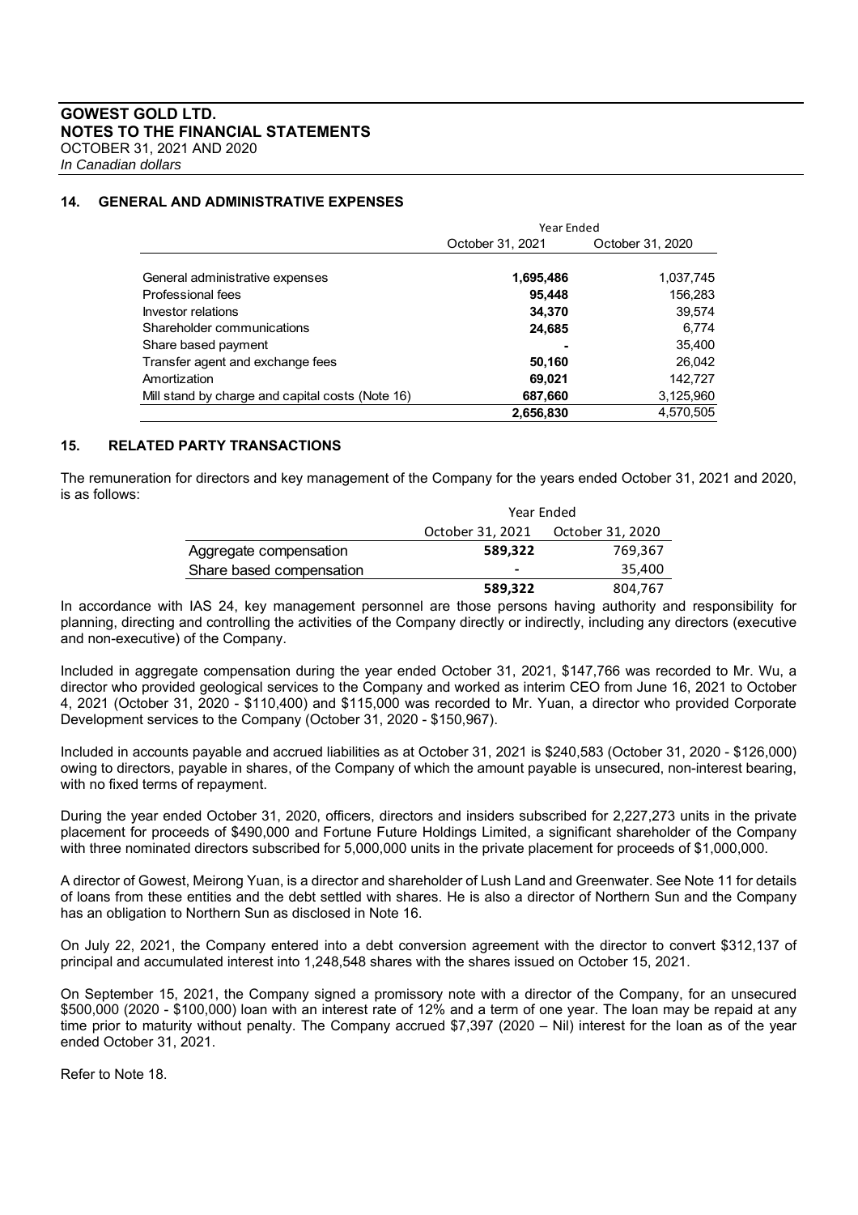## 14. GENERAL AND ADMINISTRATIVE EXPENSES

| | Year Ended | |
|---|---|---|
| | October 31, 2021 | October 31, 2020 |
| General administrative expenses | **1,695,486** | 1,037,745 |
| Professional fees | **95,448** | 156,283 |
| Investor relations | **34,370** | 39,574 |
| Shareholder communications | **24,685** | 6,774 |
| Share based payment | **-** | 35,400 |
| Transfer agent and exchange fees | **50,160** | 26,042 |
| Amortization | **69,021** | 142,727 |
| Mill stand by charge and capital costs (Note 16) | **687,660** | 3,125,960 |
| | **2,656,830** | 4,570,505 |

## 15. RELATED PARTY TRANSACTIONS

The remuneration for directors and key management of the Company for the years ended October 31, 2021 and 2020, is as follows:

| | Year Ended | |
|---|---|---|
| | October 31, 2021 | October 31, 2020 |
| Aggregate compensation | **589,322** | 769,367 |
| Share based compensation | **-** | 35,400 |
| | **589,322** | 804,767 |

In accordance with IAS 24, key management personnel are those persons having authority and responsibility for planning, directing and controlling the activities of the Company directly or indirectly, including any directors (executive and non-executive) of the Company.

Included in aggregate compensation during the year ended October 31, 2021, $147,766 was recorded to Mr. Wu, a director who provided geological services to the Company and worked as interim CEO from June 16, 2021 to October 4, 2021 (October 31, 2020 - $110,400) and $115,000 was recorded to Mr. Yuan, a director who provided Corporate Development services to the Company (October 31, 2020 - $150,967).

Included in accounts payable and accrued liabilities as at October 31, 2021 is $240,583 (October 31, 2020 - $126,000) owing to directors, payable in shares, of the Company of which the amount payable is unsecured, non-interest bearing, with no fixed terms of repayment.

During the year ended October 31, 2020, officers, directors and insiders subscribed for 2,227,273 units in the private placement for proceeds of $490,000 and Fortune Future Holdings Limited, a significant shareholder of the Company with three nominated directors subscribed for 5,000,000 units in the private placement for proceeds of $1,000,000.

A director of Gowest, Meirong Yuan, is a director and shareholder of Lush Land and Greenwater. See Note 11 for details of loans from these entities and the debt settled with shares. He is also a director of Northern Sun and the Company has an obligation to Northern Sun as disclosed in Note 16.

On July 22, 2021, the Company entered into a debt conversion agreement with the director to convert $312,137 of principal and accumulated interest into 1,248,548 shares with the shares issued on October 15, 2021.

On September 15, 2021, the Company signed a promissory note with a director of the Company, for an unsecured $500,000 (2020 - $100,000) loan with an interest rate of 12% and a term of one year. The loan may be repaid at any time prior to maturity without penalty. The Company accrued $7,397 (2020 – Nil) interest for the loan as of the year ended October 31, 2021.

Refer to Note 18.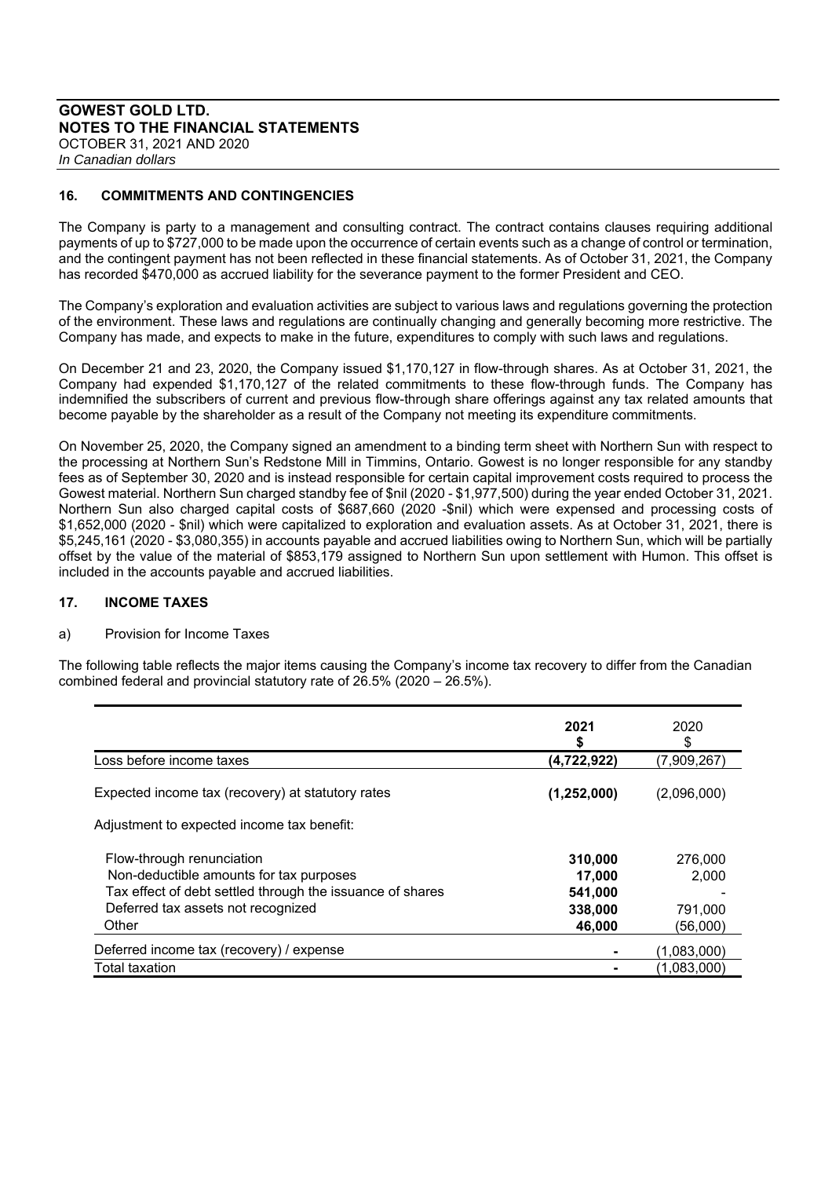## 16. COMMITMENTS AND CONTINGENCIES

The Company is party to a management and consulting contract. The contract contains clauses requiring additional payments of up to $727,000 to be made upon the occurrence of certain events such as a change of control or termination, and the contingent payment has not been reflected in these financial statements. As of October 31, 2021, the Company has recorded $470,000 as accrued liability for the severance payment to the former President and CEO.

The Company's exploration and evaluation activities are subject to various laws and regulations governing the protection of the environment. These laws and regulations are continually changing and generally becoming more restrictive. The Company has made, and expects to make in the future, expenditures to comply with such laws and regulations.

On December 21 and 23, 2020, the Company issued $1,170,127 in flow-through shares. As at October 31, 2021, the Company had expended $1,170,127 of the related commitments to these flow-through funds. The Company has indemnified the subscribers of current and previous flow-through share offerings against any tax related amounts that become payable by the shareholder as a result of the Company not meeting its expenditure commitments.

On November 25, 2020, the Company signed an amendment to a binding term sheet with Northern Sun with respect to the processing at Northern Sun's Redstone Mill in Timmins, Ontario. Gowest is no longer responsible for any standby fees as of September 30, 2020 and is instead responsible for certain capital improvement costs required to process the Gowest material. Northern Sun charged standby fee of $nil (2020 - $1,977,500) during the year ended October 31, 2021. Northern Sun also charged capital costs of $687,660 (2020 -$nil) which were expensed and processing costs of $1,652,000 (2020 - $nil) which were capitalized to exploration and evaluation assets. As at October 31, 2021, there is $5,245,161 (2020 - $3,080,355) in accounts payable and accrued liabilities owing to Northern Sun, which will be partially offset by the value of the material of $853,179 assigned to Northern Sun upon settlement with Humon. This offset is included in the accounts payable and accrued liabilities.

## 17. INCOME TAXES

a) Provision for Income Taxes

The following table reflects the major items causing the Company's income tax recovery to differ from the Canadian combined federal and provincial statutory rate of 26.5% (2020 – 26.5%).

| | **2021** **$** | 2020 $ |
|---|---|---|
| Loss before income taxes | **(4,722,922)** | (7,909,267) |
| Expected income tax (recovery) at statutory rates | **(1,252,000)** | (2,096,000) |
| Adjustment to expected income tax benefit: | | |
| Flow-through renunciation | **310,000** | 276,000 |
| Non-deductible amounts for tax purposes | **17,000** | 2,000 |
| Tax effect of debt settled through the issuance of shares | **541,000** | - |
| Deferred tax assets not recognized | **338,000** | 791,000 |
| Other | **46,000** | (56,000) |
| Deferred income tax (recovery) / expense | **-** | (1,083,000) |
| Total taxation | **-** | (1,083,000) |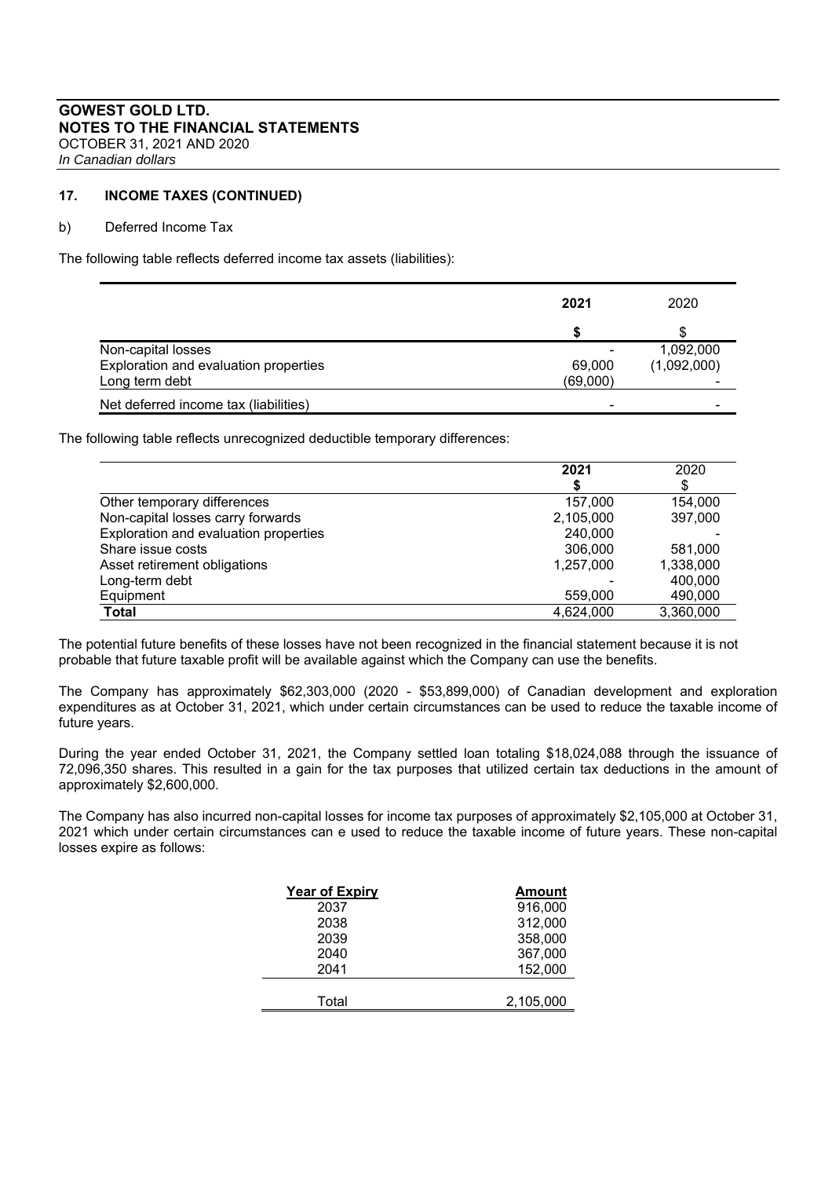**GOWEST GOLD LTD.**
**NOTES TO THE FINANCIAL STATEMENTS**
OCTOBER 31, 2021 AND 2020
*In Canadian dollars*

## 17. INCOME TAXES (CONTINUED)

b) Deferred Income Tax

The following table reflects deferred income tax assets (liabilities):

| | **2021** | 2020 |
|---|---|---|
| | **$** | $ |
| Non-capital losses | - | 1,092,000 |
| Exploration and evaluation properties | 69,000 | (1,092,000) |
| Long term debt | (69,000) | - |
| Net deferred income tax (liabilities) | - | - |

The following table reflects unrecognized deductible temporary differences:

| | **2021** **$** | 2020 $ |
|---|---|---|
| Other temporary differences | 157,000 | 154,000 |
| Non-capital losses carry forwards | 2,105,000 | 397,000 |
| Exploration and evaluation properties | 240,000 | - |
| Share issue costs | 306,000 | 581,000 |
| Asset retirement obligations | 1,257,000 | 1,338,000 |
| Long-term debt | - | 400,000 |
| Equipment | 559,000 | 490,000 |
| **Total** | 4,624,000 | 3,360,000 |

The potential future benefits of these losses have not been recognized in the financial statement because it is not probable that future taxable profit will be available against which the Company can use the benefits.

The Company has approximately $62,303,000 (2020 - $53,899,000) of Canadian development and exploration expenditures as at October 31, 2021, which under certain circumstances can be used to reduce the taxable income of future years.

During the year ended October 31, 2021, the Company settled loan totaling $18,024,088 through the issuance of 72,096,350 shares. This resulted in a gain for the tax purposes that utilized certain tax deductions in the amount of approximately $2,600,000.

The Company has also incurred non-capital losses for income tax purposes of approximately $2,105,000 at October 31, 2021 which under certain circumstances can e used to reduce the taxable income of future years. These non-capital losses expire as follows:

| Year of Expiry | Amount |
|---|---|
| 2037 | 916,000 |
| 2038 | 312,000 |
| 2039 | 358,000 |
| 2040 | 367,000 |
| 2041 | 152,000 |
| Total | 2,105,000 |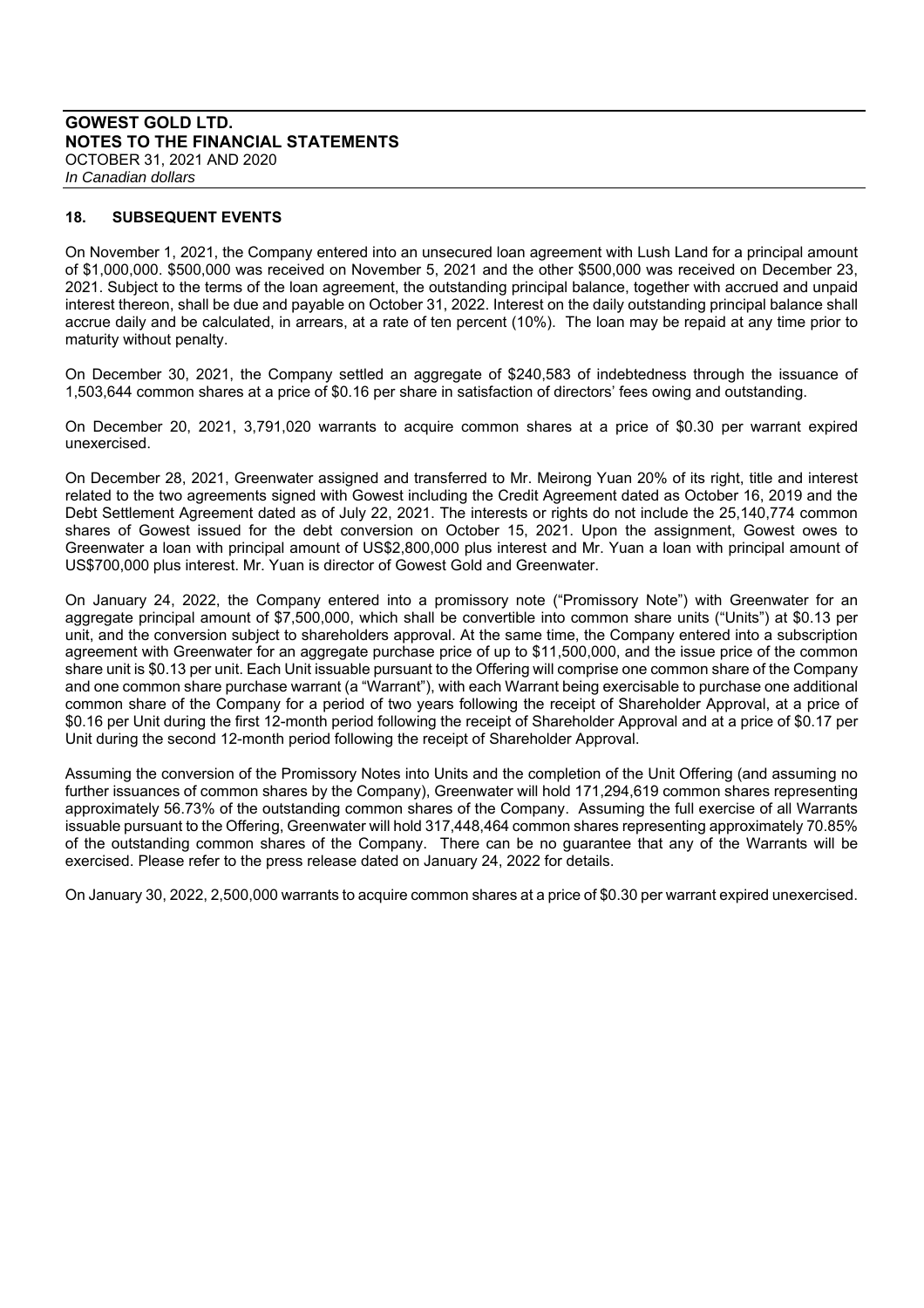## 18. SUBSEQUENT EVENTS

On November 1, 2021, the Company entered into an unsecured loan agreement with Lush Land for a principal amount of \$1,000,000. \$500,000 was received on November 5, 2021 and the other \$500,000 was received on December 23, 2021. Subject to the terms of the loan agreement, the outstanding principal balance, together with accrued and unpaid interest thereon, shall be due and payable on October 31, 2022. Interest on the daily outstanding principal balance shall accrue daily and be calculated, in arrears, at a rate of ten percent (10%). The loan may be repaid at any time prior to maturity without penalty.

On December 30, 2021, the Company settled an aggregate of \$240,583 of indebtedness through the issuance of 1,503,644 common shares at a price of \$0.16 per share in satisfaction of directors' fees owing and outstanding.

On December 20, 2021, 3,791,020 warrants to acquire common shares at a price of \$0.30 per warrant expired unexercised.

On December 28, 2021, Greenwater assigned and transferred to Mr. Meirong Yuan 20% of its right, title and interest related to the two agreements signed with Gowest including the Credit Agreement dated as October 16, 2019 and the Debt Settlement Agreement dated as of July 22, 2021. The interests or rights do not include the 25,140,774 common shares of Gowest issued for the debt conversion on October 15, 2021. Upon the assignment, Gowest owes to Greenwater a loan with principal amount of US\$2,800,000 plus interest and Mr. Yuan a loan with principal amount of US\$700,000 plus interest. Mr. Yuan is director of Gowest Gold and Greenwater.

On January 24, 2022, the Company entered into a promissory note ("Promissory Note") with Greenwater for an aggregate principal amount of \$7,500,000, which shall be convertible into common share units ("Units") at \$0.13 per unit, and the conversion subject to shareholders approval. At the same time, the Company entered into a subscription agreement with Greenwater for an aggregate purchase price of up to \$11,500,000, and the issue price of the common share unit is \$0.13 per unit. Each Unit issuable pursuant to the Offering will comprise one common share of the Company and one common share purchase warrant (a "Warrant"), with each Warrant being exercisable to purchase one additional common share of the Company for a period of two years following the receipt of Shareholder Approval, at a price of \$0.16 per Unit during the first 12-month period following the receipt of Shareholder Approval and at a price of \$0.17 per Unit during the second 12-month period following the receipt of Shareholder Approval.

Assuming the conversion of the Promissory Notes into Units and the completion of the Unit Offering (and assuming no further issuances of common shares by the Company), Greenwater will hold 171,294,619 common shares representing approximately 56.73% of the outstanding common shares of the Company. Assuming the full exercise of all Warrants issuable pursuant to the Offering, Greenwater will hold 317,448,464 common shares representing approximately 70.85% of the outstanding common shares of the Company. There can be no guarantee that any of the Warrants will be exercised. Please refer to the press release dated on January 24, 2022 for details.

On January 30, 2022, 2,500,000 warrants to acquire common shares at a price of \$0.30 per warrant expired unexercised.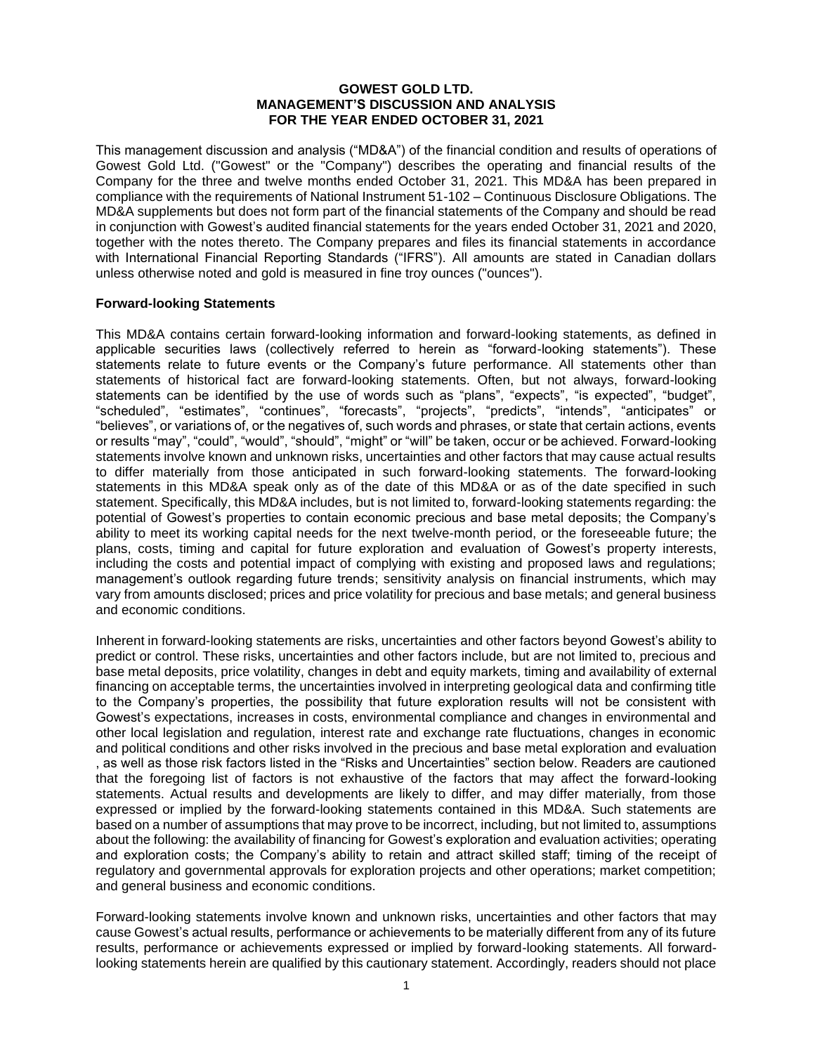# GOWEST GOLD LTD.
# MANAGEMENT'S DISCUSSION AND ANALYSIS
# FOR THE YEAR ENDED OCTOBER 31, 2021

This management discussion and analysis ("MD&A") of the financial condition and results of operations of Gowest Gold Ltd. ("Gowest" or the "Company") describes the operating and financial results of the Company for the three and twelve months ended October 31, 2021. This MD&A has been prepared in compliance with the requirements of National Instrument 51-102 – Continuous Disclosure Obligations. The MD&A supplements but does not form part of the financial statements of the Company and should be read in conjunction with Gowest's audited financial statements for the years ended October 31, 2021 and 2020, together with the notes thereto. The Company prepares and files its financial statements in accordance with International Financial Reporting Standards ("IFRS"). All amounts are stated in Canadian dollars unless otherwise noted and gold is measured in fine troy ounces ("ounces").

**Forward-looking Statements**

This MD&A contains certain forward-looking information and forward-looking statements, as defined in applicable securities laws (collectively referred to herein as "forward-looking statements"). These statements relate to future events or the Company's future performance. All statements other than statements of historical fact are forward-looking statements. Often, but not always, forward-looking statements can be identified by the use of words such as "plans", "expects", "is expected", "budget", "scheduled", "estimates", "continues", "forecasts", "projects", "predicts", "intends", "anticipates" or "believes", or variations of, or the negatives of, such words and phrases, or state that certain actions, events or results "may", "could", "would", "should", "might" or "will" be taken, occur or be achieved. Forward-looking statements involve known and unknown risks, uncertainties and other factors that may cause actual results to differ materially from those anticipated in such forward-looking statements. The forward-looking statements in this MD&A speak only as of the date of this MD&A or as of the date specified in such statement. Specifically, this MD&A includes, but is not limited to, forward-looking statements regarding: the potential of Gowest's properties to contain economic precious and base metal deposits; the Company's ability to meet its working capital needs for the next twelve-month period, or the foreseeable future; the plans, costs, timing and capital for future exploration and evaluation of Gowest's property interests, including the costs and potential impact of complying with existing and proposed laws and regulations; management's outlook regarding future trends; sensitivity analysis on financial instruments, which may vary from amounts disclosed; prices and price volatility for precious and base metals; and general business and economic conditions.

Inherent in forward-looking statements are risks, uncertainties and other factors beyond Gowest's ability to predict or control. These risks, uncertainties and other factors include, but are not limited to, precious and base metal deposits, price volatility, changes in debt and equity markets, timing and availability of external financing on acceptable terms, the uncertainties involved in interpreting geological data and confirming title to the Company's properties, the possibility that future exploration results will not be consistent with Gowest's expectations, increases in costs, environmental compliance and changes in environmental and other local legislation and regulation, interest rate and exchange rate fluctuations, changes in economic and political conditions and other risks involved in the precious and base metal exploration and evaluation , as well as those risk factors listed in the "Risks and Uncertainties" section below. Readers are cautioned that the foregoing list of factors is not exhaustive of the factors that may affect the forward-looking statements. Actual results and developments are likely to differ, and may differ materially, from those expressed or implied by the forward-looking statements contained in this MD&A. Such statements are based on a number of assumptions that may prove to be incorrect, including, but not limited to, assumptions about the following: the availability of financing for Gowest's exploration and evaluation activities; operating and exploration costs; the Company's ability to retain and attract skilled staff; timing of the receipt of regulatory and governmental approvals for exploration projects and other operations; market competition; and general business and economic conditions.

Forward-looking statements involve known and unknown risks, uncertainties and other factors that may cause Gowest's actual results, performance or achievements to be materially different from any of its future results, performance or achievements expressed or implied by forward-looking statements. All forward-looking statements herein are qualified by this cautionary statement. Accordingly, readers should not place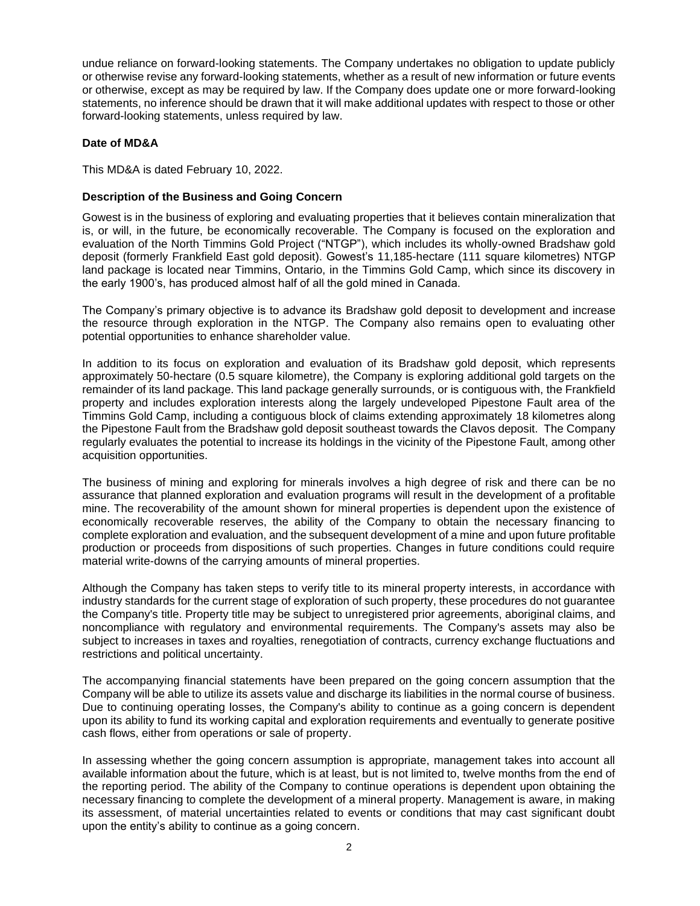undue reliance on forward-looking statements. The Company undertakes no obligation to update publicly or otherwise revise any forward-looking statements, whether as a result of new information or future events or otherwise, except as may be required by law. If the Company does update one or more forward-looking statements, no inference should be drawn that it will make additional updates with respect to those or other forward-looking statements, unless required by law.

**Date of MD&A**

This MD&A is dated February 10, 2022.

**Description of the Business and Going Concern**

Gowest is in the business of exploring and evaluating properties that it believes contain mineralization that is, or will, in the future, be economically recoverable. The Company is focused on the exploration and evaluation of the North Timmins Gold Project ("NTGP"), which includes its wholly-owned Bradshaw gold deposit (formerly Frankfield East gold deposit). Gowest's 11,185-hectare (111 square kilometres) NTGP land package is located near Timmins, Ontario, in the Timmins Gold Camp, which since its discovery in the early 1900's, has produced almost half of all the gold mined in Canada.

The Company's primary objective is to advance its Bradshaw gold deposit to development and increase the resource through exploration in the NTGP. The Company also remains open to evaluating other potential opportunities to enhance shareholder value.

In addition to its focus on exploration and evaluation of its Bradshaw gold deposit, which represents approximately 50-hectare (0.5 square kilometre), the Company is exploring additional gold targets on the remainder of its land package. This land package generally surrounds, or is contiguous with, the Frankfield property and includes exploration interests along the largely undeveloped Pipestone Fault area of the Timmins Gold Camp, including a contiguous block of claims extending approximately 18 kilometres along the Pipestone Fault from the Bradshaw gold deposit southeast towards the Clavos deposit. The Company regularly evaluates the potential to increase its holdings in the vicinity of the Pipestone Fault, among other acquisition opportunities.

The business of mining and exploring for minerals involves a high degree of risk and there can be no assurance that planned exploration and evaluation programs will result in the development of a profitable mine. The recoverability of the amount shown for mineral properties is dependent upon the existence of economically recoverable reserves, the ability of the Company to obtain the necessary financing to complete exploration and evaluation, and the subsequent development of a mine and upon future profitable production or proceeds from dispositions of such properties. Changes in future conditions could require material write-downs of the carrying amounts of mineral properties.

Although the Company has taken steps to verify title to its mineral property interests, in accordance with industry standards for the current stage of exploration of such property, these procedures do not guarantee the Company's title. Property title may be subject to unregistered prior agreements, aboriginal claims, and noncompliance with regulatory and environmental requirements. The Company's assets may also be subject to increases in taxes and royalties, renegotiation of contracts, currency exchange fluctuations and restrictions and political uncertainty.

The accompanying financial statements have been prepared on the going concern assumption that the Company will be able to utilize its assets value and discharge its liabilities in the normal course of business. Due to continuing operating losses, the Company's ability to continue as a going concern is dependent upon its ability to fund its working capital and exploration requirements and eventually to generate positive cash flows, either from operations or sale of property.

In assessing whether the going concern assumption is appropriate, management takes into account all available information about the future, which is at least, but is not limited to, twelve months from the end of the reporting period. The ability of the Company to continue operations is dependent upon obtaining the necessary financing to complete the development of a mineral property. Management is aware, in making its assessment, of material uncertainties related to events or conditions that may cast significant doubt upon the entity's ability to continue as a going concern.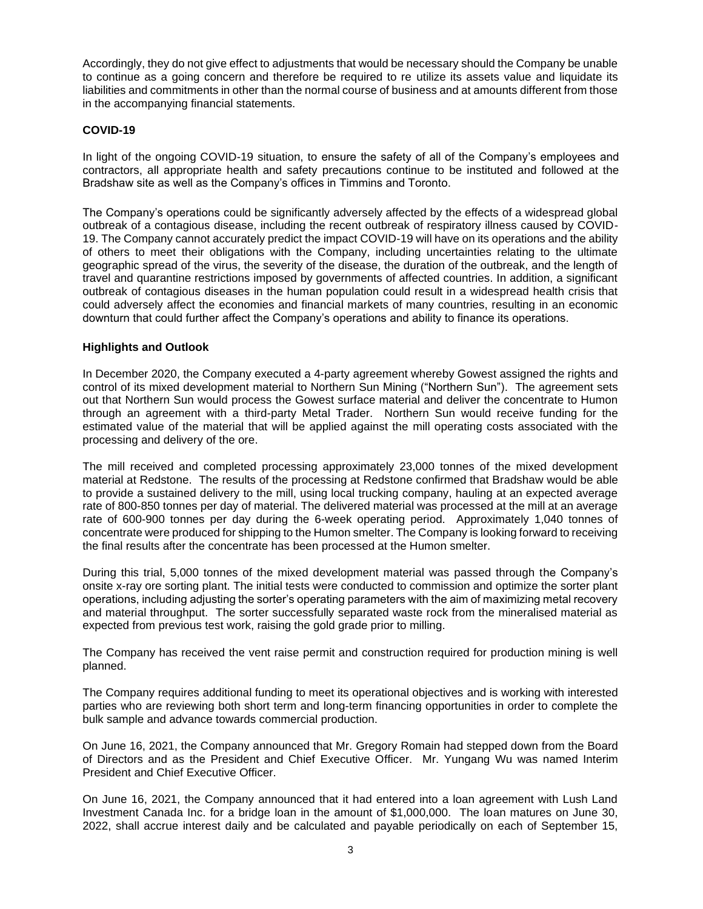Accordingly, they do not give effect to adjustments that would be necessary should the Company be unable to continue as a going concern and therefore be required to re utilize its assets value and liquidate its liabilities and commitments in other than the normal course of business and at amounts different from those in the accompanying financial statements.

**COVID-19**

In light of the ongoing COVID-19 situation, to ensure the safety of all of the Company's employees and contractors, all appropriate health and safety precautions continue to be instituted and followed at the Bradshaw site as well as the Company's offices in Timmins and Toronto.

The Company's operations could be significantly adversely affected by the effects of a widespread global outbreak of a contagious disease, including the recent outbreak of respiratory illness caused by COVID-19. The Company cannot accurately predict the impact COVID-19 will have on its operations and the ability of others to meet their obligations with the Company, including uncertainties relating to the ultimate geographic spread of the virus, the severity of the disease, the duration of the outbreak, and the length of travel and quarantine restrictions imposed by governments of affected countries. In addition, a significant outbreak of contagious diseases in the human population could result in a widespread health crisis that could adversely affect the economies and financial markets of many countries, resulting in an economic downturn that could further affect the Company's operations and ability to finance its operations.

**Highlights and Outlook**

In December 2020, the Company executed a 4-party agreement whereby Gowest assigned the rights and control of its mixed development material to Northern Sun Mining ("Northern Sun"). The agreement sets out that Northern Sun would process the Gowest surface material and deliver the concentrate to Humon through an agreement with a third-party Metal Trader. Northern Sun would receive funding for the estimated value of the material that will be applied against the mill operating costs associated with the processing and delivery of the ore.

The mill received and completed processing approximately 23,000 tonnes of the mixed development material at Redstone. The results of the processing at Redstone confirmed that Bradshaw would be able to provide a sustained delivery to the mill, using local trucking company, hauling at an expected average rate of 800-850 tonnes per day of material. The delivered material was processed at the mill at an average rate of 600-900 tonnes per day during the 6-week operating period. Approximately 1,040 tonnes of concentrate were produced for shipping to the Humon smelter. The Company is looking forward to receiving the final results after the concentrate has been processed at the Humon smelter.

During this trial, 5,000 tonnes of the mixed development material was passed through the Company's onsite x-ray ore sorting plant. The initial tests were conducted to commission and optimize the sorter plant operations, including adjusting the sorter's operating parameters with the aim of maximizing metal recovery and material throughput. The sorter successfully separated waste rock from the mineralised material as expected from previous test work, raising the gold grade prior to milling.

The Company has received the vent raise permit and construction required for production mining is well planned.

The Company requires additional funding to meet its operational objectives and is working with interested parties who are reviewing both short term and long-term financing opportunities in order to complete the bulk sample and advance towards commercial production.

On June 16, 2021, the Company announced that Mr. Gregory Romain had stepped down from the Board of Directors and as the President and Chief Executive Officer. Mr. Yungang Wu was named Interim President and Chief Executive Officer.

On June 16, 2021, the Company announced that it had entered into a loan agreement with Lush Land Investment Canada Inc. for a bridge loan in the amount of $1,000,000. The loan matures on June 30, 2022, shall accrue interest daily and be calculated and payable periodically on each of September 15,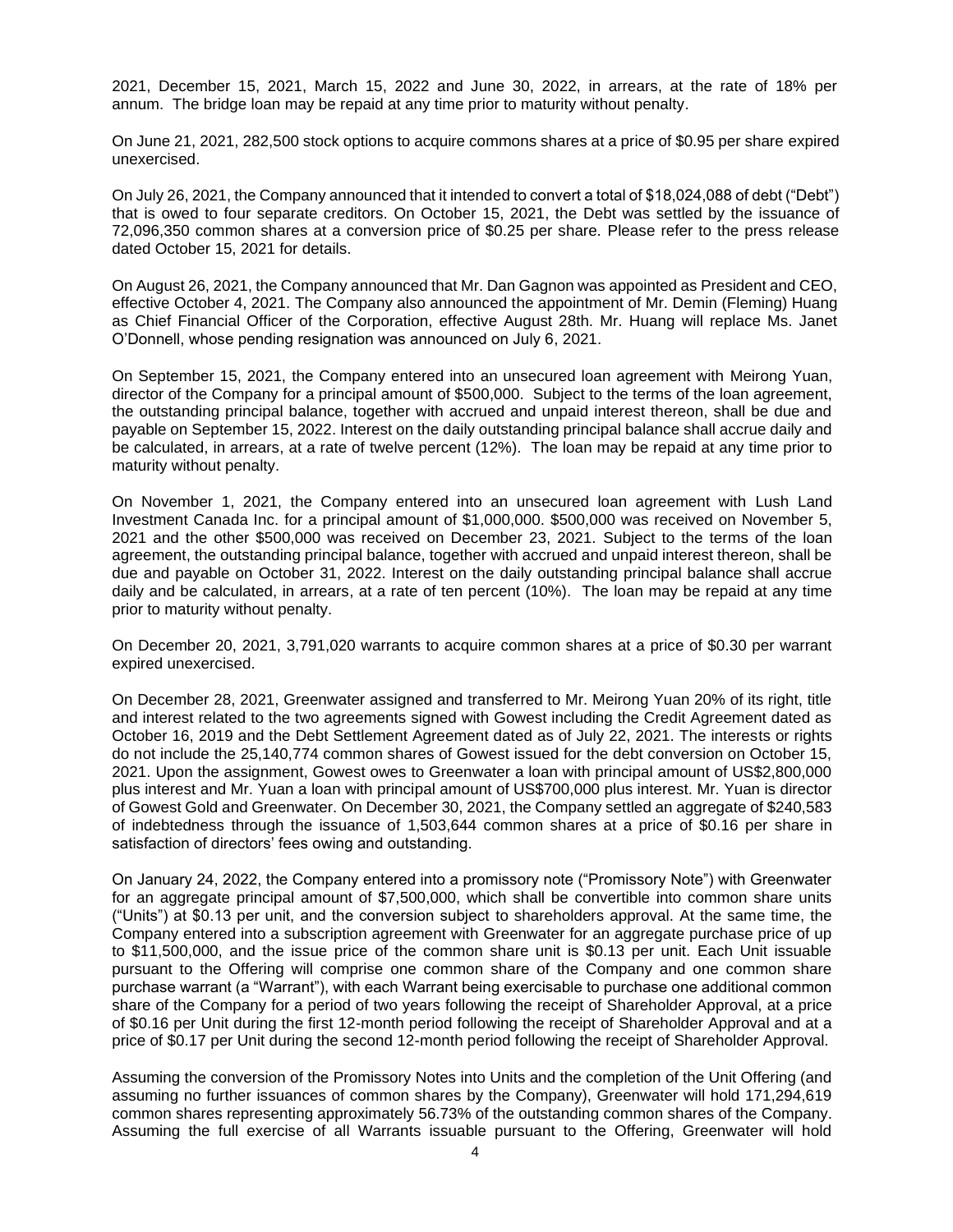2021, December 15, 2021, March 15, 2022 and June 30, 2022, in arrears, at the rate of 18% per annum. The bridge loan may be repaid at any time prior to maturity without penalty.

On June 21, 2021, 282,500 stock options to acquire commons shares at a price of $0.95 per share expired unexercised.

On July 26, 2021, the Company announced that it intended to convert a total of $18,024,088 of debt ("Debt") that is owed to four separate creditors. On October 15, 2021, the Debt was settled by the issuance of 72,096,350 common shares at a conversion price of $0.25 per share. Please refer to the press release dated October 15, 2021 for details.

On August 26, 2021, the Company announced that Mr. Dan Gagnon was appointed as President and CEO, effective October 4, 2021. The Company also announced the appointment of Mr. Demin (Fleming) Huang as Chief Financial Officer of the Corporation, effective August 28th. Mr. Huang will replace Ms. Janet O'Donnell, whose pending resignation was announced on July 6, 2021.

On September 15, 2021, the Company entered into an unsecured loan agreement with Meirong Yuan, director of the Company for a principal amount of $500,000. Subject to the terms of the loan agreement, the outstanding principal balance, together with accrued and unpaid interest thereon, shall be due and payable on September 15, 2022. Interest on the daily outstanding principal balance shall accrue daily and be calculated, in arrears, at a rate of twelve percent (12%). The loan may be repaid at any time prior to maturity without penalty.

On November 1, 2021, the Company entered into an unsecured loan agreement with Lush Land Investment Canada Inc. for a principal amount of $1,000,000. $500,000 was received on November 5, 2021 and the other $500,000 was received on December 23, 2021. Subject to the terms of the loan agreement, the outstanding principal balance, together with accrued and unpaid interest thereon, shall be due and payable on October 31, 2022. Interest on the daily outstanding principal balance shall accrue daily and be calculated, in arrears, at a rate of ten percent (10%). The loan may be repaid at any time prior to maturity without penalty.

On December 20, 2021, 3,791,020 warrants to acquire common shares at a price of $0.30 per warrant expired unexercised.

On December 28, 2021, Greenwater assigned and transferred to Mr. Meirong Yuan 20% of its right, title and interest related to the two agreements signed with Gowest including the Credit Agreement dated as October 16, 2019 and the Debt Settlement Agreement dated as of July 22, 2021. The interests or rights do not include the 25,140,774 common shares of Gowest issued for the debt conversion on October 15, 2021. Upon the assignment, Gowest owes to Greenwater a loan with principal amount of US$2,800,000 plus interest and Mr. Yuan a loan with principal amount of US$700,000 plus interest. Mr. Yuan is director of Gowest Gold and Greenwater. On December 30, 2021, the Company settled an aggregate of $240,583 of indebtedness through the issuance of 1,503,644 common shares at a price of $0.16 per share in satisfaction of directors' fees owing and outstanding.

On January 24, 2022, the Company entered into a promissory note ("Promissory Note") with Greenwater for an aggregate principal amount of $7,500,000, which shall be convertible into common share units ("Units") at $0.13 per unit, and the conversion subject to shareholders approval. At the same time, the Company entered into a subscription agreement with Greenwater for an aggregate purchase price of up to $11,500,000, and the issue price of the common share unit is $0.13 per unit. Each Unit issuable pursuant to the Offering will comprise one common share of the Company and one common share purchase warrant (a "Warrant"), with each Warrant being exercisable to purchase one additional common share of the Company for a period of two years following the receipt of Shareholder Approval, at a price of $0.16 per Unit during the first 12-month period following the receipt of Shareholder Approval and at a price of $0.17 per Unit during the second 12-month period following the receipt of Shareholder Approval.

Assuming the conversion of the Promissory Notes into Units and the completion of the Unit Offering (and assuming no further issuances of common shares by the Company), Greenwater will hold 171,294,619 common shares representing approximately 56.73% of the outstanding common shares of the Company. Assuming the full exercise of all Warrants issuable pursuant to the Offering, Greenwater will hold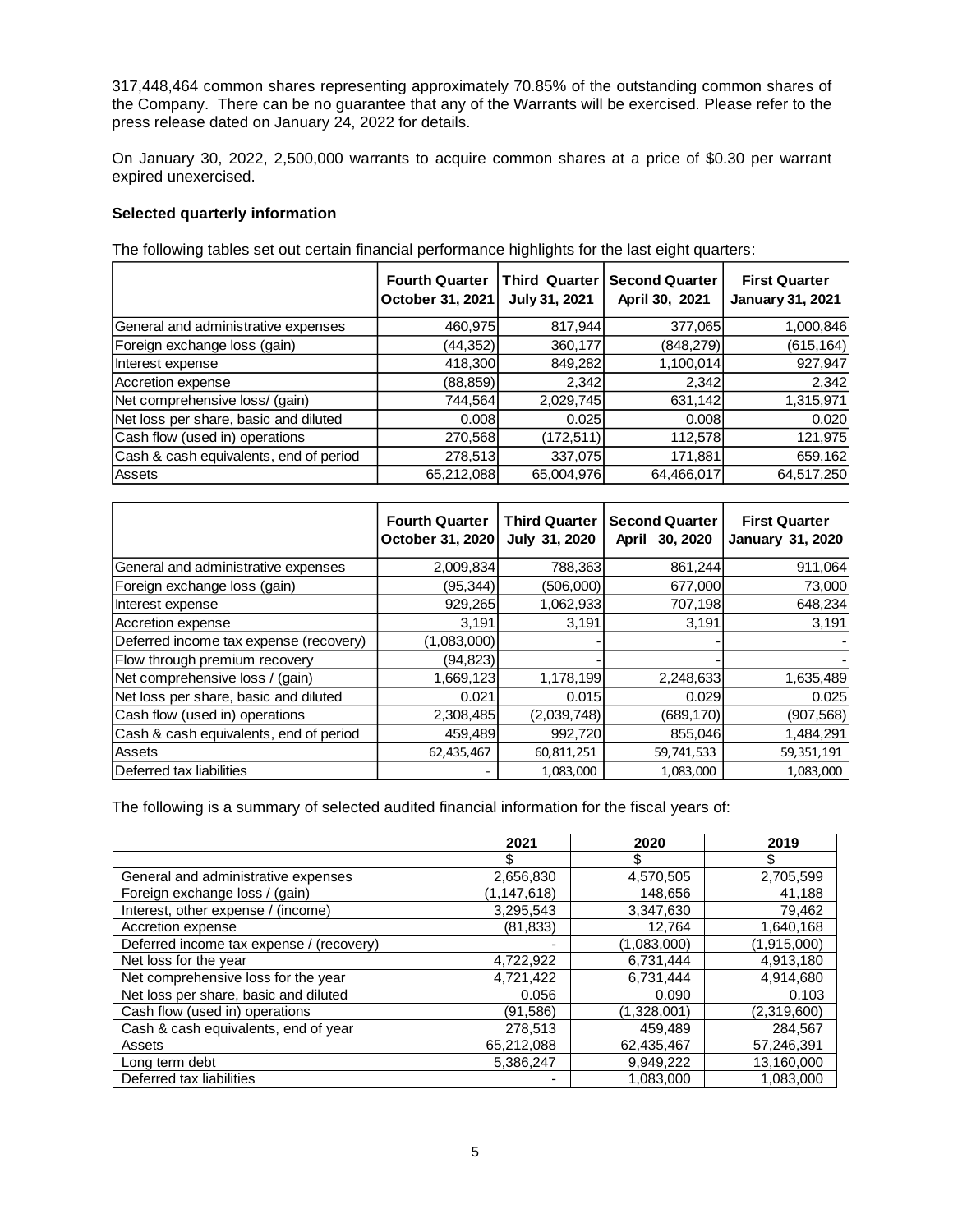317,448,464 common shares representing approximately 70.85% of the outstanding common shares of the Company. There can be no guarantee that any of the Warrants will be exercised. Please refer to the press release dated on January 24, 2022 for details.

On January 30, 2022, 2,500,000 warrants to acquire common shares at a price of $0.30 per warrant expired unexercised.

**Selected quarterly information**

The following tables set out certain financial performance highlights for the last eight quarters:

| | Fourth Quarter October 31, 2021 | Third Quarter July 31, 2021 | Second Quarter April 30, 2021 | First Quarter January 31, 2021 |
|---|---|---|---|---|
| General and administrative expenses | 460,975 | 817,944 | 377,065 | 1,000,846 |
| Foreign exchange loss (gain) | (44,352) | 360,177 | (848,279) | (615,164) |
| Interest expense | 418,300 | 849,282 | 1,100,014 | 927,947 |
| Accretion expense | (88,859) | 2,342 | 2,342 | 2,342 |
| Net comprehensive loss/ (gain) | 744,564 | 2,029,745 | 631,142 | 1,315,971 |
| Net loss per share, basic and diluted | 0.008 | 0.025 | 0.008 | 0.020 |
| Cash flow (used in) operations | 270,568 | (172,511) | 112,578 | 121,975 |
| Cash & cash equivalents, end of period | 278,513 | 337,075 | 171,881 | 659,162 |
| Assets | 65,212,088 | 65,004,976 | 64,466,017 | 64,517,250 |

| | Fourth Quarter October 31, 2020 | Third Quarter July 31, 2020 | Second Quarter April 30, 2020 | First Quarter January 31, 2020 |
|---|---|---|---|---|
| General and administrative expenses | 2,009,834 | 788,363 | 861,244 | 911,064 |
| Foreign exchange loss (gain) | (95,344) | (506,000) | 677,000 | 73,000 |
| Interest expense | 929,265 | 1,062,933 | 707,198 | 648,234 |
| Accretion expense | 3,191 | 3,191 | 3,191 | 3,191 |
| Deferred income tax expense (recovery) | (1,083,000) | - | - | - |
| Flow through premium recovery | (94,823) | - | - | - |
| Net comprehensive loss / (gain) | 1,669,123 | 1,178,199 | 2,248,633 | 1,635,489 |
| Net loss per share, basic and diluted | 0.021 | 0.015 | 0.029 | 0.025 |
| Cash flow (used in) operations | 2,308,485 | (2,039,748) | (689,170) | (907,568) |
| Cash & cash equivalents, end of period | 459,489 | 992,720 | 855,046 | 1,484,291 |
| Assets | 62,435,467 | 60,811,251 | 59,741,533 | 59,351,191 |
| Deferred tax liabilities | - | 1,083,000 | 1,083,000 | 1,083,000 |

The following is a summary of selected audited financial information for the fiscal years of:

| | 2021 | 2020 | 2019 |
|---|---|---|---|
| | $ | $ | $ |
| General and administrative expenses | 2,656,830 | 4,570,505 | 2,705,599 |
| Foreign exchange loss / (gain) | (1,147,618) | 148,656 | 41,188 |
| Interest, other expense / (income) | 3,295,543 | 3,347,630 | 79,462 |
| Accretion expense | (81,833) | 12,764 | 1,640,168 |
| Deferred income tax expense / (recovery) | - | (1,083,000) | (1,915,000) |
| Net loss for the year | 4,722,922 | 6,731,444 | 4,913,180 |
| Net comprehensive loss for the year | 4,721,422 | 6,731,444 | 4,914,680 |
| Net loss per share, basic and diluted | 0.056 | 0.090 | 0.103 |
| Cash flow (used in) operations | (91,586) | (1,328,001) | (2,319,600) |
| Cash & cash equivalents, end of year | 278,513 | 459,489 | 284,567 |
| Assets | 65,212,088 | 62,435,467 | 57,246,391 |
| Long term debt | 5,386,247 | 9,949,222 | 13,160,000 |
| Deferred tax liabilities | - | 1,083,000 | 1,083,000 |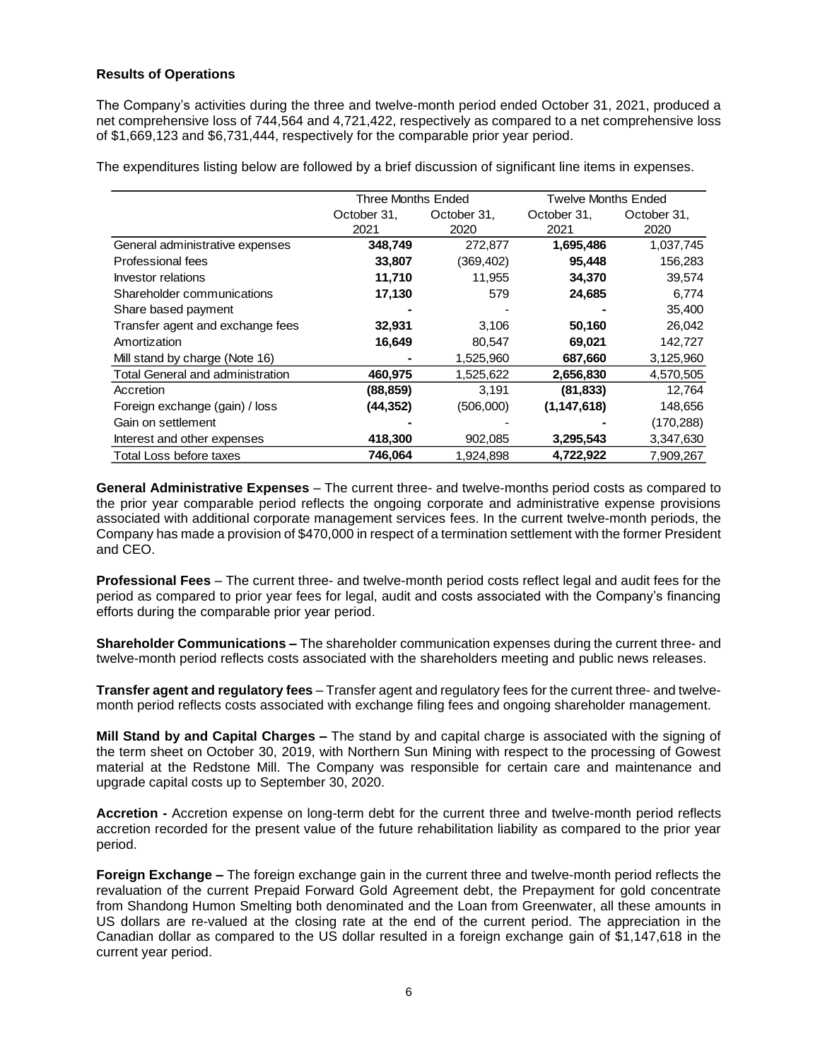## Results of Operations

The Company's activities during the three and twelve-month period ended October 31, 2021, produced a net comprehensive loss of 744,564 and 4,721,422, respectively as compared to a net comprehensive loss of $1,669,123 and $6,731,444, respectively for the comparable prior year period.

The expenditures listing below are followed by a brief discussion of significant line items in expenses.

| | Three Months Ended | | Twelve Months Ended | |
|---|---|---|---|---|
| | October 31, 2021 | October 31, 2020 | October 31, 2021 | October 31, 2020 |
| General administrative expenses | **348,749** | 272,877 | **1,695,486** | 1,037,745 |
| Professional fees | **33,807** | (369,402) | **95,448** | 156,283 |
| Investor relations | **11,710** | 11,955 | **34,370** | 39,574 |
| Shareholder communications | **17,130** | 579 | **24,685** | 6,774 |
| Share based payment | **-** | - | **-** | 35,400 |
| Transfer agent and exchange fees | **32,931** | 3,106 | **50,160** | 26,042 |
| Amortization | **16,649** | 80,547 | **69,021** | 142,727 |
| Mill stand by charge (Note 16) | **-** | 1,525,960 | **687,660** | 3,125,960 |
| Total General and administration | **460,975** | 1,525,622 | **2,656,830** | 4,570,505 |
| Accretion | **(88,859)** | 3,191 | **(81,833)** | 12,764 |
| Foreign exchange (gain) / loss | **(44,352)** | (506,000) | **(1,147,618)** | 148,656 |
| Gain on settlement | **-** | - | **-** | (170,288) |
| Interest and other expenses | **418,300** | 902,085 | **3,295,543** | 3,347,630 |
| Total Loss before taxes | **746,064** | 1,924,898 | **4,722,922** | 7,909,267 |

**General Administrative Expenses** – The current three- and twelve-months period costs as compared to the prior year comparable period reflects the ongoing corporate and administrative expense provisions associated with additional corporate management services fees. In the current twelve-month periods, the Company has made a provision of $470,000 in respect of a termination settlement with the former President and CEO.

**Professional Fees** – The current three- and twelve-month period costs reflect legal and audit fees for the period as compared to prior year fees for legal, audit and costs associated with the Company's financing efforts during the comparable prior year period.

**Shareholder Communications –** The shareholder communication expenses during the current three- and twelve-month period reflects costs associated with the shareholders meeting and public news releases.

**Transfer agent and regulatory fees** – Transfer agent and regulatory fees for the current three- and twelve-month period reflects costs associated with exchange filing fees and ongoing shareholder management.

**Mill Stand by and Capital Charges –** The stand by and capital charge is associated with the signing of the term sheet on October 30, 2019, with Northern Sun Mining with respect to the processing of Gowest material at the Redstone Mill. The Company was responsible for certain care and maintenance and upgrade capital costs up to September 30, 2020.

**Accretion -** Accretion expense on long-term debt for the current three and twelve-month period reflects accretion recorded for the present value of the future rehabilitation liability as compared to the prior year period.

**Foreign Exchange –** The foreign exchange gain in the current three and twelve-month period reflects the revaluation of the current Prepaid Forward Gold Agreement debt, the Prepayment for gold concentrate from Shandong Humon Smelting both denominated and the Loan from Greenwater, all these amounts in US dollars are re-valued at the closing rate at the end of the current period. The appreciation in the Canadian dollar as compared to the US dollar resulted in a foreign exchange gain of $1,147,618 in the current year period.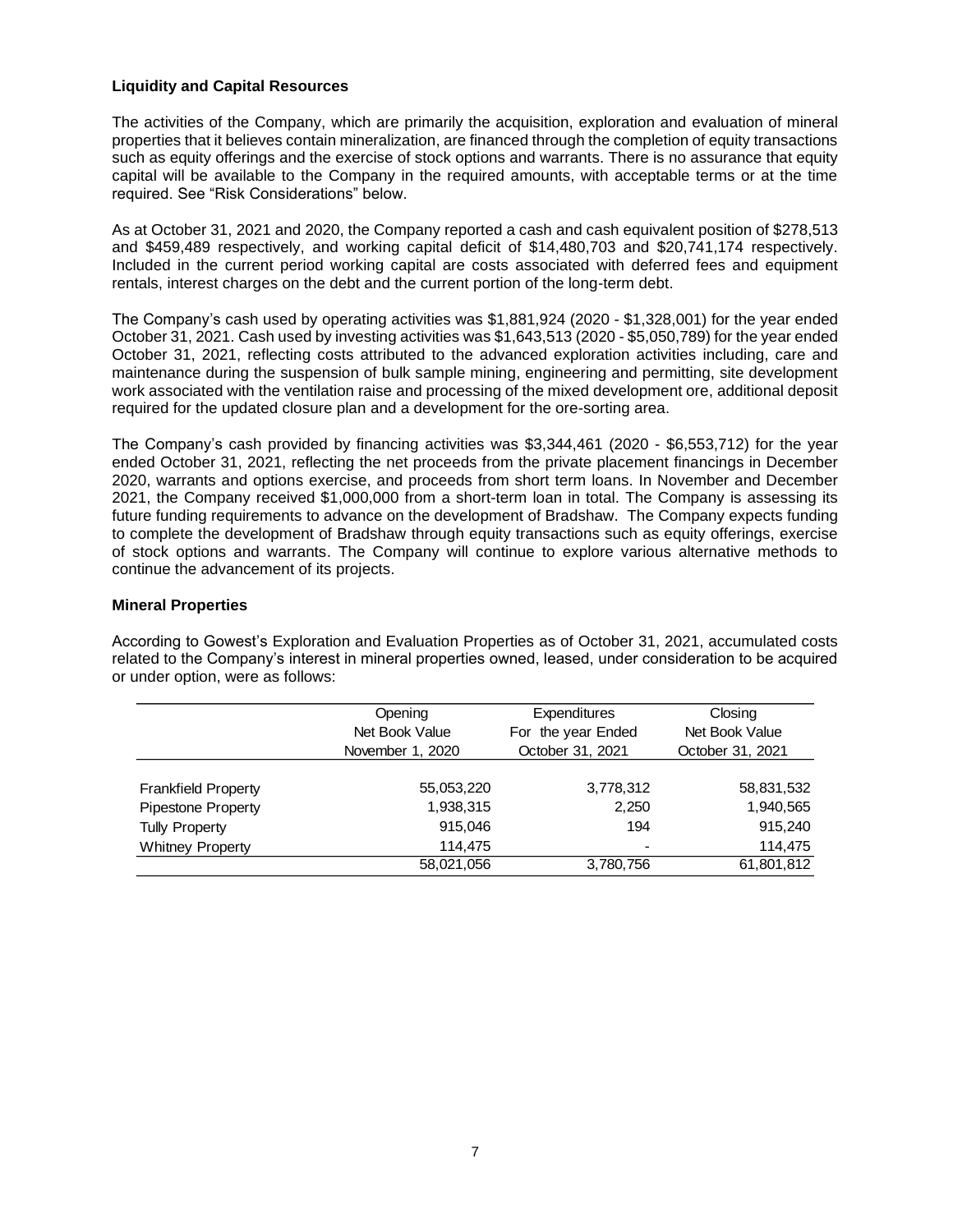**Liquidity and Capital Resources**

The activities of the Company, which are primarily the acquisition, exploration and evaluation of mineral properties that it believes contain mineralization, are financed through the completion of equity transactions such as equity offerings and the exercise of stock options and warrants. There is no assurance that equity capital will be available to the Company in the required amounts, with acceptable terms or at the time required. See "Risk Considerations" below.

As at October 31, 2021 and 2020, the Company reported a cash and cash equivalent position of $278,513 and $459,489 respectively, and working capital deficit of $14,480,703 and $20,741,174 respectively. Included in the current period working capital are costs associated with deferred fees and equipment rentals, interest charges on the debt and the current portion of the long-term debt.

The Company's cash used by operating activities was $1,881,924 (2020 - $1,328,001) for the year ended October 31, 2021. Cash used by investing activities was $1,643,513 (2020 - $5,050,789) for the year ended October 31, 2021, reflecting costs attributed to the advanced exploration activities including, care and maintenance during the suspension of bulk sample mining, engineering and permitting, site development work associated with the ventilation raise and processing of the mixed development ore, additional deposit required for the updated closure plan and a development for the ore-sorting area.

The Company's cash provided by financing activities was $3,344,461 (2020 - $6,553,712) for the year ended October 31, 2021, reflecting the net proceeds from the private placement financings in December 2020, warrants and options exercise, and proceeds from short term loans. In November and December 2021, the Company received $1,000,000 from a short-term loan in total. The Company is assessing its future funding requirements to advance on the development of Bradshaw. The Company expects funding to complete the development of Bradshaw through equity transactions such as equity offerings, exercise of stock options and warrants. The Company will continue to explore various alternative methods to continue the advancement of its projects.

**Mineral Properties**

According to Gowest's Exploration and Evaluation Properties as of October 31, 2021, accumulated costs related to the Company's interest in mineral properties owned, leased, under consideration to be acquired or under option, were as follows:

| | Opening Net Book Value November 1, 2020 | Expenditures For the year Ended October 31, 2021 | Closing Net Book Value October 31, 2021 |
|---|---|---|---|
| Frankfield Property | 55,053,220 | 3,778,312 | 58,831,532 |
| Pipestone Property | 1,938,315 | 2,250 | 1,940,565 |
| Tully Property | 915,046 | 194 | 915,240 |
| Whitney Property | 114,475 | - | 114,475 |
| | 58,021,056 | 3,780,756 | 61,801,812 |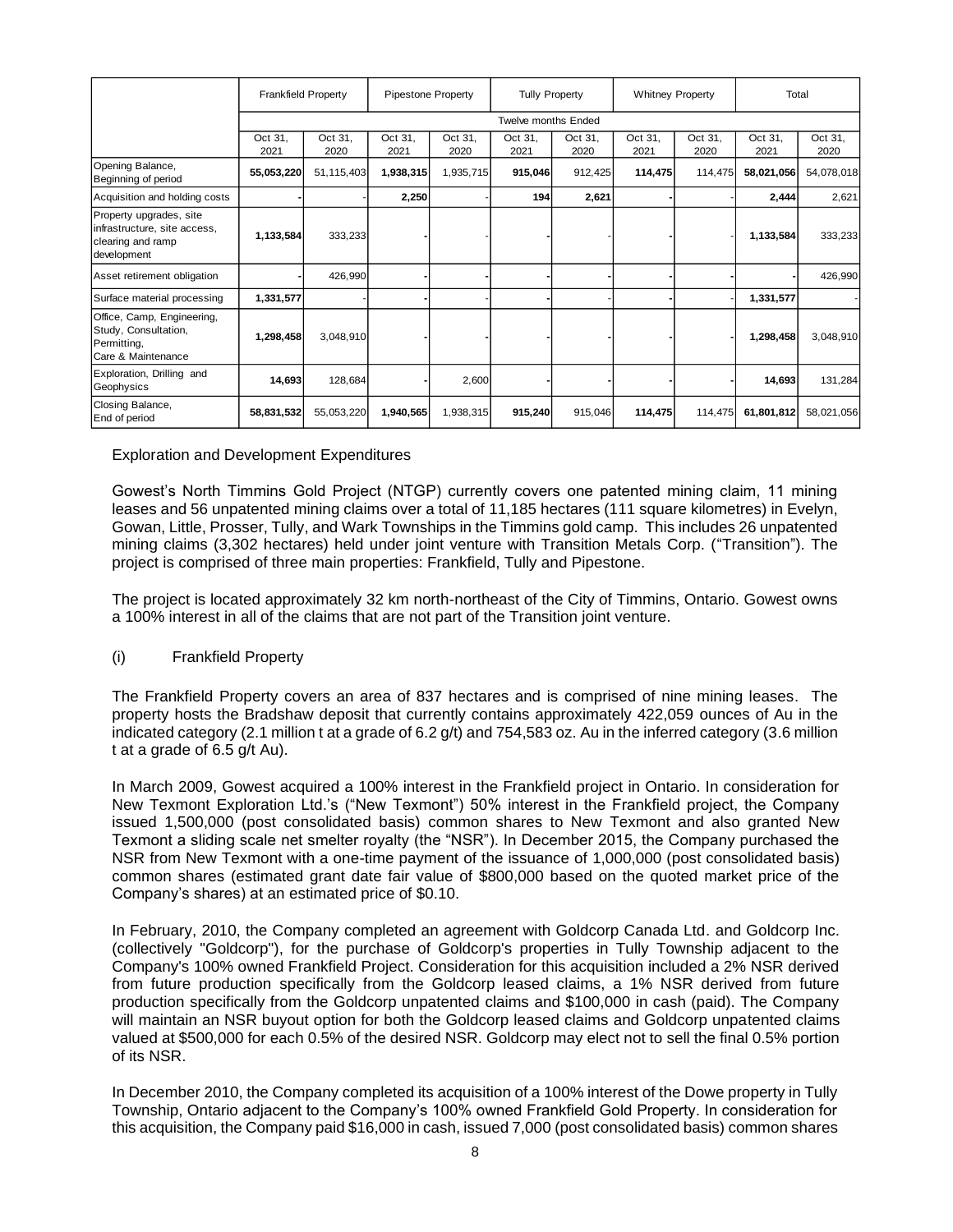| | Frankfield Property | | Pipestone Property | | Tully Property | | Whitney Property | | Total | |
|---|---|---|---|---|---|---|---|---|---|---|
| | Twelve months Ended | | | | | | | | | |
| | Oct 31, 2021 | Oct 31, 2020 | Oct 31, 2021 | Oct 31, 2020 | Oct 31, 2021 | Oct 31, 2020 | Oct 31, 2021 | Oct 31, 2020 | Oct 31, 2021 | Oct 31, 2020 |
| Opening Balance, Beginning of period | **55,053,220** | 51,115,403 | **1,938,315** | 1,935,715 | **915,046** | 912,425 | **114,475** | 114,475 | **58,021,056** | 54,078,018 |
| Acquisition and holding costs | **-** | - | **2,250** | - | **194** | **2,621** | **-** | - | **2,444** | 2,621 |
| Property upgrades, site infrastructure, site access, clearing and ramp development | **1,133,584** | 333,233 | **-** | - | **-** | - | **-** | - | **1,133,584** | 333,233 |
| Asset retirement obligation | **-** | 426,990 | **-** | **-** | **-** | **-** | **-** | **-** | **-** | 426,990 |
| Surface material processing | **1,331,577** | - | **-** | - | **-** | - | **-** | - | **1,331,577** | - |
| Office, Camp, Engineering, Study, Consultation, Permitting, Care & Maintenance | **1,298,458** | 3,048,910 | **-** | **-** | **-** | **-** | **-** | **-** | **1,298,458** | 3,048,910 |
| Exploration, Drilling and Geophysics | **14,693** | 128,684 | **-** | 2,600 | **-** | **-** | **-** | **-** | **14,693** | 131,284 |
| Closing Balance, End of period | **58,831,532** | 55,053,220 | **1,940,565** | 1,938,315 | **915,240** | 915,046 | **114,475** | 114,475 | **61,801,812** | 58,021,056 |

Exploration and Development Expenditures

Gowest's North Timmins Gold Project (NTGP) currently covers one patented mining claim, 11 mining leases and 56 unpatented mining claims over a total of 11,185 hectares (111 square kilometres) in Evelyn, Gowan, Little, Prosser, Tully, and Wark Townships in the Timmins gold camp. This includes 26 unpatented mining claims (3,302 hectares) held under joint venture with Transition Metals Corp. ("Transition"). The project is comprised of three main properties: Frankfield, Tully and Pipestone.

The project is located approximately 32 km north-northeast of the City of Timmins, Ontario. Gowest owns a 100% interest in all of the claims that are not part of the Transition joint venture.

(i) Frankfield Property

The Frankfield Property covers an area of 837 hectares and is comprised of nine mining leases. The property hosts the Bradshaw deposit that currently contains approximately 422,059 ounces of Au in the indicated category (2.1 million t at a grade of 6.2 g/t) and 754,583 oz. Au in the inferred category (3.6 million t at a grade of 6.5 g/t Au).

In March 2009, Gowest acquired a 100% interest in the Frankfield project in Ontario. In consideration for New Texmont Exploration Ltd.'s ("New Texmont") 50% interest in the Frankfield project, the Company issued 1,500,000 (post consolidated basis) common shares to New Texmont and also granted New Texmont a sliding scale net smelter royalty (the "NSR"). In December 2015, the Company purchased the NSR from New Texmont with a one-time payment of the issuance of 1,000,000 (post consolidated basis) common shares (estimated grant date fair value of $800,000 based on the quoted market price of the Company's shares) at an estimated price of $0.10.

In February, 2010, the Company completed an agreement with Goldcorp Canada Ltd. and Goldcorp Inc. (collectively "Goldcorp"), for the purchase of Goldcorp's properties in Tully Township adjacent to the Company's 100% owned Frankfield Project. Consideration for this acquisition included a 2% NSR derived from future production specifically from the Goldcorp leased claims, a 1% NSR derived from future production specifically from the Goldcorp unpatented claims and $100,000 in cash (paid). The Company will maintain an NSR buyout option for both the Goldcorp leased claims and Goldcorp unpatented claims valued at $500,000 for each 0.5% of the desired NSR. Goldcorp may elect not to sell the final 0.5% portion of its NSR.

In December 2010, the Company completed its acquisition of a 100% interest of the Dowe property in Tully Township, Ontario adjacent to the Company's 100% owned Frankfield Gold Property. In consideration for this acquisition, the Company paid $16,000 in cash, issued 7,000 (post consolidated basis) common shares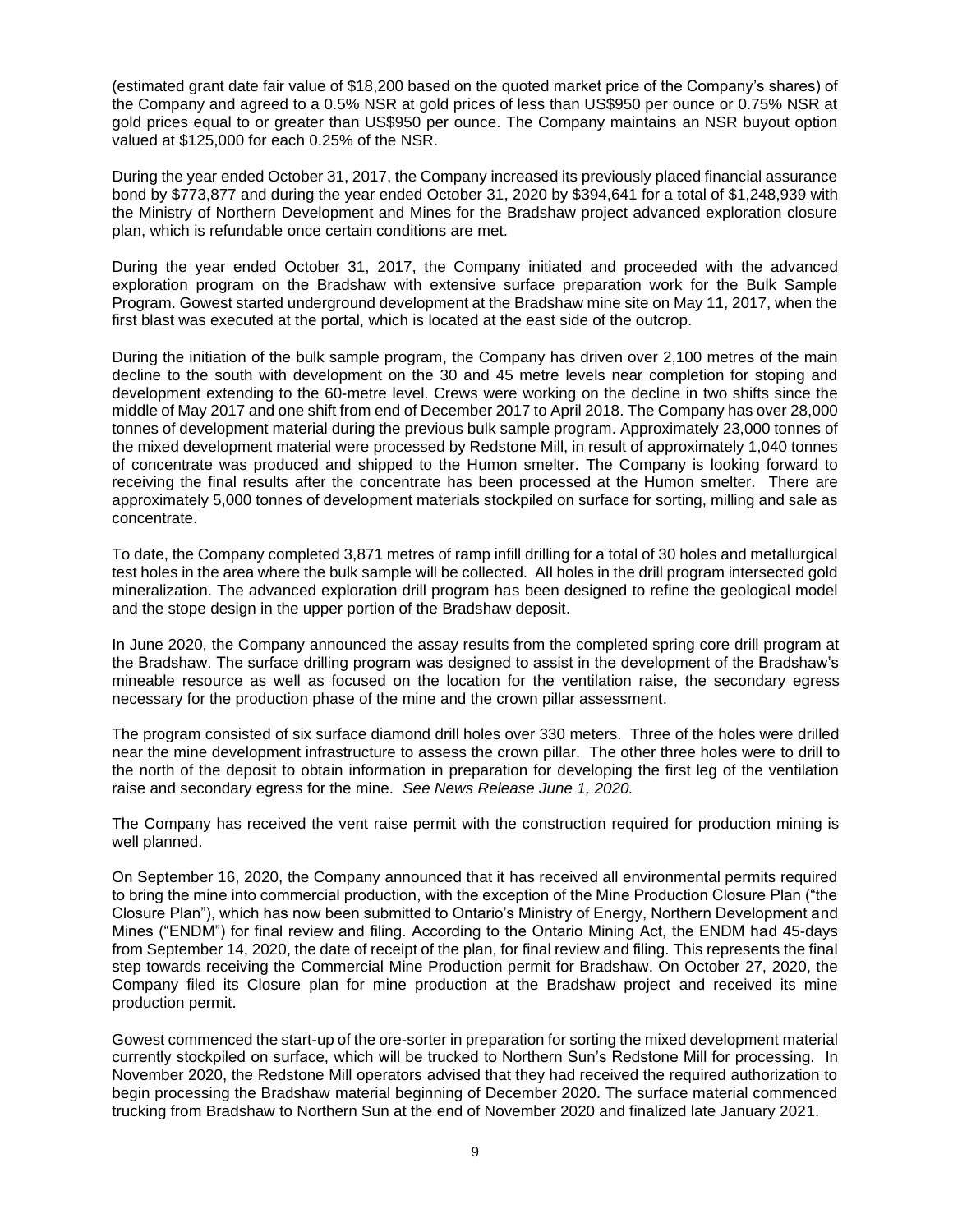(estimated grant date fair value of $18,200 based on the quoted market price of the Company's shares) of the Company and agreed to a 0.5% NSR at gold prices of less than US$950 per ounce or 0.75% NSR at gold prices equal to or greater than US$950 per ounce. The Company maintains an NSR buyout option valued at $125,000 for each 0.25% of the NSR.

During the year ended October 31, 2017, the Company increased its previously placed financial assurance bond by $773,877 and during the year ended October 31, 2020 by $394,641 for a total of $1,248,939 with the Ministry of Northern Development and Mines for the Bradshaw project advanced exploration closure plan, which is refundable once certain conditions are met.

During the year ended October 31, 2017, the Company initiated and proceeded with the advanced exploration program on the Bradshaw with extensive surface preparation work for the Bulk Sample Program. Gowest started underground development at the Bradshaw mine site on May 11, 2017, when the first blast was executed at the portal, which is located at the east side of the outcrop.

During the initiation of the bulk sample program, the Company has driven over 2,100 metres of the main decline to the south with development on the 30 and 45 metre levels near completion for stoping and development extending to the 60-metre level. Crews were working on the decline in two shifts since the middle of May 2017 and one shift from end of December 2017 to April 2018. The Company has over 28,000 tonnes of development material during the previous bulk sample program. Approximately 23,000 tonnes of the mixed development material were processed by Redstone Mill, in result of approximately 1,040 tonnes of concentrate was produced and shipped to the Humon smelter. The Company is looking forward to receiving the final results after the concentrate has been processed at the Humon smelter. There are approximately 5,000 tonnes of development materials stockpiled on surface for sorting, milling and sale as concentrate.

To date, the Company completed 3,871 metres of ramp infill drilling for a total of 30 holes and metallurgical test holes in the area where the bulk sample will be collected. All holes in the drill program intersected gold mineralization. The advanced exploration drill program has been designed to refine the geological model and the stope design in the upper portion of the Bradshaw deposit.

In June 2020, the Company announced the assay results from the completed spring core drill program at the Bradshaw. The surface drilling program was designed to assist in the development of the Bradshaw's mineable resource as well as focused on the location for the ventilation raise, the secondary egress necessary for the production phase of the mine and the crown pillar assessment.

The program consisted of six surface diamond drill holes over 330 meters. Three of the holes were drilled near the mine development infrastructure to assess the crown pillar. The other three holes were to drill to the north of the deposit to obtain information in preparation for developing the first leg of the ventilation raise and secondary egress for the mine. *See News Release June 1, 2020.*

The Company has received the vent raise permit with the construction required for production mining is well planned.

On September 16, 2020, the Company announced that it has received all environmental permits required to bring the mine into commercial production, with the exception of the Mine Production Closure Plan ("the Closure Plan"), which has now been submitted to Ontario's Ministry of Energy, Northern Development and Mines ("ENDM") for final review and filing. According to the Ontario Mining Act, the ENDM had 45-days from September 14, 2020, the date of receipt of the plan, for final review and filing. This represents the final step towards receiving the Commercial Mine Production permit for Bradshaw. On October 27, 2020, the Company filed its Closure plan for mine production at the Bradshaw project and received its mine production permit.

Gowest commenced the start-up of the ore-sorter in preparation for sorting the mixed development material currently stockpiled on surface, which will be trucked to Northern Sun's Redstone Mill for processing. In November 2020, the Redstone Mill operators advised that they had received the required authorization to begin processing the Bradshaw material beginning of December 2020. The surface material commenced trucking from Bradshaw to Northern Sun at the end of November 2020 and finalized late January 2021.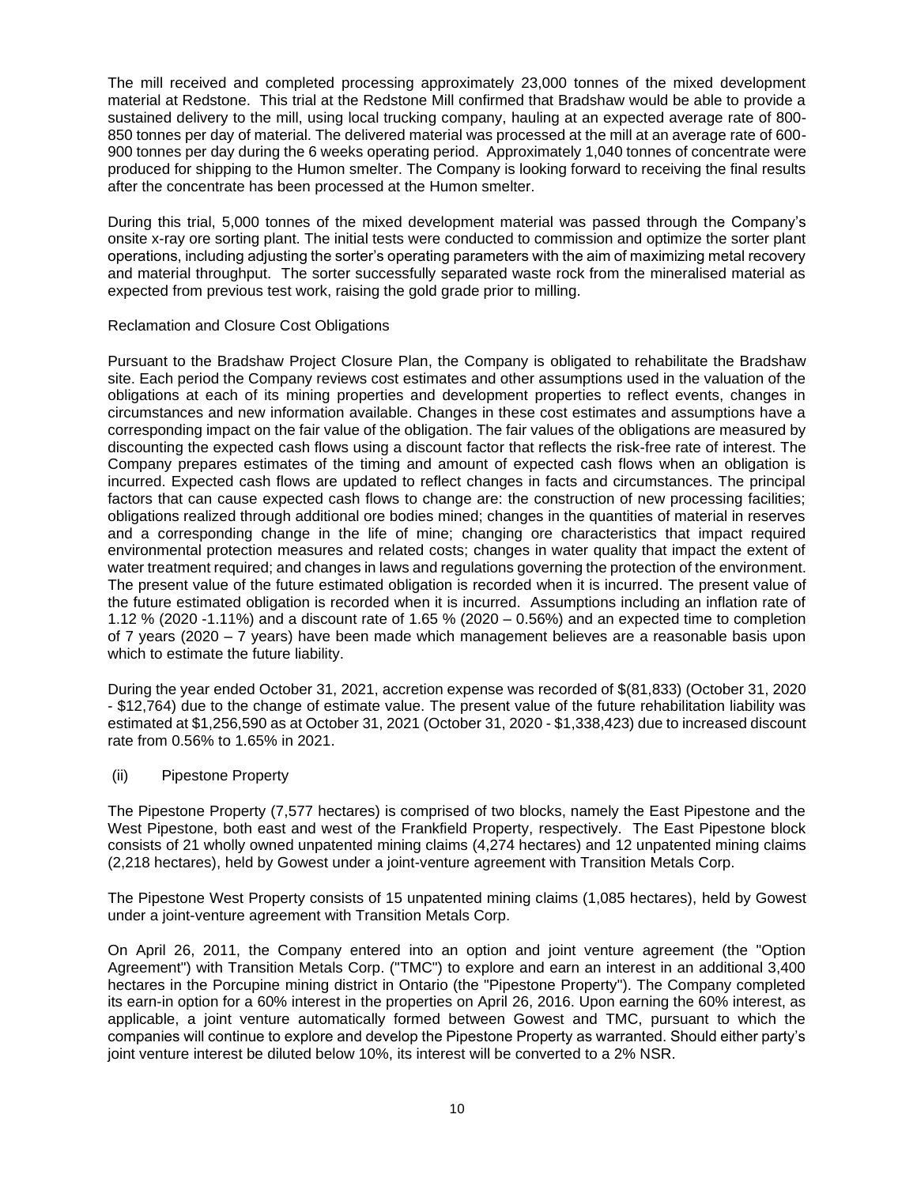The mill received and completed processing approximately 23,000 tonnes of the mixed development material at Redstone. This trial at the Redstone Mill confirmed that Bradshaw would be able to provide a sustained delivery to the mill, using local trucking company, hauling at an expected average rate of 800-850 tonnes per day of material. The delivered material was processed at the mill at an average rate of 600-900 tonnes per day during the 6 weeks operating period. Approximately 1,040 tonnes of concentrate were produced for shipping to the Humon smelter. The Company is looking forward to receiving the final results after the concentrate has been processed at the Humon smelter.

During this trial, 5,000 tonnes of the mixed development material was passed through the Company's onsite x-ray ore sorting plant. The initial tests were conducted to commission and optimize the sorter plant operations, including adjusting the sorter's operating parameters with the aim of maximizing metal recovery and material throughput. The sorter successfully separated waste rock from the mineralised material as expected from previous test work, raising the gold grade prior to milling.

Reclamation and Closure Cost Obligations

Pursuant to the Bradshaw Project Closure Plan, the Company is obligated to rehabilitate the Bradshaw site. Each period the Company reviews cost estimates and other assumptions used in the valuation of the obligations at each of its mining properties and development properties to reflect events, changes in circumstances and new information available. Changes in these cost estimates and assumptions have a corresponding impact on the fair value of the obligation. The fair values of the obligations are measured by discounting the expected cash flows using a discount factor that reflects the risk-free rate of interest. The Company prepares estimates of the timing and amount of expected cash flows when an obligation is incurred. Expected cash flows are updated to reflect changes in facts and circumstances. The principal factors that can cause expected cash flows to change are: the construction of new processing facilities; obligations realized through additional ore bodies mined; changes in the quantities of material in reserves and a corresponding change in the life of mine; changing ore characteristics that impact required environmental protection measures and related costs; changes in water quality that impact the extent of water treatment required; and changes in laws and regulations governing the protection of the environment. The present value of the future estimated obligation is recorded when it is incurred. The present value of the future estimated obligation is recorded when it is incurred. Assumptions including an inflation rate of 1.12 % (2020 -1.11%) and a discount rate of 1.65 % (2020 – 0.56%) and an expected time to completion of 7 years (2020 – 7 years) have been made which management believes are a reasonable basis upon which to estimate the future liability.

During the year ended October 31, 2021, accretion expense was recorded of $(81,833) (October 31, 2020 - $12,764) due to the change of estimate value. The present value of the future rehabilitation liability was estimated at $1,256,590 as at October 31, 2021 (October 31, 2020 - $1,338,423) due to increased discount rate from 0.56% to 1.65% in 2021.

(ii) Pipestone Property

The Pipestone Property (7,577 hectares) is comprised of two blocks, namely the East Pipestone and the West Pipestone, both east and west of the Frankfield Property, respectively. The East Pipestone block consists of 21 wholly owned unpatented mining claims (4,274 hectares) and 12 unpatented mining claims (2,218 hectares), held by Gowest under a joint-venture agreement with Transition Metals Corp.

The Pipestone West Property consists of 15 unpatented mining claims (1,085 hectares), held by Gowest under a joint-venture agreement with Transition Metals Corp.

On April 26, 2011, the Company entered into an option and joint venture agreement (the "Option Agreement") with Transition Metals Corp. ("TMC") to explore and earn an interest in an additional 3,400 hectares in the Porcupine mining district in Ontario (the "Pipestone Property"). The Company completed its earn-in option for a 60% interest in the properties on April 26, 2016. Upon earning the 60% interest, as applicable, a joint venture automatically formed between Gowest and TMC, pursuant to which the companies will continue to explore and develop the Pipestone Property as warranted. Should either party's joint venture interest be diluted below 10%, its interest will be converted to a 2% NSR.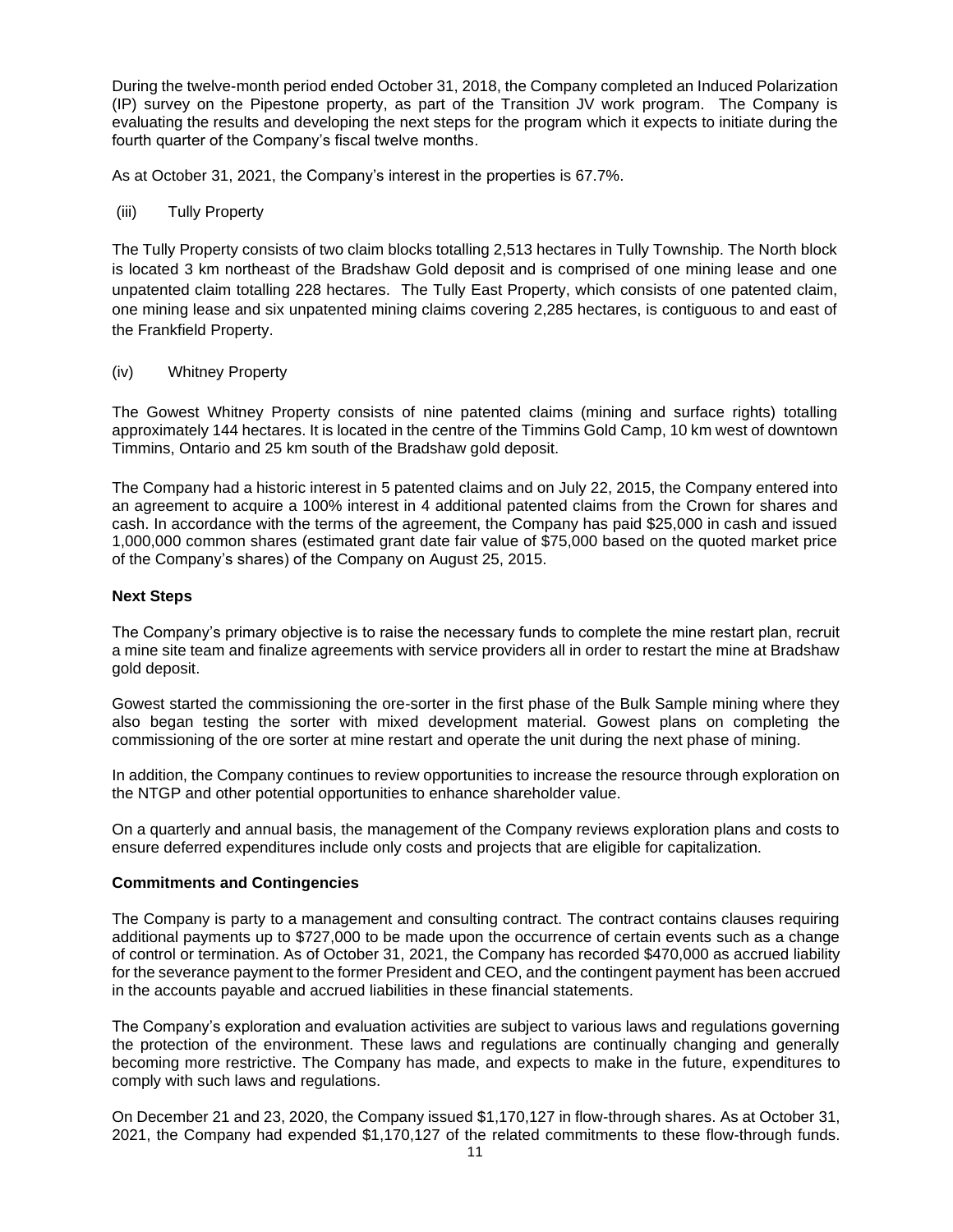During the twelve-month period ended October 31, 2018, the Company completed an Induced Polarization (IP) survey on the Pipestone property, as part of the Transition JV work program. The Company is evaluating the results and developing the next steps for the program which it expects to initiate during the fourth quarter of the Company's fiscal twelve months.

As at October 31, 2021, the Company's interest in the properties is 67.7%.

(iii) Tully Property

The Tully Property consists of two claim blocks totalling 2,513 hectares in Tully Township. The North block is located 3 km northeast of the Bradshaw Gold deposit and is comprised of one mining lease and one unpatented claim totalling 228 hectares. The Tully East Property, which consists of one patented claim, one mining lease and six unpatented mining claims covering 2,285 hectares, is contiguous to and east of the Frankfield Property.

(iv) Whitney Property

The Gowest Whitney Property consists of nine patented claims (mining and surface rights) totalling approximately 144 hectares. It is located in the centre of the Timmins Gold Camp, 10 km west of downtown Timmins, Ontario and 25 km south of the Bradshaw gold deposit.

The Company had a historic interest in 5 patented claims and on July 22, 2015, the Company entered into an agreement to acquire a 100% interest in 4 additional patented claims from the Crown for shares and cash. In accordance with the terms of the agreement, the Company has paid $25,000 in cash and issued 1,000,000 common shares (estimated grant date fair value of $75,000 based on the quoted market price of the Company's shares) of the Company on August 25, 2015.

**Next Steps**

The Company's primary objective is to raise the necessary funds to complete the mine restart plan, recruit a mine site team and finalize agreements with service providers all in order to restart the mine at Bradshaw gold deposit.

Gowest started the commissioning the ore-sorter in the first phase of the Bulk Sample mining where they also began testing the sorter with mixed development material. Gowest plans on completing the commissioning of the ore sorter at mine restart and operate the unit during the next phase of mining.

In addition, the Company continues to review opportunities to increase the resource through exploration on the NTGP and other potential opportunities to enhance shareholder value.

On a quarterly and annual basis, the management of the Company reviews exploration plans and costs to ensure deferred expenditures include only costs and projects that are eligible for capitalization.

**Commitments and Contingencies**

The Company is party to a management and consulting contract. The contract contains clauses requiring additional payments up to $727,000 to be made upon the occurrence of certain events such as a change of control or termination. As of October 31, 2021, the Company has recorded $470,000 as accrued liability for the severance payment to the former President and CEO, and the contingent payment has been accrued in the accounts payable and accrued liabilities in these financial statements.

The Company's exploration and evaluation activities are subject to various laws and regulations governing the protection of the environment. These laws and regulations are continually changing and generally becoming more restrictive. The Company has made, and expects to make in the future, expenditures to comply with such laws and regulations.

On December 21 and 23, 2020, the Company issued $1,170,127 in flow-through shares. As at October 31, 2021, the Company had expended $1,170,127 of the related commitments to these flow-through funds.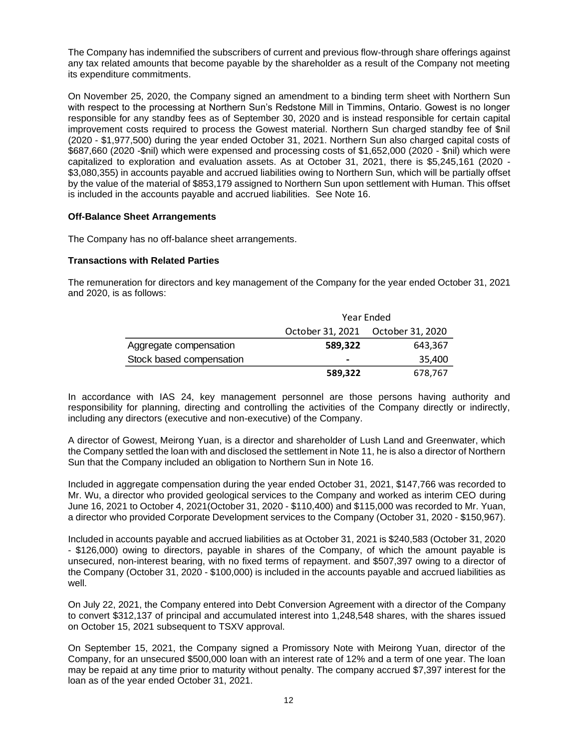The Company has indemnified the subscribers of current and previous flow-through share offerings against any tax related amounts that become payable by the shareholder as a result of the Company not meeting its expenditure commitments.

On November 25, 2020, the Company signed an amendment to a binding term sheet with Northern Sun with respect to the processing at Northern Sun's Redstone Mill in Timmins, Ontario. Gowest is no longer responsible for any standby fees as of September 30, 2020 and is instead responsible for certain capital improvement costs required to process the Gowest material. Northern Sun charged standby fee of $nil (2020 - $1,977,500) during the year ended October 31, 2021. Northern Sun also charged capital costs of $687,660 (2020 -$nil) which were expensed and processing costs of $1,652,000 (2020 - $nil) which were capitalized to exploration and evaluation assets. As at October 31, 2021, there is $5,245,161 (2020 - $3,080,355) in accounts payable and accrued liabilities owing to Northern Sun, which will be partially offset by the value of the material of $853,179 assigned to Northern Sun upon settlement with Human. This offset is included in the accounts payable and accrued liabilities. See Note 16.

**Off-Balance Sheet Arrangements**

The Company has no off-balance sheet arrangements.

**Transactions with Related Parties**

The remuneration for directors and key management of the Company for the year ended October 31, 2021 and 2020, is as follows:

| | Year Ended | |
|---|---|---|
| | October 31, 2021 | October 31, 2020 |
| Aggregate compensation | **589,322** | 643,367 |
| Stock based compensation | **-** | 35,400 |
| | **589,322** | 678,767 |

In accordance with IAS 24, key management personnel are those persons having authority and responsibility for planning, directing and controlling the activities of the Company directly or indirectly, including any directors (executive and non-executive) of the Company.

A director of Gowest, Meirong Yuan, is a director and shareholder of Lush Land and Greenwater, which the Company settled the loan with and disclosed the settlement in Note 11, he is also a director of Northern Sun that the Company included an obligation to Northern Sun in Note 16.

Included in aggregate compensation during the year ended October 31, 2021, $147,766 was recorded to Mr. Wu, a director who provided geological services to the Company and worked as interim CEO during June 16, 2021 to October 4, 2021(October 31, 2020 - $110,400) and $115,000 was recorded to Mr. Yuan, a director who provided Corporate Development services to the Company (October 31, 2020 - $150,967).

Included in accounts payable and accrued liabilities as at October 31, 2021 is $240,583 (October 31, 2020 - $126,000) owing to directors, payable in shares of the Company, of which the amount payable is unsecured, non-interest bearing, with no fixed terms of repayment. and $507,397 owing to a director of the Company (October 31, 2020 - $100,000) is included in the accounts payable and accrued liabilities as well.

On July 22, 2021, the Company entered into Debt Conversion Agreement with a director of the Company to convert $312,137 of principal and accumulated interest into 1,248,548 shares, with the shares issued on October 15, 2021 subsequent to TSXV approval.

On September 15, 2021, the Company signed a Promissory Note with Meirong Yuan, director of the Company, for an unsecured $500,000 loan with an interest rate of 12% and a term of one year. The loan may be repaid at any time prior to maturity without penalty. The company accrued $7,397 interest for the loan as of the year ended October 31, 2021.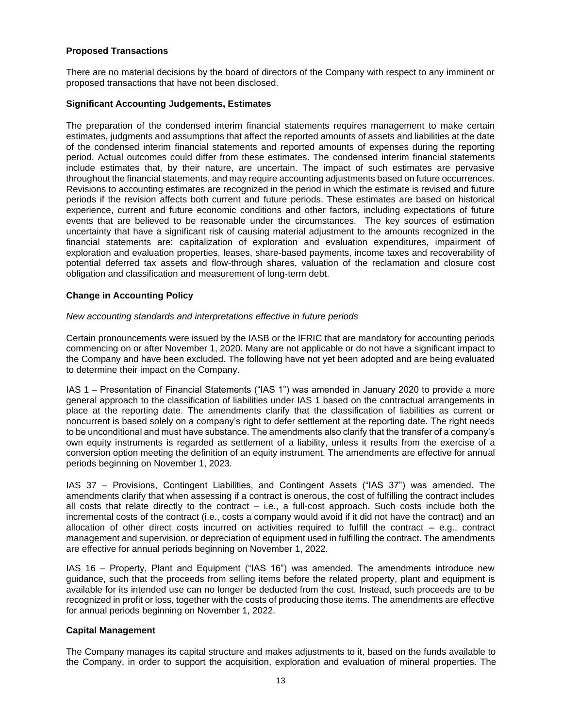### Proposed Transactions

There are no material decisions by the board of directors of the Company with respect to any imminent or proposed transactions that have not been disclosed.

### Significant Accounting Judgements, Estimates

The preparation of the condensed interim financial statements requires management to make certain estimates, judgments and assumptions that affect the reported amounts of assets and liabilities at the date of the condensed interim financial statements and reported amounts of expenses during the reporting period. Actual outcomes could differ from these estimates. The condensed interim financial statements include estimates that, by their nature, are uncertain. The impact of such estimates are pervasive throughout the financial statements, and may require accounting adjustments based on future occurrences. Revisions to accounting estimates are recognized in the period in which the estimate is revised and future periods if the revision affects both current and future periods. These estimates are based on historical experience, current and future economic conditions and other factors, including expectations of future events that are believed to be reasonable under the circumstances. The key sources of estimation uncertainty that have a significant risk of causing material adjustment to the amounts recognized in the financial statements are: capitalization of exploration and evaluation expenditures, impairment of exploration and evaluation properties, leases, share-based payments, income taxes and recoverability of potential deferred tax assets and flow-through shares, valuation of the reclamation and closure cost obligation and classification and measurement of long-term debt.

### Change in Accounting Policy

*New accounting standards and interpretations effective in future periods*

Certain pronouncements were issued by the IASB or the IFRIC that are mandatory for accounting periods commencing on or after November 1, 2020. Many are not applicable or do not have a significant impact to the Company and have been excluded. The following have not yet been adopted and are being evaluated to determine their impact on the Company.

IAS 1 – Presentation of Financial Statements ("IAS 1") was amended in January 2020 to provide a more general approach to the classification of liabilities under IAS 1 based on the contractual arrangements in place at the reporting date. The amendments clarify that the classification of liabilities as current or noncurrent is based solely on a company's right to defer settlement at the reporting date. The right needs to be unconditional and must have substance. The amendments also clarify that the transfer of a company's own equity instruments is regarded as settlement of a liability, unless it results from the exercise of a conversion option meeting the definition of an equity instrument. The amendments are effective for annual periods beginning on November 1, 2023.

IAS 37 – Provisions, Contingent Liabilities, and Contingent Assets ("IAS 37") was amended. The amendments clarify that when assessing if a contract is onerous, the cost of fulfilling the contract includes all costs that relate directly to the contract – i.e., a full-cost approach. Such costs include both the incremental costs of the contract (i.e., costs a company would avoid if it did not have the contract) and an allocation of other direct costs incurred on activities required to fulfill the contract – e.g., contract management and supervision, or depreciation of equipment used in fulfilling the contract. The amendments are effective for annual periods beginning on November 1, 2022.

IAS 16 – Property, Plant and Equipment ("IAS 16") was amended. The amendments introduce new guidance, such that the proceeds from selling items before the related property, plant and equipment is available for its intended use can no longer be deducted from the cost. Instead, such proceeds are to be recognized in profit or loss, together with the costs of producing those items. The amendments are effective for annual periods beginning on November 1, 2022.

### Capital Management

The Company manages its capital structure and makes adjustments to it, based on the funds available to the Company, in order to support the acquisition, exploration and evaluation of mineral properties. The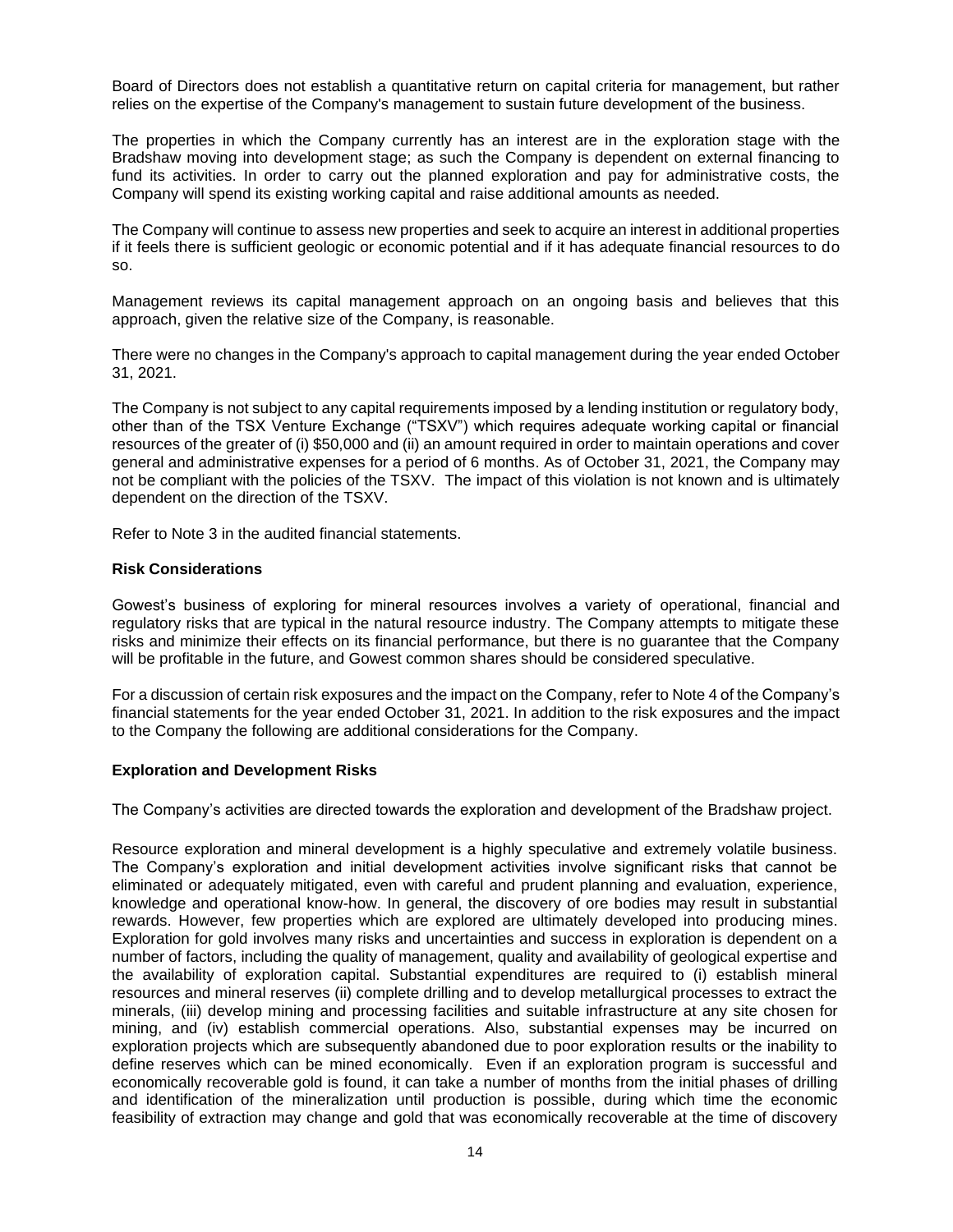Board of Directors does not establish a quantitative return on capital criteria for management, but rather relies on the expertise of the Company's management to sustain future development of the business.

The properties in which the Company currently has an interest are in the exploration stage with the Bradshaw moving into development stage; as such the Company is dependent on external financing to fund its activities. In order to carry out the planned exploration and pay for administrative costs, the Company will spend its existing working capital and raise additional amounts as needed.

The Company will continue to assess new properties and seek to acquire an interest in additional properties if it feels there is sufficient geologic or economic potential and if it has adequate financial resources to do so.

Management reviews its capital management approach on an ongoing basis and believes that this approach, given the relative size of the Company, is reasonable.

There were no changes in the Company's approach to capital management during the year ended October 31, 2021.

The Company is not subject to any capital requirements imposed by a lending institution or regulatory body, other than of the TSX Venture Exchange ("TSXV") which requires adequate working capital or financial resources of the greater of (i) $50,000 and (ii) an amount required in order to maintain operations and cover general and administrative expenses for a period of 6 months. As of October 31, 2021, the Company may not be compliant with the policies of the TSXV. The impact of this violation is not known and is ultimately dependent on the direction of the TSXV.

Refer to Note 3 in the audited financial statements.

**Risk Considerations**

Gowest's business of exploring for mineral resources involves a variety of operational, financial and regulatory risks that are typical in the natural resource industry. The Company attempts to mitigate these risks and minimize their effects on its financial performance, but there is no guarantee that the Company will be profitable in the future, and Gowest common shares should be considered speculative.

For a discussion of certain risk exposures and the impact on the Company, refer to Note 4 of the Company's financial statements for the year ended October 31, 2021. In addition to the risk exposures and the impact to the Company the following are additional considerations for the Company.

**Exploration and Development Risks**

The Company's activities are directed towards the exploration and development of the Bradshaw project.

Resource exploration and mineral development is a highly speculative and extremely volatile business. The Company's exploration and initial development activities involve significant risks that cannot be eliminated or adequately mitigated, even with careful and prudent planning and evaluation, experience, knowledge and operational know-how. In general, the discovery of ore bodies may result in substantial rewards. However, few properties which are explored are ultimately developed into producing mines. Exploration for gold involves many risks and uncertainties and success in exploration is dependent on a number of factors, including the quality of management, quality and availability of geological expertise and the availability of exploration capital. Substantial expenditures are required to (i) establish mineral resources and mineral reserves (ii) complete drilling and to develop metallurgical processes to extract the minerals, (iii) develop mining and processing facilities and suitable infrastructure at any site chosen for mining, and (iv) establish commercial operations. Also, substantial expenses may be incurred on exploration projects which are subsequently abandoned due to poor exploration results or the inability to define reserves which can be mined economically. Even if an exploration program is successful and economically recoverable gold is found, it can take a number of months from the initial phases of drilling and identification of the mineralization until production is possible, during which time the economic feasibility of extraction may change and gold that was economically recoverable at the time of discovery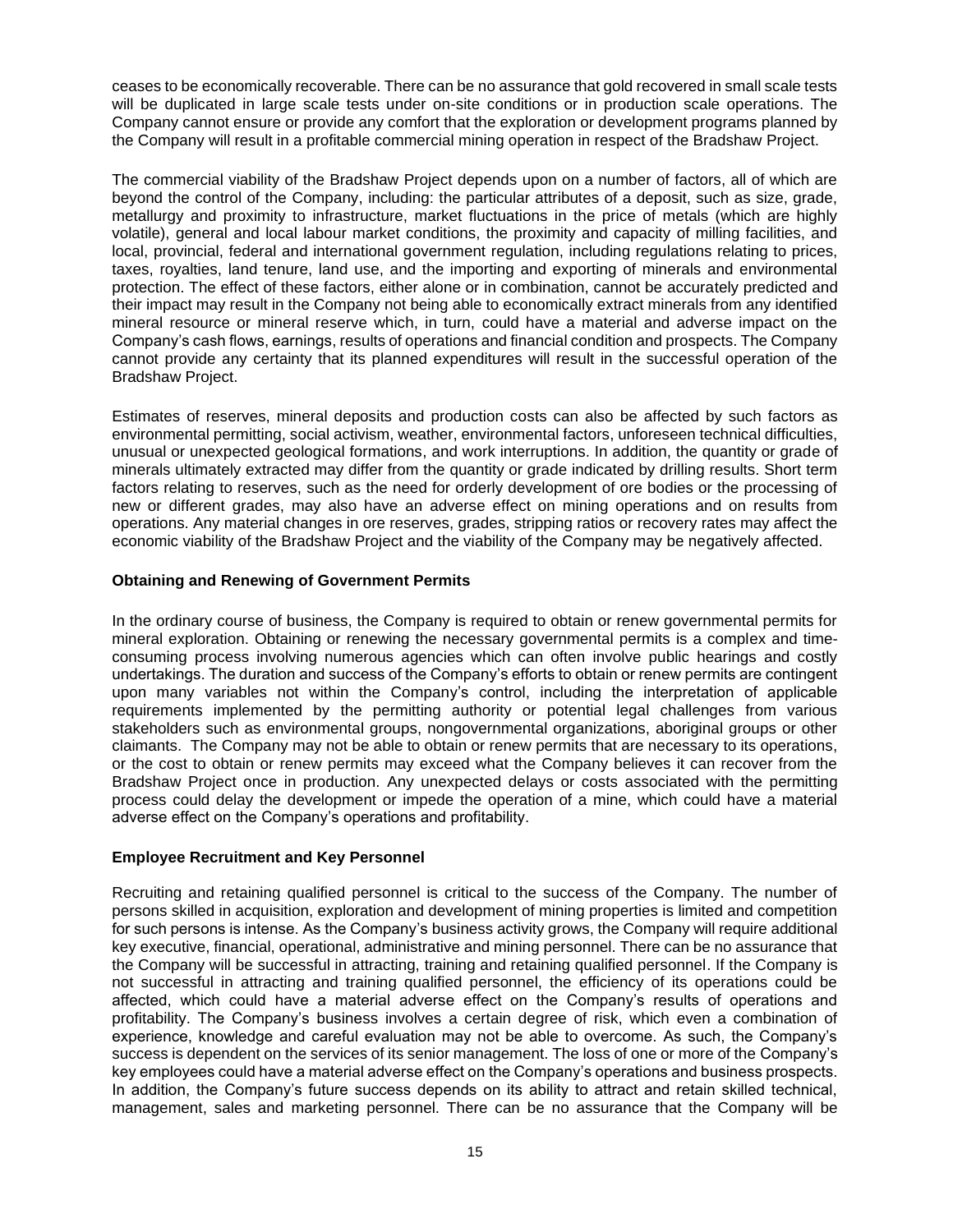ceases to be economically recoverable. There can be no assurance that gold recovered in small scale tests will be duplicated in large scale tests under on-site conditions or in production scale operations. The Company cannot ensure or provide any comfort that the exploration or development programs planned by the Company will result in a profitable commercial mining operation in respect of the Bradshaw Project.

The commercial viability of the Bradshaw Project depends upon on a number of factors, all of which are beyond the control of the Company, including: the particular attributes of a deposit, such as size, grade, metallurgy and proximity to infrastructure, market fluctuations in the price of metals (which are highly volatile), general and local labour market conditions, the proximity and capacity of milling facilities, and local, provincial, federal and international government regulation, including regulations relating to prices, taxes, royalties, land tenure, land use, and the importing and exporting of minerals and environmental protection. The effect of these factors, either alone or in combination, cannot be accurately predicted and their impact may result in the Company not being able to economically extract minerals from any identified mineral resource or mineral reserve which, in turn, could have a material and adverse impact on the Company's cash flows, earnings, results of operations and financial condition and prospects. The Company cannot provide any certainty that its planned expenditures will result in the successful operation of the Bradshaw Project.

Estimates of reserves, mineral deposits and production costs can also be affected by such factors as environmental permitting, social activism, weather, environmental factors, unforeseen technical difficulties, unusual or unexpected geological formations, and work interruptions. In addition, the quantity or grade of minerals ultimately extracted may differ from the quantity or grade indicated by drilling results. Short term factors relating to reserves, such as the need for orderly development of ore bodies or the processing of new or different grades, may also have an adverse effect on mining operations and on results from operations. Any material changes in ore reserves, grades, stripping ratios or recovery rates may affect the economic viability of the Bradshaw Project and the viability of the Company may be negatively affected.

**Obtaining and Renewing of Government Permits**

In the ordinary course of business, the Company is required to obtain or renew governmental permits for mineral exploration. Obtaining or renewing the necessary governmental permits is a complex and time-consuming process involving numerous agencies which can often involve public hearings and costly undertakings. The duration and success of the Company's efforts to obtain or renew permits are contingent upon many variables not within the Company's control, including the interpretation of applicable requirements implemented by the permitting authority or potential legal challenges from various stakeholders such as environmental groups, nongovernmental organizations, aboriginal groups or other claimants. The Company may not be able to obtain or renew permits that are necessary to its operations, or the cost to obtain or renew permits may exceed what the Company believes it can recover from the Bradshaw Project once in production. Any unexpected delays or costs associated with the permitting process could delay the development or impede the operation of a mine, which could have a material adverse effect on the Company's operations and profitability.

**Employee Recruitment and Key Personnel**

Recruiting and retaining qualified personnel is critical to the success of the Company. The number of persons skilled in acquisition, exploration and development of mining properties is limited and competition for such persons is intense. As the Company's business activity grows, the Company will require additional key executive, financial, operational, administrative and mining personnel. There can be no assurance that the Company will be successful in attracting, training and retaining qualified personnel. If the Company is not successful in attracting and training qualified personnel, the efficiency of its operations could be affected, which could have a material adverse effect on the Company's results of operations and profitability. The Company's business involves a certain degree of risk, which even a combination of experience, knowledge and careful evaluation may not be able to overcome. As such, the Company's success is dependent on the services of its senior management. The loss of one or more of the Company's key employees could have a material adverse effect on the Company's operations and business prospects. In addition, the Company's future success depends on its ability to attract and retain skilled technical, management, sales and marketing personnel. There can be no assurance that the Company will be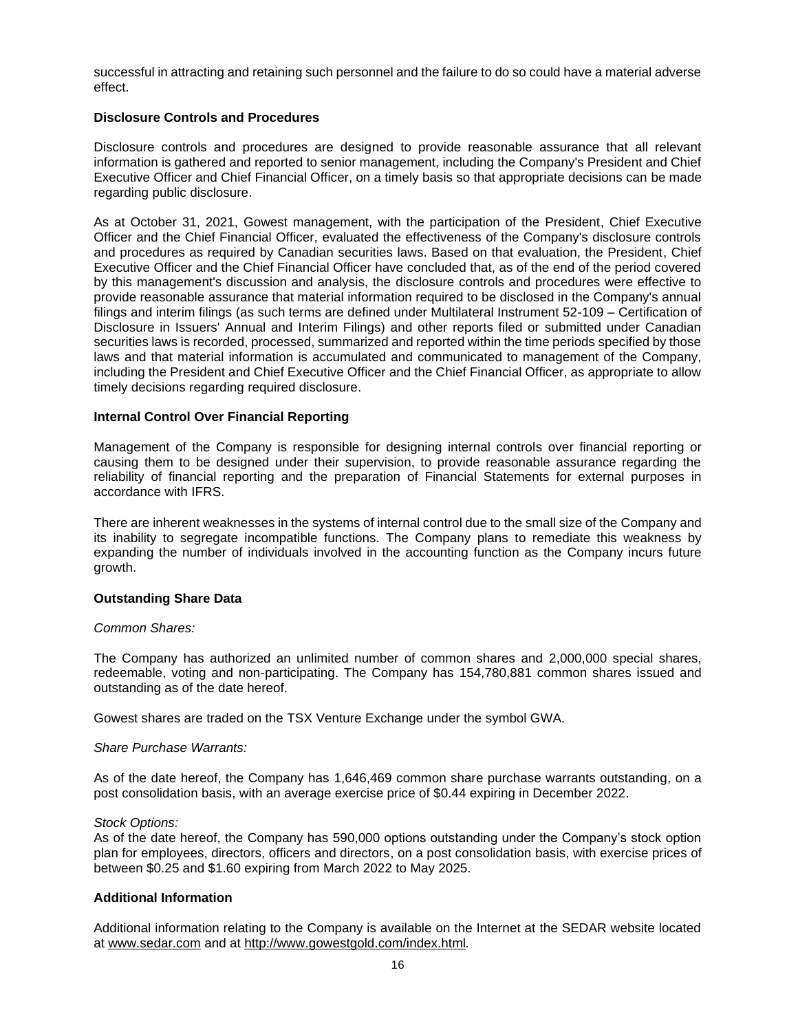successful in attracting and retaining such personnel and the failure to do so could have a material adverse effect.

**Disclosure Controls and Procedures**

Disclosure controls and procedures are designed to provide reasonable assurance that all relevant information is gathered and reported to senior management, including the Company's President and Chief Executive Officer and Chief Financial Officer, on a timely basis so that appropriate decisions can be made regarding public disclosure.

As at October 31, 2021, Gowest management, with the participation of the President, Chief Executive Officer and the Chief Financial Officer, evaluated the effectiveness of the Company's disclosure controls and procedures as required by Canadian securities laws. Based on that evaluation, the President, Chief Executive Officer and the Chief Financial Officer have concluded that, as of the end of the period covered by this management's discussion and analysis, the disclosure controls and procedures were effective to provide reasonable assurance that material information required to be disclosed in the Company's annual filings and interim filings (as such terms are defined under Multilateral Instrument 52-109 – Certification of Disclosure in Issuers' Annual and Interim Filings) and other reports filed or submitted under Canadian securities laws is recorded, processed, summarized and reported within the time periods specified by those laws and that material information is accumulated and communicated to management of the Company, including the President and Chief Executive Officer and the Chief Financial Officer, as appropriate to allow timely decisions regarding required disclosure.

**Internal Control Over Financial Reporting**

Management of the Company is responsible for designing internal controls over financial reporting or causing them to be designed under their supervision, to provide reasonable assurance regarding the reliability of financial reporting and the preparation of Financial Statements for external purposes in accordance with IFRS.

There are inherent weaknesses in the systems of internal control due to the small size of the Company and its inability to segregate incompatible functions. The Company plans to remediate this weakness by expanding the number of individuals involved in the accounting function as the Company incurs future growth.

**Outstanding Share Data**

*Common Shares:*

The Company has authorized an unlimited number of common shares and 2,000,000 special shares, redeemable, voting and non-participating. The Company has 154,780,881 common shares issued and outstanding as of the date hereof.

Gowest shares are traded on the TSX Venture Exchange under the symbol GWA.

*Share Purchase Warrants:*

As of the date hereof, the Company has 1,646,469 common share purchase warrants outstanding, on a post consolidation basis, with an average exercise price of $0.44 expiring in December 2022.

*Stock Options:*

As of the date hereof, the Company has 590,000 options outstanding under the Company's stock option plan for employees, directors, officers and directors, on a post consolidation basis, with exercise prices of between $0.25 and $1.60 expiring from March 2022 to May 2025.

**Additional Information**

Additional information relating to the Company is available on the Internet at the SEDAR website located at www.sedar.com and at http://www.gowestgold.com/index.html.